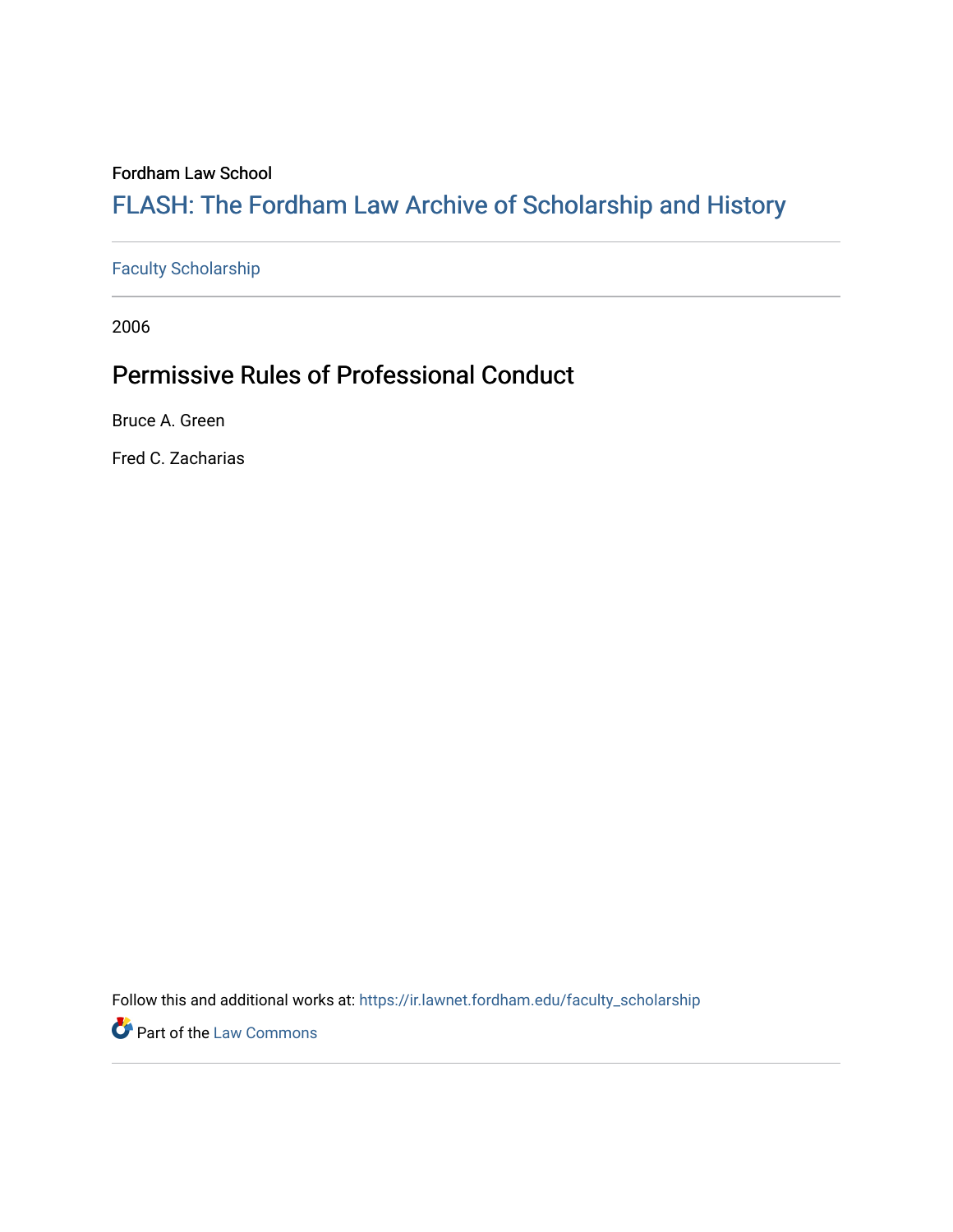Fordham Law School

# FLASH: The Fordham Law Archive of Scholarship and History

Faculty Scholarship

2006

## Permissive Rules of Professional Conduct

Bruce A. Green

Fred C. Zacharias

Follow this and additional works at: https://ir.lawnet.fordham.edu/faculty_scholarship

Part of the Law Commons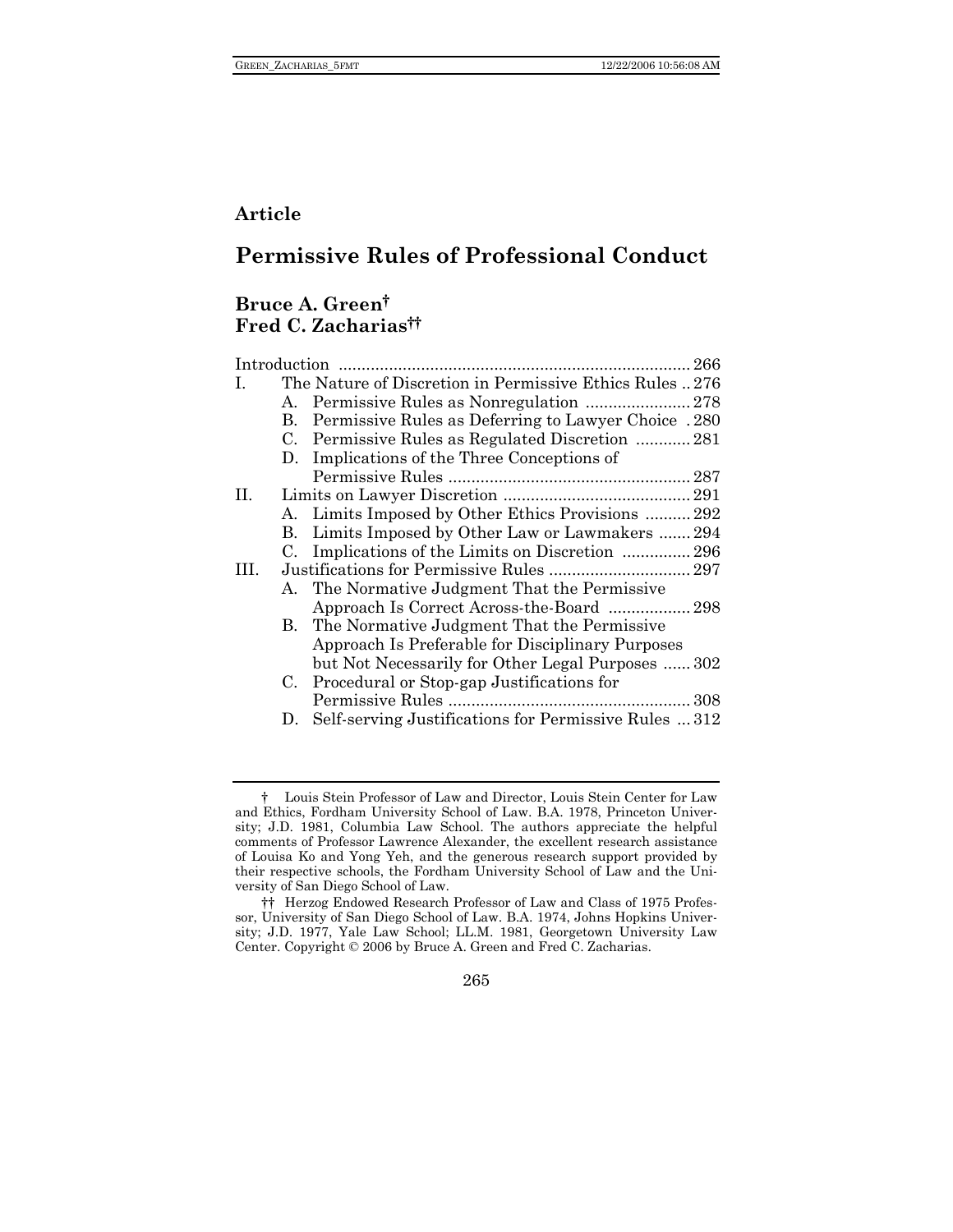**Article**

# Permissive Rules of Professional Conduct

**Bruce A. Green†**
**Fred C. Zacharias††**

| | | |
|---|---|---|
| Introduction | | 266 |
| I. | The Nature of Discretion in Permissive Ethics Rules | 276 |
| | A. Permissive Rules as Nonregulation | 278 |
| | B. Permissive Rules as Deferring to Lawyer Choice | 280 |
| | C. Permissive Rules as Regulated Discretion | 281 |
| | D. Implications of the Three Conceptions of Permissive Rules | 287 |
| II. | Limits on Lawyer Discretion | 291 |
| | A. Limits Imposed by Other Ethics Provisions | 292 |
| | B. Limits Imposed by Other Law or Lawmakers | 294 |
| | C. Implications of the Limits on Discretion | 296 |
| III. | Justifications for Permissive Rules | 297 |
| | A. The Normative Judgment That the Permissive Approach Is Correct Across-the-Board | 298 |
| | B. The Normative Judgment That the Permissive Approach Is Preferable for Disciplinary Purposes but Not Necessarily for Other Legal Purposes | 302 |
| | C. Procedural or Stop-gap Justifications for Permissive Rules | 308 |
| | D. Self-serving Justifications for Permissive Rules | 312 |

† Louis Stein Professor of Law and Director, Louis Stein Center for Law and Ethics, Fordham University School of Law. B.A. 1978, Princeton University; J.D. 1981, Columbia Law School. The authors appreciate the helpful comments of Professor Lawrence Alexander, the excellent research assistance of Louisa Ko and Yong Yeh, and the generous research support provided by their respective schools, the Fordham University School of Law and the University of San Diego School of Law.

†† Herzog Endowed Research Professor of Law and Class of 1975 Professor, University of San Diego School of Law. B.A. 1974, Johns Hopkins University; J.D. 1977, Yale Law School; LL.M. 1981, Georgetown University Law Center. Copyright © 2006 by Bruce A. Green and Fred C. Zacharias.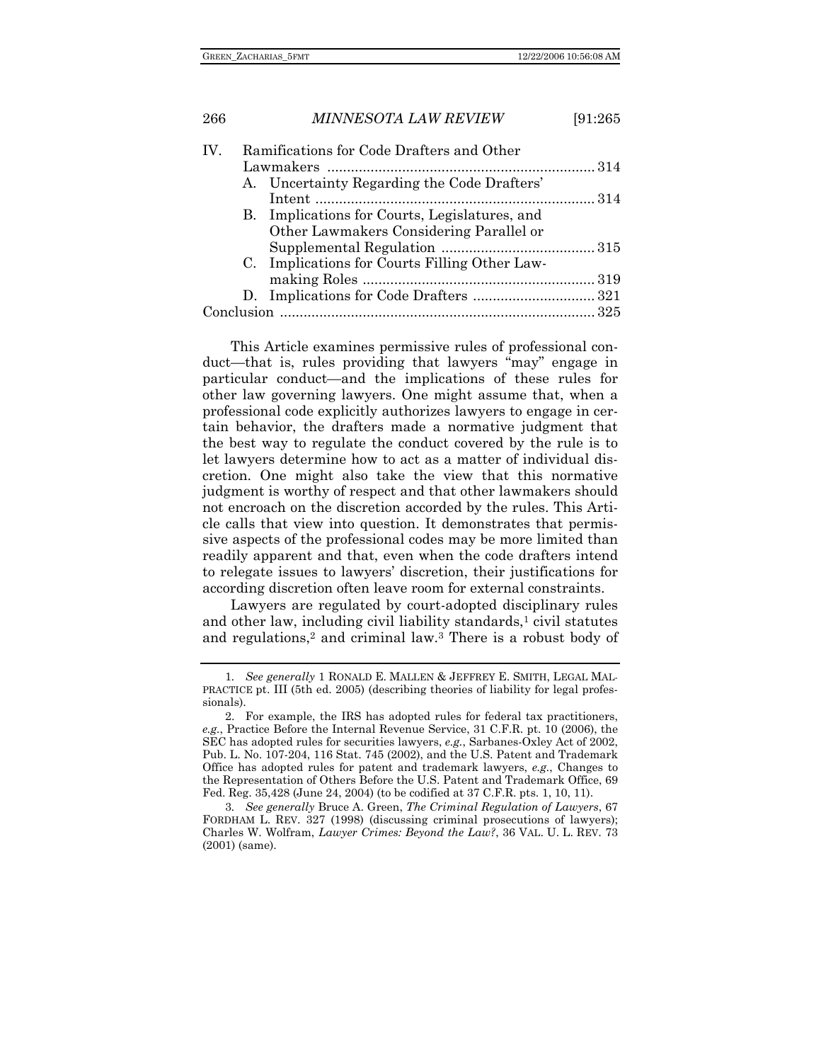IV. Ramifications for Code Drafters and Other Lawmakers .................................................................... 314
   A. Uncertainty Regarding the Code Drafters' Intent ....................................................................... 314
   B. Implications for Courts, Legislatures, and Other Lawmakers Considering Parallel or Supplemental Regulation ....................................... 315
   C. Implications for Courts Filling Other Lawmaking Roles ............................................................ 319
   D. Implications for Code Drafters ............................... 321

Conclusion ............................................................................... 325

This Article examines permissive rules of professional conduct—that is, rules providing that lawyers "may" engage in particular conduct—and the implications of these rules for other law governing lawyers. One might assume that, when a professional code explicitly authorizes lawyers to engage in certain behavior, the drafters made a normative judgment that the best way to regulate the conduct covered by the rule is to let lawyers determine how to act as a matter of individual discretion. One might also take the view that this normative judgment is worthy of respect and that other lawmakers should not encroach on the discretion accorded by the rules. This Article calls that view into question. It demonstrates that permissive aspects of the professional codes may be more limited than readily apparent and that, even when the code drafters intend to relegate issues to lawyers' discretion, their justifications for according discretion often leave room for external constraints.

Lawyers are regulated by court-adopted disciplinary rules and other law, including civil liability standards,[1] civil statutes and regulations,[2] and criminal law.[3] There is a robust body of

---

1. *See generally* 1 RONALD E. MALLEN & JEFFREY E. SMITH, LEGAL MALPRACTICE pt. III (5th ed. 2005) (describing theories of liability for legal professionals).

2. For example, the IRS has adopted rules for federal tax practitioners, *e.g.*, Practice Before the Internal Revenue Service, 31 C.F.R. pt. 10 (2006), the SEC has adopted rules for securities lawyers, *e.g.*, Sarbanes-Oxley Act of 2002, Pub. L. No. 107-204, 116 Stat. 745 (2002), and the U.S. Patent and Trademark Office has adopted rules for patent and trademark lawyers, *e.g.*, Changes to the Representation of Others Before the U.S. Patent and Trademark Office, 69 Fed. Reg. 35,428 (June 24, 2004) (to be codified at 37 C.F.R. pts. 1, 10, 11).

3. *See generally* Bruce A. Green, *The Criminal Regulation of Lawyers*, 67 FORDHAM L. REV. 327 (1998) (discussing criminal prosecutions of lawyers); Charles W. Wolfram, *Lawyer Crimes: Beyond the Law?*, 36 VAL. U. L. REV. 73 (2001) (same).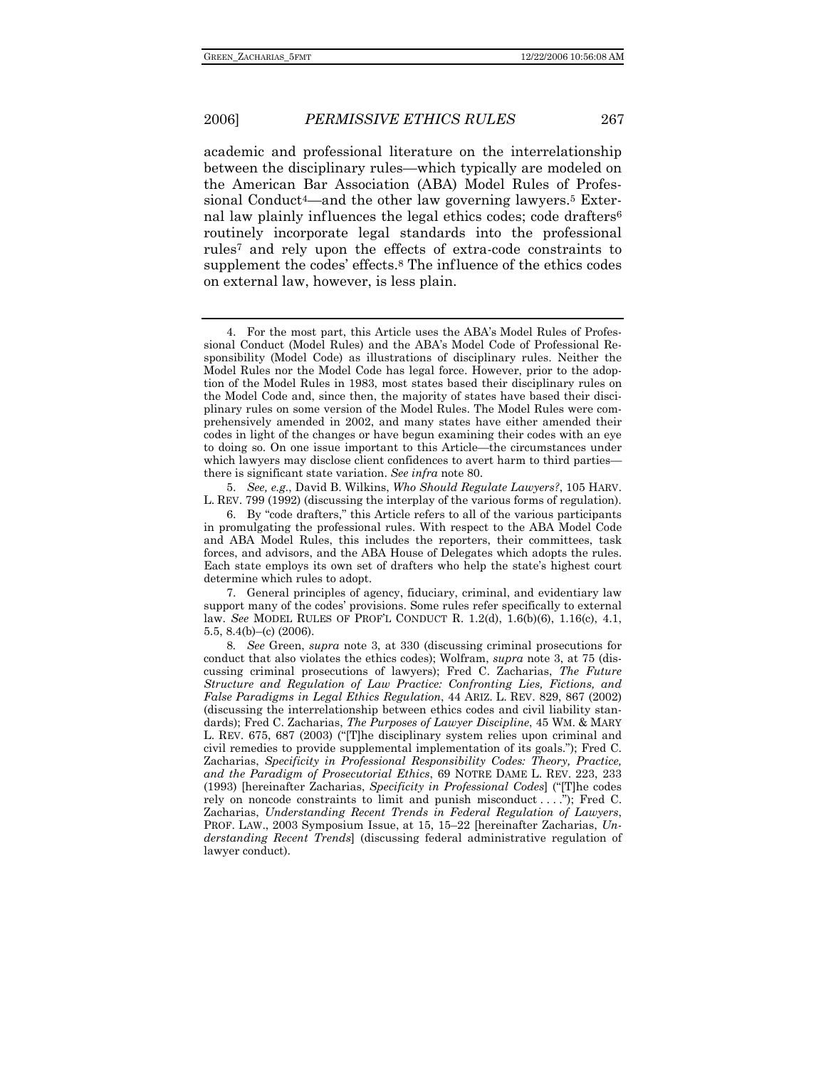academic and professional literature on the interrelationship between the disciplinary rules—which typically are modeled on the American Bar Association (ABA) Model Rules of Professional Conduct[4]—and the other law governing lawyers.[5] External law plainly influences the legal ethics codes; code drafters[6] routinely incorporate legal standards into the professional rules[7] and rely upon the effects of extra-code constraints to supplement the codes' effects.[8] The influence of the ethics codes on external law, however, is less plain.

---

4. For the most part, this Article uses the ABA's Model Rules of Professional Conduct (Model Rules) and the ABA's Model Code of Professional Responsibility (Model Code) as illustrations of disciplinary rules. Neither the Model Rules nor the Model Code has legal force. However, prior to the adoption of the Model Rules in 1983, most states based their disciplinary rules on the Model Code and, since then, the majority of states have based their disciplinary rules on some version of the Model Rules. The Model Rules were comprehensively amended in 2002, and many states have either amended their codes in light of the changes or have begun examining their codes with an eye to doing so. On one issue important to this Article—the circumstances under which lawyers may disclose client confidences to avert harm to third parties—there is significant state variation. *See infra* note 80.

5. *See, e.g.*, David B. Wilkins, *Who Should Regulate Lawyers?*, 105 HARV. L. REV. 799 (1992) (discussing the interplay of the various forms of regulation).

6. By "code drafters," this Article refers to all of the various participants in promulgating the professional rules. With respect to the ABA Model Code and ABA Model Rules, this includes the reporters, their committees, task forces, and advisors, and the ABA House of Delegates which adopts the rules. Each state employs its own set of drafters who help the state's highest court determine which rules to adopt.

7. General principles of agency, fiduciary, criminal, and evidentiary law support many of the codes' provisions. Some rules refer specifically to external law. *See* MODEL RULES OF PROF'L CONDUCT R. 1.2(d), 1.6(b)(6), 1.16(c), 4.1, 5.5, 8.4(b)–(c) (2006).

8. *See* Green, *supra* note 3, at 330 (discussing criminal prosecutions for conduct that also violates the ethics codes); Wolfram, *supra* note 3, at 75 (discussing criminal prosecutions of lawyers); Fred C. Zacharias, *The Future Structure and Regulation of Law Practice: Confronting Lies, Fictions, and False Paradigms in Legal Ethics Regulation*, 44 ARIZ. L. REV. 829, 867 (2002) (discussing the interrelationship between ethics codes and civil liability standards); Fred C. Zacharias, *The Purposes of Lawyer Discipline*, 45 WM. & MARY L. REV. 675, 687 (2003) ("[T]he disciplinary system relies upon criminal and civil remedies to provide supplemental implementation of its goals."); Fred C. Zacharias, *Specificity in Professional Responsibility Codes: Theory, Practice, and the Paradigm of Prosecutorial Ethics*, 69 NOTRE DAME L. REV. 223, 233 (1993) [hereinafter Zacharias, *Specificity in Professional Codes*] ("[T]he codes rely on noncode constraints to limit and punish misconduct . . . ."); Fred C. Zacharias, *Understanding Recent Trends in Federal Regulation of Lawyers*, PROF. LAW., 2003 Symposium Issue, at 15, 15–22 [hereinafter Zacharias, *Understanding Recent Trends*] (discussing federal administrative regulation of lawyer conduct).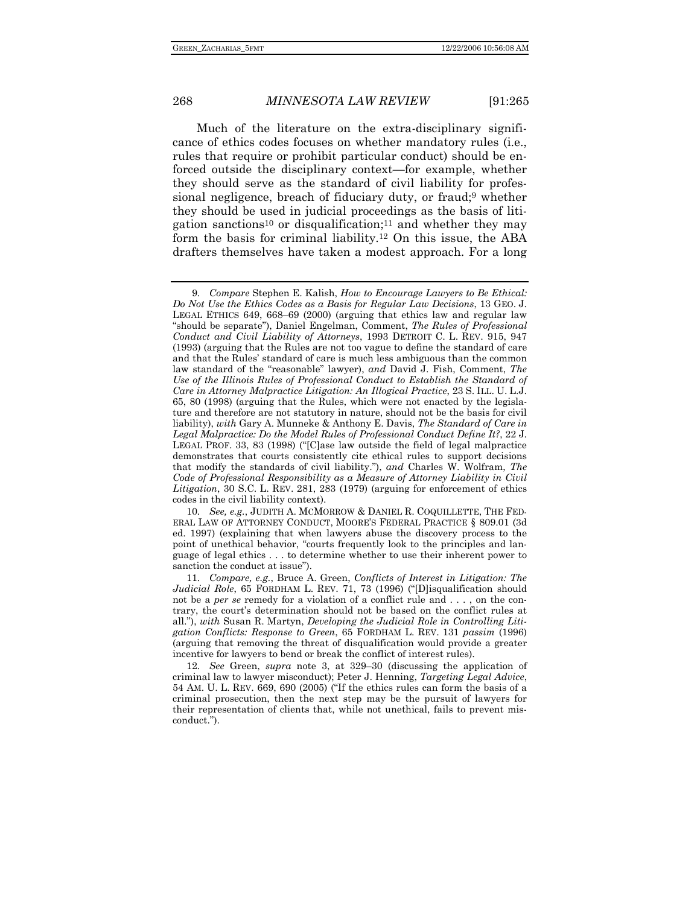Much of the literature on the extra-disciplinary significance of ethics codes focuses on whether mandatory rules (i.e., rules that require or prohibit particular conduct) should be enforced outside the disciplinary context—for example, whether they should serve as the standard of civil liability for professional negligence, breach of fiduciary duty, or fraud;[9] whether they should be used in judicial proceedings as the basis of litigation sanctions[10] or disqualification;[11] and whether they may form the basis for criminal liability.[12] On this issue, the ABA drafters themselves have taken a modest approach. For a long

---

9. *Compare* Stephen E. Kalish, *How to Encourage Lawyers to Be Ethical: Do Not Use the Ethics Codes as a Basis for Regular Law Decisions*, 13 GEO. J. LEGAL ETHICS 649, 668–69 (2000) (arguing that ethics law and regular law "should be separate"), Daniel Engelman, Comment, *The Rules of Professional Conduct and Civil Liability of Attorneys*, 1993 DETROIT C. L. REV. 915, 947 (1993) (arguing that the Rules are not too vague to define the standard of care and that the Rules' standard of care is much less ambiguous than the common law standard of the "reasonable" lawyer), *and* David J. Fish, Comment, *The Use of the Illinois Rules of Professional Conduct to Establish the Standard of Care in Attorney Malpractice Litigation: An Illogical Practice*, 23 S. ILL. U. L.J. 65, 80 (1998) (arguing that the Rules, which were not enacted by the legislature and therefore are not statutory in nature, should not be the basis for civil liability), *with* Gary A. Munneke & Anthony E. Davis, *The Standard of Care in Legal Malpractice: Do the Model Rules of Professional Conduct Define It?*, 22 J. LEGAL PROF. 33, 83 (1998) ("[C]ase law outside the field of legal malpractice demonstrates that courts consistently cite ethical rules to support decisions that modify the standards of civil liability."), *and* Charles W. Wolfram, *The Code of Professional Responsibility as a Measure of Attorney Liability in Civil Litigation*, 30 S.C. L. REV. 281, 283 (1979) (arguing for enforcement of ethics codes in the civil liability context).

10. *See, e.g.*, JUDITH A. MCMORROW & DANIEL R. COQUILLETTE, THE FEDERAL LAW OF ATTORNEY CONDUCT, MOORE'S FEDERAL PRACTICE § 809.01 (3d ed. 1997) (explaining that when lawyers abuse the discovery process to the point of unethical behavior, "courts frequently look to the principles and language of legal ethics . . . to determine whether to use their inherent power to sanction the conduct at issue").

11. *Compare, e.g.*, Bruce A. Green, *Conflicts of Interest in Litigation: The Judicial Role*, 65 FORDHAM L. REV. 71, 73 (1996) ("[D]isqualification should not be a *per se* remedy for a violation of a conflict rule and . . . , on the contrary, the court's determination should not be based on the conflict rules at all."), *with* Susan R. Martyn, *Developing the Judicial Role in Controlling Litigation Conflicts: Response to Green*, 65 FORDHAM L. REV. 131 *passim* (1996) (arguing that removing the threat of disqualification would provide a greater incentive for lawyers to bend or break the conflict of interest rules).

12. *See* Green, *supra* note 3, at 329–30 (discussing the application of criminal law to lawyer misconduct); Peter J. Henning, *Targeting Legal Advice*, 54 AM. U. L. REV. 669, 690 (2005) ("If the ethics rules can form the basis of a criminal prosecution, then the next step may be the pursuit of lawyers for their representation of clients that, while not unethical, fails to prevent misconduct.").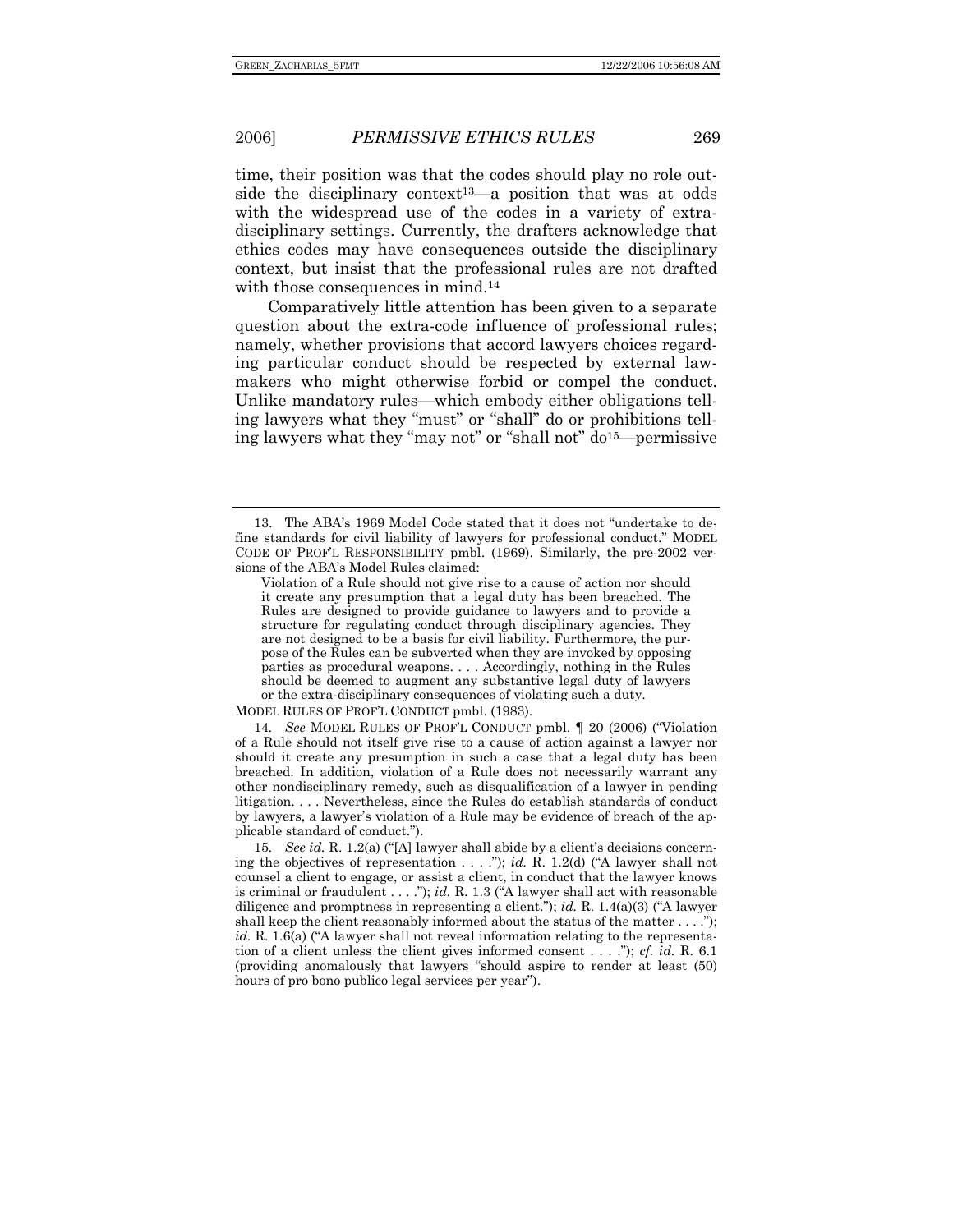time, their position was that the codes should play no role outside the disciplinary context[13]—a position that was at odds with the widespread use of the codes in a variety of extra-disciplinary settings. Currently, the drafters acknowledge that ethics codes may have consequences outside the disciplinary context, but insist that the professional rules are not drafted with those consequences in mind.[14]

Comparatively little attention has been given to a separate question about the extra-code influence of professional rules; namely, whether provisions that accord lawyers choices regarding particular conduct should be respected by external lawmakers who might otherwise forbid or compel the conduct. Unlike mandatory rules—which embody either obligations telling lawyers what they "must" or "shall" do or prohibitions telling lawyers what they "may not" or "shall not" do[15]—permissive

---

13. The ABA's 1969 Model Code stated that it does not "undertake to define standards for civil liability of lawyers for professional conduct." MODEL CODE OF PROF'L RESPONSIBILITY pmbl. (1969). Similarly, the pre-2002 versions of the ABA's Model Rules claimed:

> Violation of a Rule should not give rise to a cause of action nor should it create any presumption that a legal duty has been breached. The Rules are designed to provide guidance to lawyers and to provide a structure for regulating conduct through disciplinary agencies. They are not designed to be a basis for civil liability. Furthermore, the purpose of the Rules can be subverted when they are invoked by opposing parties as procedural weapons. . . . Accordingly, nothing in the Rules should be deemed to augment any substantive legal duty of lawyers or the extra-disciplinary consequences of violating such a duty.

MODEL RULES OF PROF'L CONDUCT pmbl. (1983).

14. *See* MODEL RULES OF PROF'L CONDUCT pmbl. ¶ 20 (2006) ("Violation of a Rule should not itself give rise to a cause of action against a lawyer nor should it create any presumption in such a case that a legal duty has been breached. In addition, violation of a Rule does not necessarily warrant any other nondisciplinary remedy, such as disqualification of a lawyer in pending litigation. . . . Nevertheless, since the Rules do establish standards of conduct by lawyers, a lawyer's violation of a Rule may be evidence of breach of the applicable standard of conduct.").

15. *See id.* R. 1.2(a) ("[A] lawyer shall abide by a client's decisions concerning the objectives of representation . . . ."); *id.* R. 1.2(d) ("A lawyer shall not counsel a client to engage, or assist a client, in conduct that the lawyer knows is criminal or fraudulent . . . ."); *id.* R. 1.3 ("A lawyer shall act with reasonable diligence and promptness in representing a client."); *id.* R. 1.4(a)(3) ("A lawyer shall keep the client reasonably informed about the status of the matter . . . ."); *id.* R. 1.6(a) ("A lawyer shall not reveal information relating to the representation of a client unless the client gives informed consent . . . ."); *cf. id.* R. 6.1 (providing anomalously that lawyers "should aspire to render at least (50) hours of pro bono publico legal services per year").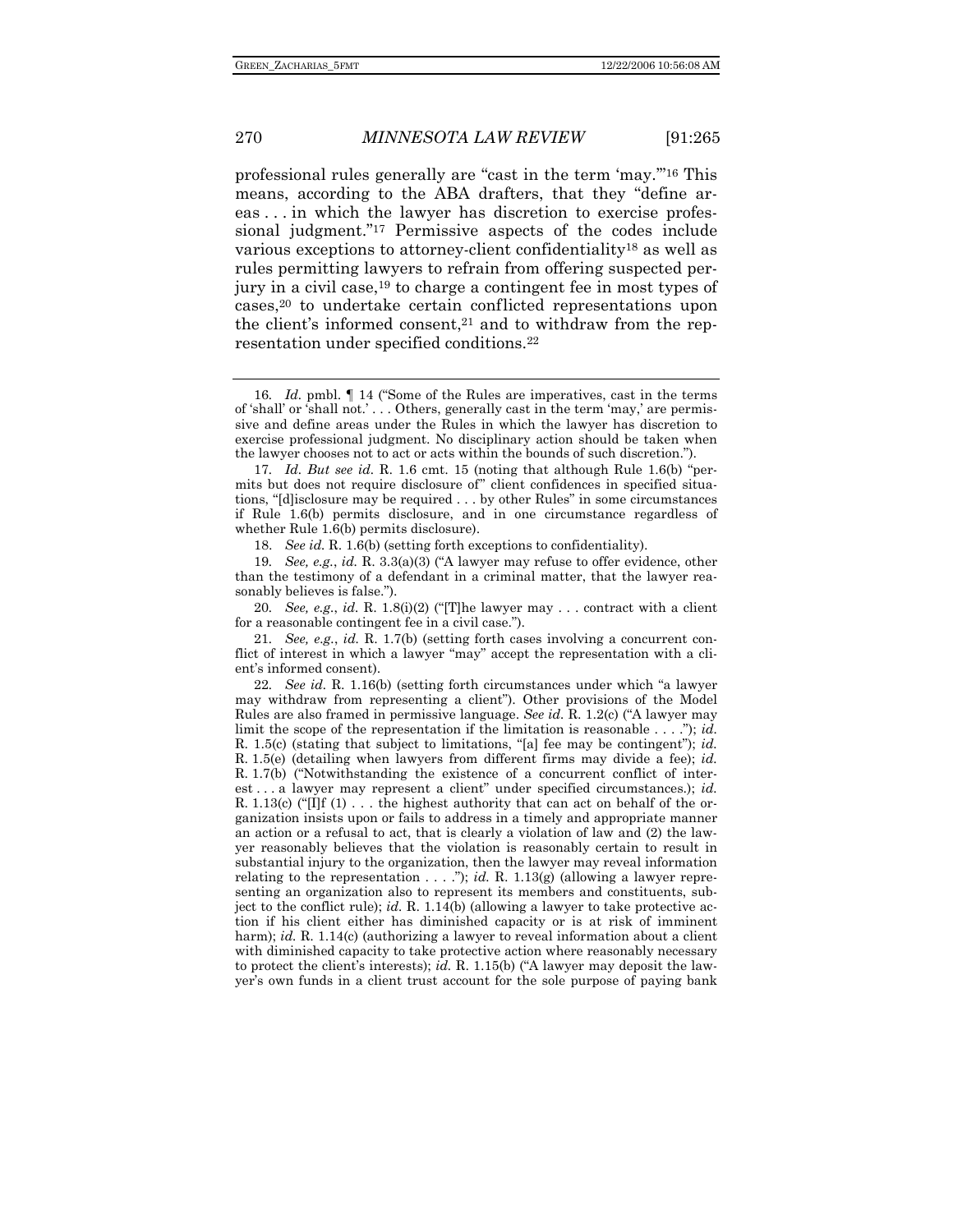professional rules generally are "cast in the term 'may.'"[16] This means, according to the ABA drafters, that they "define areas . . . in which the lawyer has discretion to exercise professional judgment."[17] Permissive aspects of the codes include various exceptions to attorney-client confidentiality[18] as well as rules permitting lawyers to refrain from offering suspected perjury in a civil case,[19] to charge a contingent fee in most types of cases,[20] to undertake certain conflicted representations upon the client's informed consent,[21] and to withdraw from the representation under specified conditions.[22]

---

16. *Id.* pmbl. ¶ 14 ("Some of the Rules are imperatives, cast in the terms of 'shall' or 'shall not.' . . . Others, generally cast in the term 'may,' are permissive and define areas under the Rules in which the lawyer has discretion to exercise professional judgment. No disciplinary action should be taken when the lawyer chooses not to act or acts within the bounds of such discretion.").

17. *Id*. *But see id*. R. 1.6 cmt. 15 (noting that although Rule 1.6(b) "permits but does not require disclosure of" client confidences in specified situations, "[d]isclosure may be required . . . by other Rules" in some circumstances if Rule 1.6(b) permits disclosure, and in one circumstance regardless of whether Rule 1.6(b) permits disclosure).

18. *See id.* R. 1.6(b) (setting forth exceptions to confidentiality).

19. *See, e.g.*, *id.* R. 3.3(a)(3) ("A lawyer may refuse to offer evidence, other than the testimony of a defendant in a criminal matter, that the lawyer reasonably believes is false.").

20. *See, e.g.*, *id.* R. 1.8(i)(2) ("[T]he lawyer may . . . contract with a client for a reasonable contingent fee in a civil case.").

21. *See, e.g.*, *id.* R. 1.7(b) (setting forth cases involving a concurrent conflict of interest in which a lawyer "may" accept the representation with a client's informed consent).

22. *See id.* R. 1.16(b) (setting forth circumstances under which "a lawyer may withdraw from representing a client"). Other provisions of the Model Rules are also framed in permissive language. *See id*. R. 1.2(c) ("A lawyer may limit the scope of the representation if the limitation is reasonable . . . ."); *id.* R. 1.5(c) (stating that subject to limitations, "[a] fee may be contingent"); *id.* R. 1.5(e) (detailing when lawyers from different firms may divide a fee); *id.* R. 1.7(b) ("Notwithstanding the existence of a concurrent conflict of interest . . . a lawyer may represent a client" under specified circumstances.); *id.* R. 1.13(c) ("[I]f (1) . . . the highest authority that can act on behalf of the organization insists upon or fails to address in a timely and appropriate manner an action or a refusal to act, that is clearly a violation of law and (2) the lawyer reasonably believes that the violation is reasonably certain to result in substantial injury to the organization, then the lawyer may reveal information relating to the representation . . . ."); *id.* R. 1.13(g) (allowing a lawyer representing an organization also to represent its members and constituents, subject to the conflict rule); *id.* R. 1.14(b) (allowing a lawyer to take protective action if his client either has diminished capacity or is at risk of imminent harm); *id.* R. 1.14(c) (authorizing a lawyer to reveal information about a client with diminished capacity to take protective action where reasonably necessary to protect the client's interests); *id.* R. 1.15(b) ("A lawyer may deposit the lawyer's own funds in a client trust account for the sole purpose of paying bank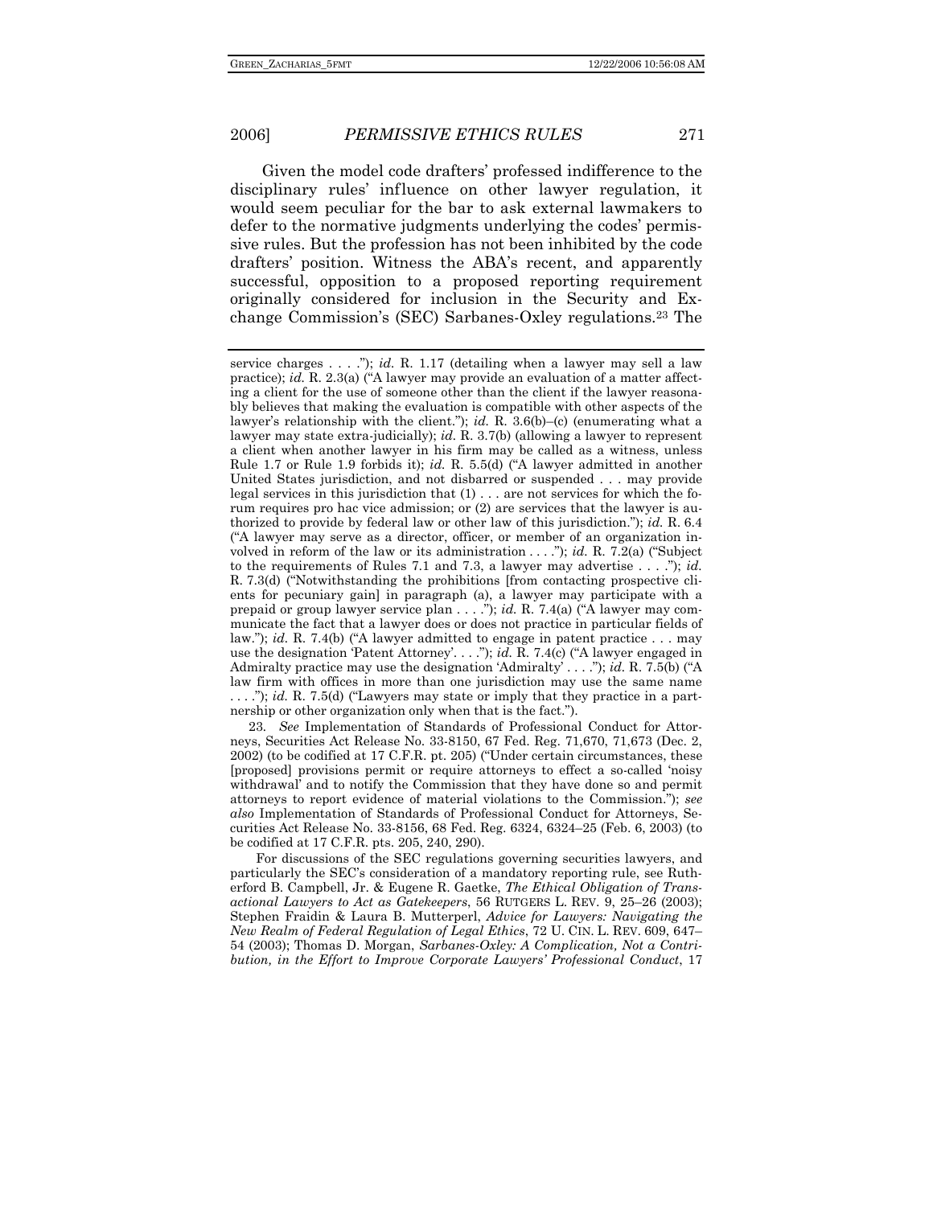Given the model code drafters' professed indifference to the disciplinary rules' influence on other lawyer regulation, it would seem peculiar for the bar to ask external lawmakers to defer to the normative judgments underlying the codes' permissive rules. But the profession has not been inhibited by the code drafters' position. Witness the ABA's recent, and apparently successful, opposition to a proposed reporting requirement originally considered for inclusion in the Security and Exchange Commission's (SEC) Sarbanes-Oxley regulations.[23] The

---

service charges . . . ."); *id.* R. 1.17 (detailing when a lawyer may sell a law practice); *id.* R. 2.3(a) ("A lawyer may provide an evaluation of a matter affecting a client for the use of someone other than the client if the lawyer reasonably believes that making the evaluation is compatible with other aspects of the lawyer's relationship with the client."); *id.* R. 3.6(b)–(c) (enumerating what a lawyer may state extra-judicially); *id.* R. 3.7(b) (allowing a lawyer to represent a client when another lawyer in his firm may be called as a witness, unless Rule 1.7 or Rule 1.9 forbids it); *id.* R. 5.5(d) ("A lawyer admitted in another United States jurisdiction, and not disbarred or suspended . . . may provide legal services in this jurisdiction that (1) . . . are not services for which the forum requires pro hac vice admission; or (2) are services that the lawyer is authorized to provide by federal law or other law of this jurisdiction."); *id.* R. 6.4 ("A lawyer may serve as a director, officer, or member of an organization involved in reform of the law or its administration . . . ."); *id.* R. 7.2(a) ("Subject to the requirements of Rules 7.1 and 7.3, a lawyer may advertise . . . ."); *id.* R. 7.3(d) ("Notwithstanding the prohibitions [from contacting prospective clients for pecuniary gain] in paragraph (a), a lawyer may participate with a prepaid or group lawyer service plan . . . ."); *id.* R. 7.4(a) ("A lawyer may communicate the fact that a lawyer does or does not practice in particular fields of law."); *id.* R. 7.4(b) ("A lawyer admitted to engage in patent practice . . . may use the designation 'Patent Attorney'. . . ."); *id.* R. 7.4(c) ("A lawyer engaged in Admiralty practice may use the designation 'Admiralty' . . . ."); *id.* R. 7.5(b) ("A law firm with offices in more than one jurisdiction may use the same name . . . ."); *id.* R. 7.5(d) ("Lawyers may state or imply that they practice in a partnership or other organization only when that is the fact.").

23. *See* Implementation of Standards of Professional Conduct for Attorneys, Securities Act Release No. 33-8150, 67 Fed. Reg. 71,670, 71,673 (Dec. 2, 2002) (to be codified at 17 C.F.R. pt. 205) ("Under certain circumstances, these [proposed] provisions permit or require attorneys to effect a so-called 'noisy withdrawal' and to notify the Commission that they have done so and permit attorneys to report evidence of material violations to the Commission."); *see also* Implementation of Standards of Professional Conduct for Attorneys, Securities Act Release No. 33-8156, 68 Fed. Reg. 6324, 6324–25 (Feb. 6, 2003) (to be codified at 17 C.F.R. pts. 205, 240, 290).

For discussions of the SEC regulations governing securities lawyers, and particularly the SEC's consideration of a mandatory reporting rule, see Rutherford B. Campbell, Jr. & Eugene R. Gaetke, *The Ethical Obligation of Transactional Lawyers to Act as Gatekeepers*, 56 RUTGERS L. REV. 9, 25–26 (2003); Stephen Fraidin & Laura B. Mutterperl, *Advice for Lawyers: Navigating the New Realm of Federal Regulation of Legal Ethics*, 72 U. CIN. L. REV. 609, 647–54 (2003); Thomas D. Morgan, *Sarbanes-Oxley: A Complication, Not a Contribution, in the Effort to Improve Corporate Lawyers' Professional Conduct*, 17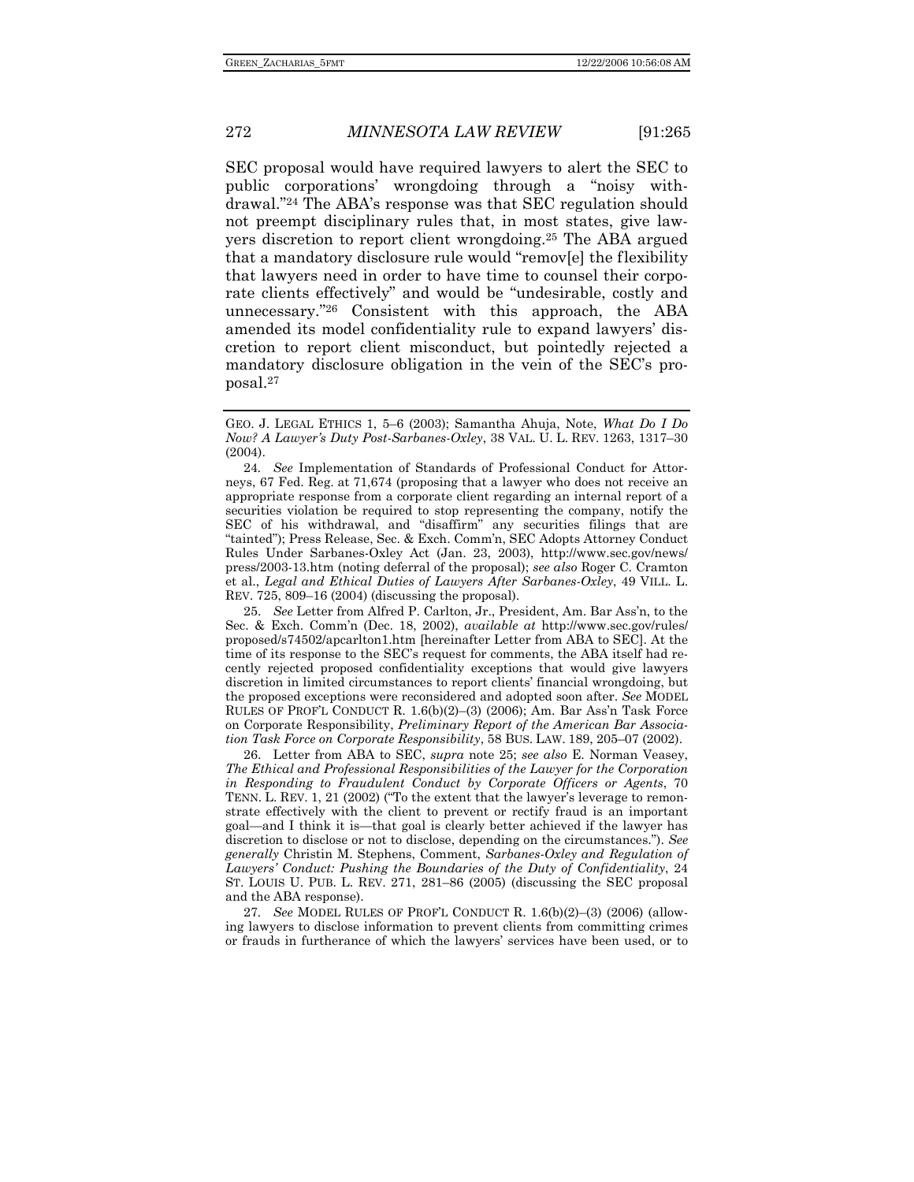SEC proposal would have required lawyers to alert the SEC to public corporations' wrongdoing through a "noisy withdrawal."[24] The ABA's response was that SEC regulation should not preempt disciplinary rules that, in most states, give lawyers discretion to report client wrongdoing.[25] The ABA argued that a mandatory disclosure rule would "remov[e] the flexibility that lawyers need in order to have time to counsel their corporate clients effectively" and would be "undesirable, costly and unnecessary."[26] Consistent with this approach, the ABA amended its model confidentiality rule to expand lawyers' discretion to report client misconduct, but pointedly rejected a mandatory disclosure obligation in the vein of the SEC's proposal.[27]

---

GEO. J. LEGAL ETHICS 1, 5–6 (2003); Samantha Ahuja, Note, *What Do I Do Now? A Lawyer's Duty Post-Sarbanes-Oxley*, 38 VAL. U. L. REV. 1263, 1317–30 (2004).

24. *See* Implementation of Standards of Professional Conduct for Attorneys, 67 Fed. Reg. at 71,674 (proposing that a lawyer who does not receive an appropriate response from a corporate client regarding an internal report of a securities violation be required to stop representing the company, notify the SEC of his withdrawal, and "disaffirm" any securities filings that are "tainted"); Press Release, Sec. & Exch. Comm'n, SEC Adopts Attorney Conduct Rules Under Sarbanes-Oxley Act (Jan. 23, 2003), http://www.sec.gov/news/press/2003-13.htm (noting deferral of the proposal); *see also* Roger C. Cramton et al., *Legal and Ethical Duties of Lawyers After Sarbanes-Oxley*, 49 VILL. L. REV. 725, 809–16 (2004) (discussing the proposal).

25. *See* Letter from Alfred P. Carlton, Jr., President, Am. Bar Ass'n, to the Sec. & Exch. Comm'n (Dec. 18, 2002), *available at* http://www.sec.gov/rules/proposed/s74502/apcarlton1.htm [hereinafter Letter from ABA to SEC]. At the time of its response to the SEC's request for comments, the ABA itself had recently rejected proposed confidentiality exceptions that would give lawyers discretion in limited circumstances to report clients' financial wrongdoing, but the proposed exceptions were reconsidered and adopted soon after. *See* MODEL RULES OF PROF'L CONDUCT R. 1.6(b)(2)–(3) (2006); Am. Bar Ass'n Task Force on Corporate Responsibility, *Preliminary Report of the American Bar Association Task Force on Corporate Responsibility*, 58 BUS. LAW. 189, 205–07 (2002).

26. Letter from ABA to SEC, *supra* note 25; *see also* E. Norman Veasey, *The Ethical and Professional Responsibilities of the Lawyer for the Corporation in Responding to Fraudulent Conduct by Corporate Officers or Agents*, 70 TENN. L. REV. 1, 21 (2002) ("To the extent that the lawyer's leverage to remonstrate effectively with the client to prevent or rectify fraud is an important goal—and I think it is—that goal is clearly better achieved if the lawyer has discretion to disclose or not to disclose, depending on the circumstances."). *See generally* Christin M. Stephens, Comment, *Sarbanes-Oxley and Regulation of Lawyers' Conduct: Pushing the Boundaries of the Duty of Confidentiality*, 24 ST. LOUIS U. PUB. L. REV. 271, 281–86 (2005) (discussing the SEC proposal and the ABA response).

27. *See* MODEL RULES OF PROF'L CONDUCT R. 1.6(b)(2)–(3) (2006) (allowing lawyers to disclose information to prevent clients from committing crimes or frauds in furtherance of which the lawyers' services have been used, or to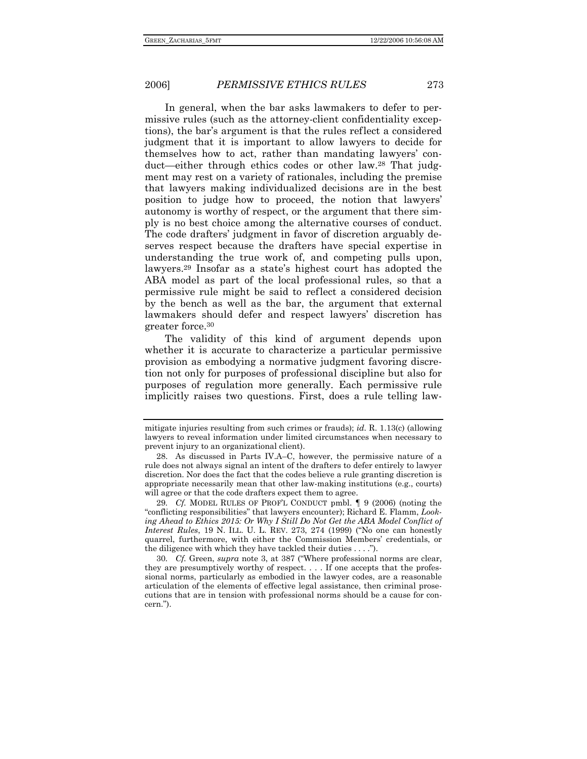In general, when the bar asks lawmakers to defer to permissive rules (such as the attorney-client confidentiality exceptions), the bar's argument is that the rules reflect a considered judgment that it is important to allow lawyers to decide for themselves how to act, rather than mandating lawyers' conduct—either through ethics codes or other law.[28] That judgment may rest on a variety of rationales, including the premise that lawyers making individualized decisions are in the best position to judge how to proceed, the notion that lawyers' autonomy is worthy of respect, or the argument that there simply is no best choice among the alternative courses of conduct. The code drafters' judgment in favor of discretion arguably deserves respect because the drafters have special expertise in understanding the true work of, and competing pulls upon, lawyers.[29] Insofar as a state's highest court has adopted the ABA model as part of the local professional rules, so that a permissive rule might be said to reflect a considered decision by the bench as well as the bar, the argument that external lawmakers should defer and respect lawyers' discretion has greater force.[30]

The validity of this kind of argument depends upon whether it is accurate to characterize a particular permissive provision as embodying a normative judgment favoring discretion not only for purposes of professional discipline but also for purposes of regulation more generally. Each permissive rule implicitly raises two questions. First, does a rule telling law-

---

mitigate injuries resulting from such crimes or frauds); *id.* R. 1.13(c) (allowing lawyers to reveal information under limited circumstances when necessary to prevent injury to an organizational client).

28. As discussed in Parts IV.A–C, however, the permissive nature of a rule does not always signal an intent of the drafters to defer entirely to lawyer discretion. Nor does the fact that the codes believe a rule granting discretion is appropriate necessarily mean that other law-making institutions (e.g., courts) will agree or that the code drafters expect them to agree.

29. *Cf.* MODEL RULES OF PROF'L CONDUCT pmbl. ¶ 9 (2006) (noting the "conflicting responsibilities" that lawyers encounter); Richard E. Flamm, *Looking Ahead to Ethics 2015: Or Why I Still Do Not Get the ABA Model Conflict of Interest Rules*, 19 N. ILL. U. L. REV. 273, 274 (1999) ("No one can honestly quarrel, furthermore, with either the Commission Members' credentials, or the diligence with which they have tackled their duties . . . .").

30. *Cf.* Green, *supra* note 3, at 387 ("Where professional norms are clear, they are presumptively worthy of respect. . . . If one accepts that the professional norms, particularly as embodied in the lawyer codes, are a reasonable articulation of the elements of effective legal assistance, then criminal prosecutions that are in tension with professional norms should be a cause for concern.").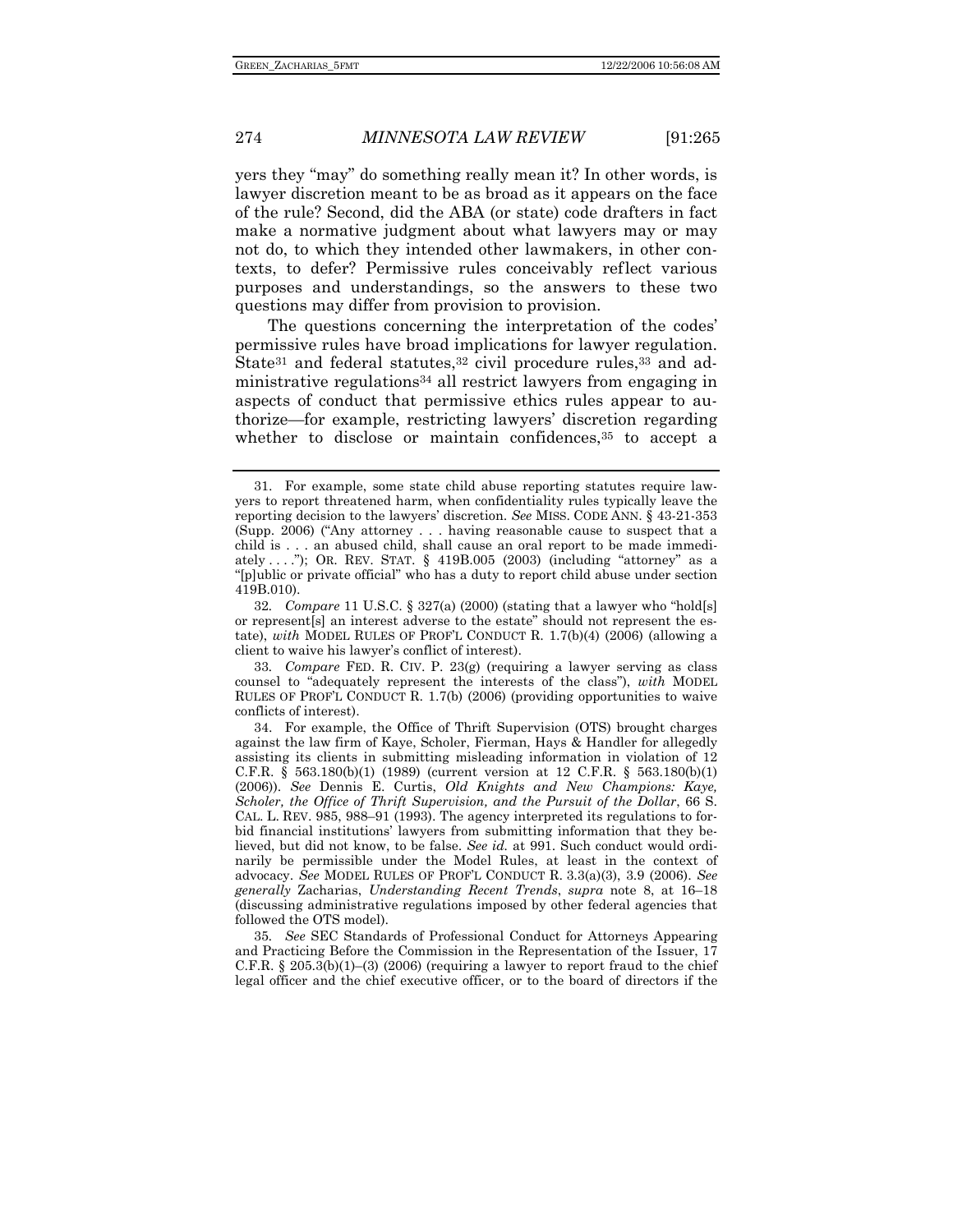yers they "may" do something really mean it? In other words, is lawyer discretion meant to be as broad as it appears on the face of the rule? Second, did the ABA (or state) code drafters in fact make a normative judgment about what lawyers may or may not do, to which they intended other lawmakers, in other contexts, to defer? Permissive rules conceivably reflect various purposes and understandings, so the answers to these two questions may differ from provision to provision.

The questions concerning the interpretation of the codes' permissive rules have broad implications for lawyer regulation. State[31] and federal statutes,[32] civil procedure rules,[33] and administrative regulations[34] all restrict lawyers from engaging in aspects of conduct that permissive ethics rules appear to authorize—for example, restricting lawyers' discretion regarding whether to disclose or maintain confidences,[35] to accept a

---

31. For example, some state child abuse reporting statutes require lawyers to report threatened harm, when confidentiality rules typically leave the reporting decision to the lawyers' discretion. *See* MISS. CODE ANN. § 43-21-353 (Supp. 2006) ("Any attorney . . . having reasonable cause to suspect that a child is . . . an abused child, shall cause an oral report to be made immediately . . . ."); OR. REV. STAT. § 419B.005 (2003) (including "attorney" as a "[p]ublic or private official" who has a duty to report child abuse under section 419B.010).

32. *Compare* 11 U.S.C. § 327(a) (2000) (stating that a lawyer who "hold[s] or represent[s] an interest adverse to the estate" should not represent the estate), *with* MODEL RULES OF PROF'L CONDUCT R. 1.7(b)(4) (2006) (allowing a client to waive his lawyer's conflict of interest).

33. *Compare* FED. R. CIV. P. 23(g) (requiring a lawyer serving as class counsel to "adequately represent the interests of the class"), *with* MODEL RULES OF PROF'L CONDUCT R. 1.7(b) (2006) (providing opportunities to waive conflicts of interest).

34. For example, the Office of Thrift Supervision (OTS) brought charges against the law firm of Kaye, Scholer, Fierman, Hays & Handler for allegedly assisting its clients in submitting misleading information in violation of 12 C.F.R. § 563.180(b)(1) (1989) (current version at 12 C.F.R. § 563.180(b)(1) (2006)). *See* Dennis E. Curtis, *Old Knights and New Champions: Kaye, Scholer, the Office of Thrift Supervision, and the Pursuit of the Dollar*, 66 S. CAL. L. REV. 985, 988–91 (1993). The agency interpreted its regulations to forbid financial institutions' lawyers from submitting information that they believed, but did not know, to be false. *See id.* at 991. Such conduct would ordinarily be permissible under the Model Rules, at least in the context of advocacy. *See* MODEL RULES OF PROF'L CONDUCT R. 3.3(a)(3), 3.9 (2006). *See generally* Zacharias, *Understanding Recent Trends*, *supra* note 8, at 16–18 (discussing administrative regulations imposed by other federal agencies that followed the OTS model).

35. *See* SEC Standards of Professional Conduct for Attorneys Appearing and Practicing Before the Commission in the Representation of the Issuer, 17 C.F.R. § 205.3(b)(1)–(3) (2006) (requiring a lawyer to report fraud to the chief legal officer and the chief executive officer, or to the board of directors if the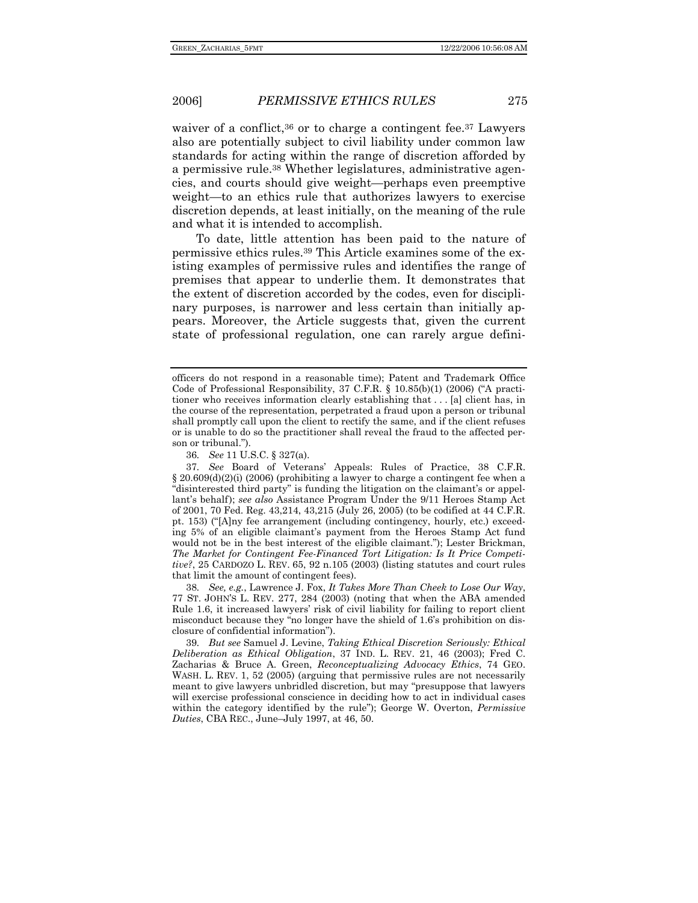waiver of a conflict,[36] or to charge a contingent fee.[37] Lawyers also are potentially subject to civil liability under common law standards for acting within the range of discretion afforded by a permissive rule.[38] Whether legislatures, administrative agencies, and courts should give weight—perhaps even preemptive weight—to an ethics rule that authorizes lawyers to exercise discretion depends, at least initially, on the meaning of the rule and what it is intended to accomplish.

To date, little attention has been paid to the nature of permissive ethics rules.[39] This Article examines some of the existing examples of permissive rules and identifies the range of premises that appear to underlie them. It demonstrates that the extent of discretion accorded by the codes, even for disciplinary purposes, is narrower and less certain than initially appears. Moreover, the Article suggests that, given the current state of professional regulation, one can rarely argue defini-

---

officers do not respond in a reasonable time); Patent and Trademark Office Code of Professional Responsibility, 37 C.F.R. § 10.85(b)(1) (2006) ("A practitioner who receives information clearly establishing that . . . [a] client has, in the course of the representation, perpetrated a fraud upon a person or tribunal shall promptly call upon the client to rectify the same, and if the client refuses or is unable to do so the practitioner shall reveal the fraud to the affected person or tribunal.").

36. *See* 11 U.S.C. § 327(a).

37. *See* Board of Veterans' Appeals: Rules of Practice, 38 C.F.R. § 20.609(d)(2)(i) (2006) (prohibiting a lawyer to charge a contingent fee when a "disinterested third party" is funding the litigation on the claimant's or appellant's behalf); *see also* Assistance Program Under the 9/11 Heroes Stamp Act of 2001, 70 Fed. Reg. 43,214, 43,215 (July 26, 2005) (to be codified at 44 C.F.R. pt. 153) ("[A]ny fee arrangement (including contingency, hourly, etc.) exceeding 5% of an eligible claimant's payment from the Heroes Stamp Act fund would not be in the best interest of the eligible claimant."); Lester Brickman, *The Market for Contingent Fee-Financed Tort Litigation: Is It Price Competitive?*, 25 CARDOZO L. REV. 65, 92 n.105 (2003) (listing statutes and court rules that limit the amount of contingent fees).

38. *See, e.g.*, Lawrence J. Fox, *It Takes More Than Cheek to Lose Our Way*, 77 ST. JOHN'S L. REV. 277, 284 (2003) (noting that when the ABA amended Rule 1.6, it increased lawyers' risk of civil liability for failing to report client misconduct because they "no longer have the shield of 1.6's prohibition on disclosure of confidential information").

39. *But see* Samuel J. Levine, *Taking Ethical Discretion Seriously: Ethical Deliberation as Ethical Obligation*, 37 IND. L. REV. 21, 46 (2003); Fred C. Zacharias & Bruce A. Green, *Reconceptualizing Advocacy Ethics*, 74 GEO. WASH. L. REV. 1, 52 (2005) (arguing that permissive rules are not necessarily meant to give lawyers unbridled discretion, but may "presuppose that lawyers will exercise professional conscience in deciding how to act in individual cases within the category identified by the rule"); George W. Overton, *Permissive Duties*, CBA REC., June–July 1997, at 46, 50.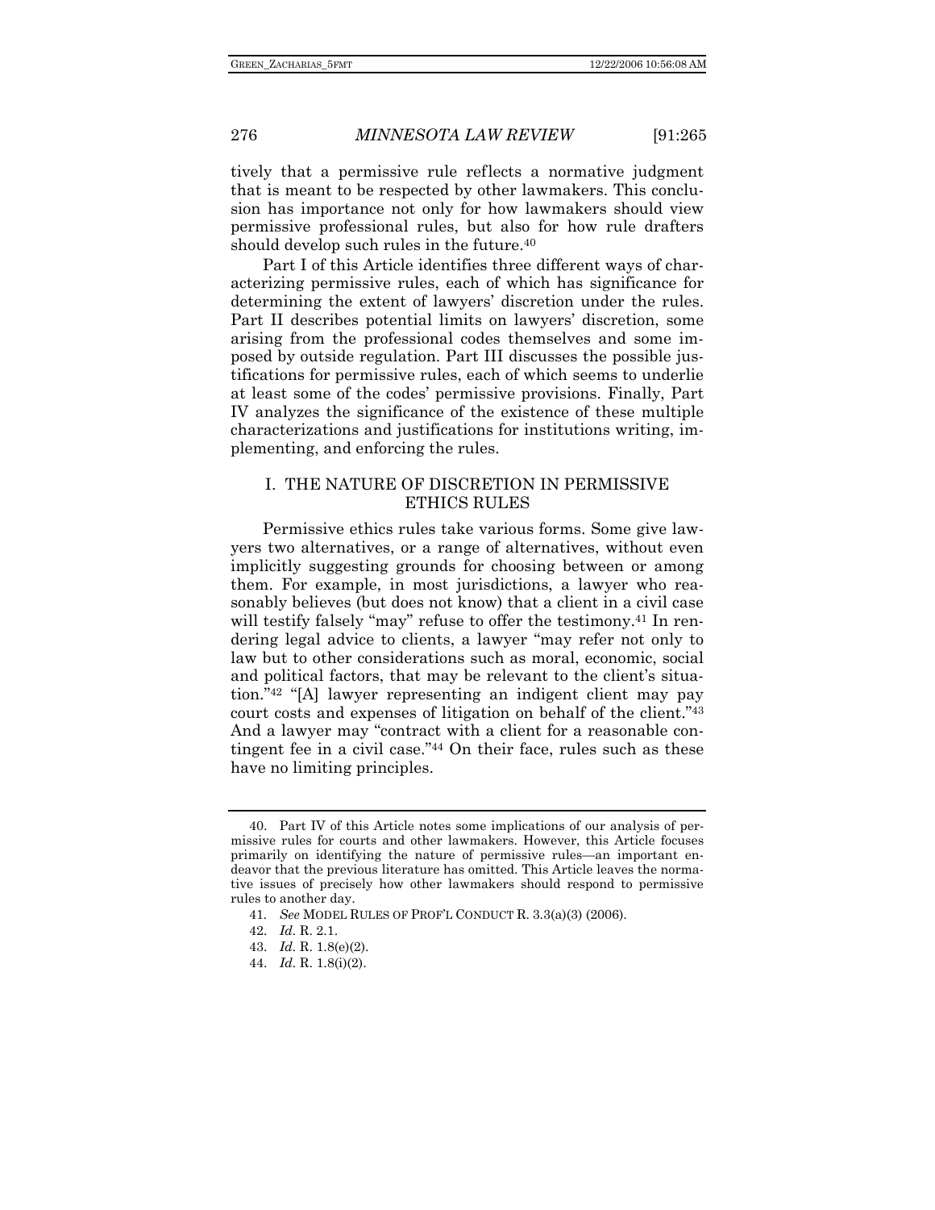tively that a permissive rule reflects a normative judgment that is meant to be respected by other lawmakers. This conclusion has importance not only for how lawmakers should view permissive professional rules, but also for how rule drafters should develop such rules in the future.[40]

Part I of this Article identifies three different ways of characterizing permissive rules, each of which has significance for determining the extent of lawyers' discretion under the rules. Part II describes potential limits on lawyers' discretion, some arising from the professional codes themselves and some imposed by outside regulation. Part III discusses the possible justifications for permissive rules, each of which seems to underlie at least some of the codes' permissive provisions. Finally, Part IV analyzes the significance of the existence of these multiple characterizations and justifications for institutions writing, implementing, and enforcing the rules.

## I. THE NATURE OF DISCRETION IN PERMISSIVE ETHICS RULES

Permissive ethics rules take various forms. Some give lawyers two alternatives, or a range of alternatives, without even implicitly suggesting grounds for choosing between or among them. For example, in most jurisdictions, a lawyer who reasonably believes (but does not know) that a client in a civil case will testify falsely "may" refuse to offer the testimony.[41] In rendering legal advice to clients, a lawyer "may refer not only to law but to other considerations such as moral, economic, social and political factors, that may be relevant to the client's situation."[42] "[A] lawyer representing an indigent client may pay court costs and expenses of litigation on behalf of the client."[43] And a lawyer may "contract with a client for a reasonable contingent fee in a civil case."[44] On their face, rules such as these have no limiting principles.

---

40. Part IV of this Article notes some implications of our analysis of permissive rules for courts and other lawmakers. However, this Article focuses primarily on identifying the nature of permissive rules—an important endeavor that the previous literature has omitted. This Article leaves the normative issues of precisely how other lawmakers should respond to permissive rules to another day.

41. *See* MODEL RULES OF PROF'L CONDUCT R. 3.3(a)(3) (2006).

42. *Id.* R. 2.1.

43. *Id.* R. 1.8(e)(2).

44. *Id.* R. 1.8(i)(2).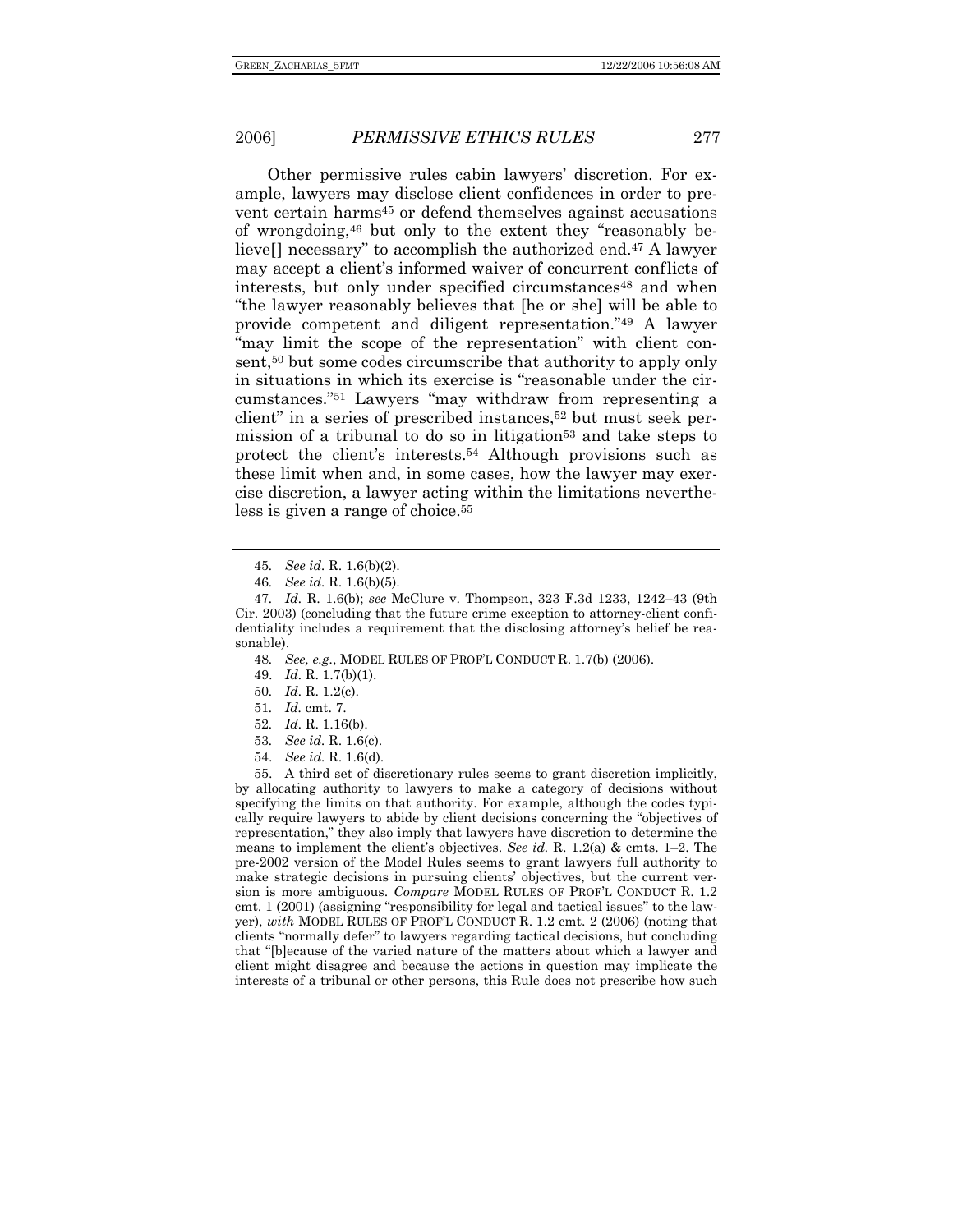Other permissive rules cabin lawyers' discretion. For example, lawyers may disclose client confidences in order to prevent certain harms[45] or defend themselves against accusations of wrongdoing,[46] but only to the extent they "reasonably believe[] necessary" to accomplish the authorized end.[47] A lawyer may accept a client's informed waiver of concurrent conflicts of interests, but only under specified circumstances[48] and when "the lawyer reasonably believes that [he or she] will be able to provide competent and diligent representation."[49] A lawyer "may limit the scope of the representation" with client consent,[50] but some codes circumscribe that authority to apply only in situations in which its exercise is "reasonable under the circumstances."[51] Lawyers "may withdraw from representing a client" in a series of prescribed instances,[52] but must seek permission of a tribunal to do so in litigation[53] and take steps to protect the client's interests.[54] Although provisions such as these limit when and, in some cases, how the lawyer may exercise discretion, a lawyer acting within the limitations nevertheless is given a range of choice.[55]

---

45. *See id.* R. 1.6(b)(2).

46. *See id.* R. 1.6(b)(5).

47. *Id.* R. 1.6(b); *see* McClure v. Thompson, 323 F.3d 1233, 1242–43 (9th Cir. 2003) (concluding that the future crime exception to attorney-client confidentiality includes a requirement that the disclosing attorney's belief be reasonable).

48. *See, e.g.*, MODEL RULES OF PROF'L CONDUCT R. 1.7(b) (2006).

49. *Id.* R. 1.7(b)(1).

50. *Id.* R. 1.2(c).

51. *Id.* cmt. 7.

52. *Id.* R. 1.16(b).

53. *See id.* R. 1.6(c).

54. *See id.* R. 1.6(d).

55. A third set of discretionary rules seems to grant discretion implicitly, by allocating authority to lawyers to make a category of decisions without specifying the limits on that authority. For example, although the codes typically require lawyers to abide by client decisions concerning the "objectives of representation," they also imply that lawyers have discretion to determine the means to implement the client's objectives. *See id.* R. 1.2(a) & cmts. 1–2. The pre-2002 version of the Model Rules seems to grant lawyers full authority to make strategic decisions in pursuing clients' objectives, but the current version is more ambiguous. *Compare* MODEL RULES OF PROF'L CONDUCT R. 1.2 cmt. 1 (2001) (assigning "responsibility for legal and tactical issues" to the lawyer), *with* MODEL RULES OF PROF'L CONDUCT R. 1.2 cmt. 2 (2006) (noting that clients "normally defer" to lawyers regarding tactical decisions, but concluding that "[b]ecause of the varied nature of the matters about which a lawyer and client might disagree and because the actions in question may implicate the interests of a tribunal or other persons, this Rule does not prescribe how such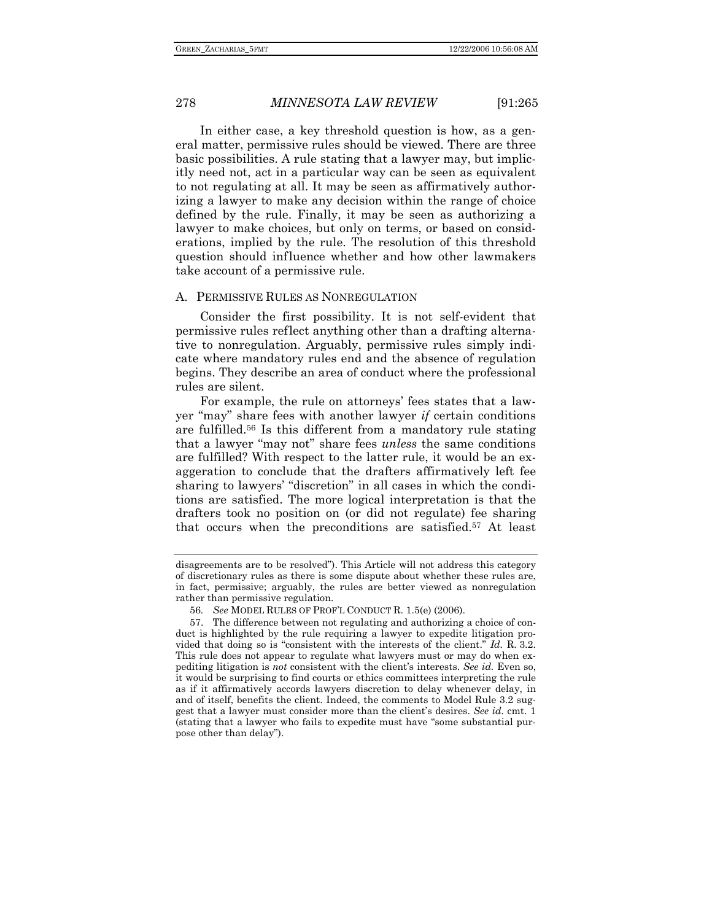In either case, a key threshold question is how, as a general matter, permissive rules should be viewed. There are three basic possibilities. A rule stating that a lawyer may, but implicitly need not, act in a particular way can be seen as equivalent to not regulating at all. It may be seen as affirmatively authorizing a lawyer to make any decision within the range of choice defined by the rule. Finally, it may be seen as authorizing a lawyer to make choices, but only on terms, or based on considerations, implied by the rule. The resolution of this threshold question should influence whether and how other lawmakers take account of a permissive rule.

### A. PERMISSIVE RULES AS NONREGULATION

Consider the first possibility. It is not self-evident that permissive rules reflect anything other than a drafting alternative to nonregulation. Arguably, permissive rules simply indicate where mandatory rules end and the absence of regulation begins. They describe an area of conduct where the professional rules are silent.

For example, the rule on attorneys' fees states that a lawyer "may" share fees with another lawyer *if* certain conditions are fulfilled.[56] Is this different from a mandatory rule stating that a lawyer "may not" share fees *unless* the same conditions are fulfilled? With respect to the latter rule, it would be an exaggeration to conclude that the drafters affirmatively left fee sharing to lawyers' "discretion" in all cases in which the conditions are satisfied. The more logical interpretation is that the drafters took no position on (or did not regulate) fee sharing that occurs when the preconditions are satisfied.[57] At least

---

disagreements are to be resolved"). This Article will not address this category of discretionary rules as there is some dispute about whether these rules are, in fact, permissive; arguably, the rules are better viewed as nonregulation rather than permissive regulation.

56. *See* MODEL RULES OF PROF'L CONDUCT R. 1.5(e) (2006).

57. The difference between not regulating and authorizing a choice of conduct is highlighted by the rule requiring a lawyer to expedite litigation provided that doing so is "consistent with the interests of the client." *Id.* R. 3.2. This rule does not appear to regulate what lawyers must or may do when expediting litigation is *not* consistent with the client's interests. *See id.* Even so, it would be surprising to find courts or ethics committees interpreting the rule as if it affirmatively accords lawyers discretion to delay whenever delay, in and of itself, benefits the client. Indeed, the comments to Model Rule 3.2 suggest that a lawyer must consider more than the client's desires. *See id.* cmt. 1 (stating that a lawyer who fails to expedite must have "some substantial purpose other than delay").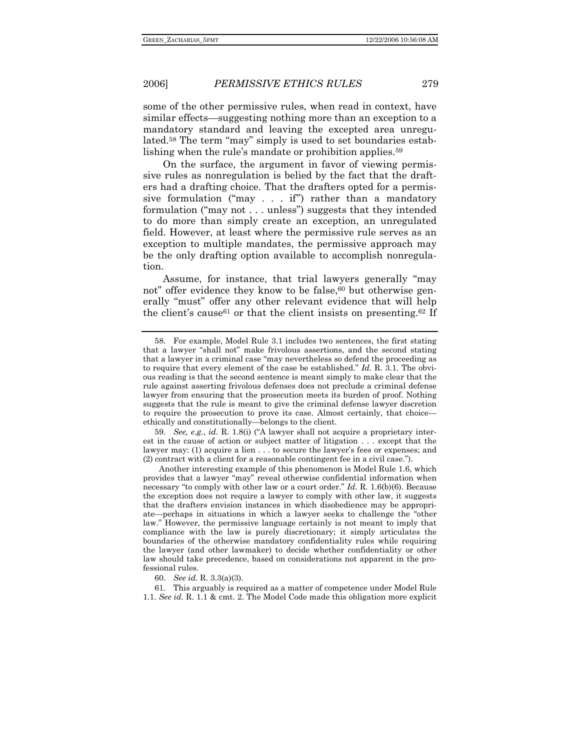some of the other permissive rules, when read in context, have similar effects—suggesting nothing more than an exception to a mandatory standard and leaving the excepted area unregulated.[58] The term "may" simply is used to set boundaries establishing when the rule's mandate or prohibition applies.[59]

On the surface, the argument in favor of viewing permissive rules as nonregulation is belied by the fact that the drafters had a drafting choice. That the drafters opted for a permissive formulation ("may . . . if") rather than a mandatory formulation ("may not . . . unless") suggests that they intended to do more than simply create an exception, an unregulated field. However, at least where the permissive rule serves as an exception to multiple mandates, the permissive approach may be the only drafting option available to accomplish nonregulation.

Assume, for instance, that trial lawyers generally "may not" offer evidence they know to be false,[60] but otherwise generally "must" offer any other relevant evidence that will help the client's cause[61] or that the client insists on presenting.[62] If

---

58. For example, Model Rule 3.1 includes two sentences, the first stating that a lawyer "shall not" make frivolous assertions, and the second stating that a lawyer in a criminal case "may nevertheless so defend the proceeding as to require that every element of the case be established." *Id.* R. 3.1. The obvious reading is that the second sentence is meant simply to make clear that the rule against asserting frivolous defenses does not preclude a criminal defense lawyer from ensuring that the prosecution meets its burden of proof. Nothing suggests that the rule is meant to give the criminal defense lawyer discretion to require the prosecution to prove its case. Almost certainly, that choice—ethically and constitutionally—belongs to the client.

59. *See, e.g.*, *id.* R. 1.8(i) ("A lawyer shall not acquire a proprietary interest in the cause of action or subject matter of litigation . . . except that the lawyer may: (1) acquire a lien . . . to secure the lawyer's fees or expenses; and (2) contract with a client for a reasonable contingent fee in a civil case.").

Another interesting example of this phenomenon is Model Rule 1.6, which provides that a lawyer "may" reveal otherwise confidential information when necessary "to comply with other law or a court order." *Id.* R. 1.6(b)(6). Because the exception does not require a lawyer to comply with other law, it suggests that the drafters envision instances in which disobedience may be appropriate—perhaps in situations in which a lawyer seeks to challenge the "other law." However, the permissive language certainly is not meant to imply that compliance with the law is purely discretionary; it simply articulates the boundaries of the otherwise mandatory confidentiality rules while requiring the lawyer (and other lawmaker) to decide whether confidentiality or other law should take precedence, based on considerations not apparent in the professional rules.

60. *See id.* R. 3.3(a)(3).

61. This arguably is required as a matter of competence under Model Rule 1.1. *See id.* R. 1.1 & cmt. 2. The Model Code made this obligation more explicit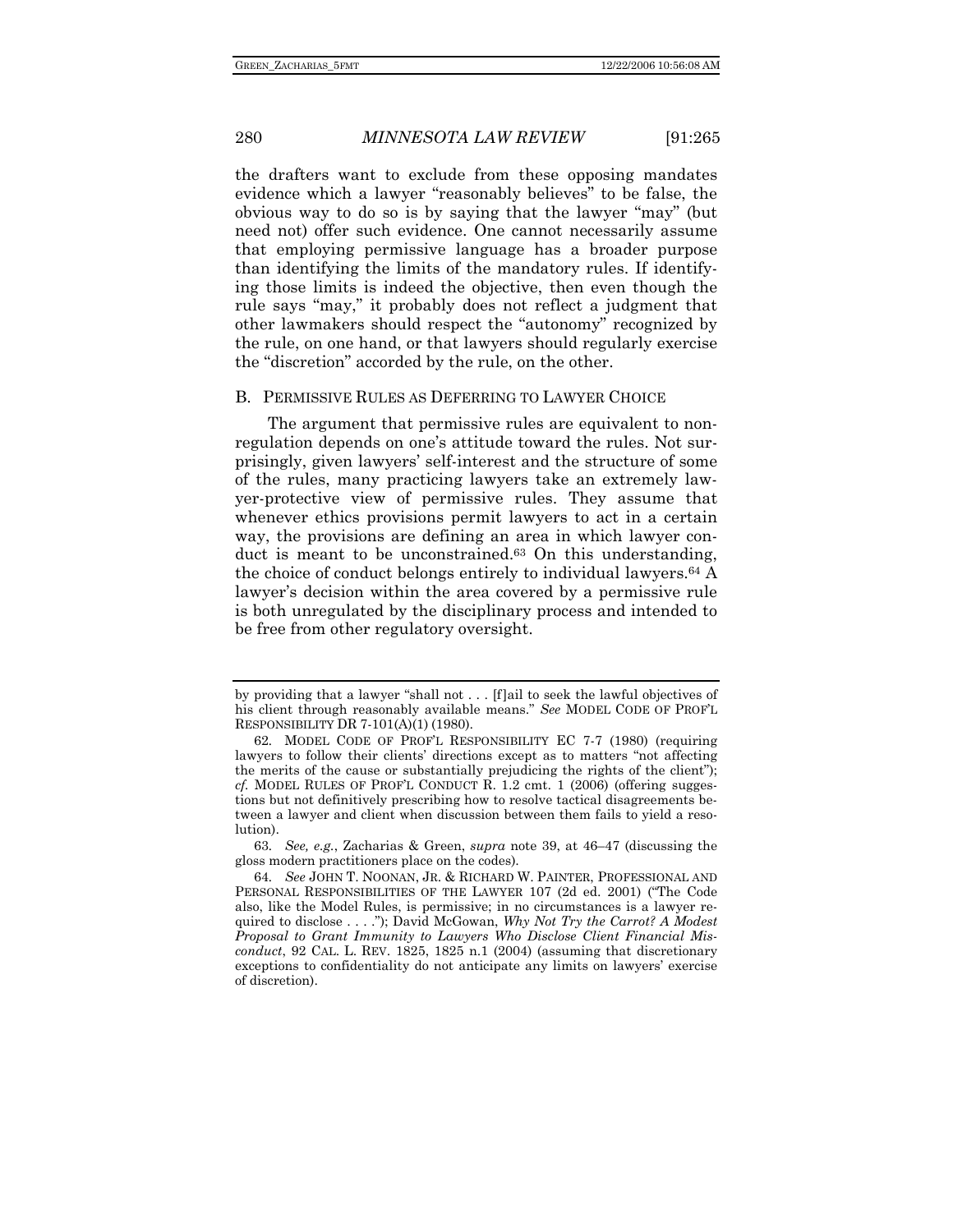the drafters want to exclude from these opposing mandates evidence which a lawyer "reasonably believes" to be false, the obvious way to do so is by saying that the lawyer "may" (but need not) offer such evidence. One cannot necessarily assume that employing permissive language has a broader purpose than identifying the limits of the mandatory rules. If identifying those limits is indeed the objective, then even though the rule says "may," it probably does not reflect a judgment that other lawmakers should respect the "autonomy" recognized by the rule, on one hand, or that lawyers should regularly exercise the "discretion" accorded by the rule, on the other.

### B. Permissive Rules as Deferring to Lawyer Choice

The argument that permissive rules are equivalent to nonregulation depends on one's attitude toward the rules. Not surprisingly, given lawyers' self-interest and the structure of some of the rules, many practicing lawyers take an extremely lawyer-protective view of permissive rules. They assume that whenever ethics provisions permit lawyers to act in a certain way, the provisions are defining an area in which lawyer conduct is meant to be unconstrained.[63] On this understanding, the choice of conduct belongs entirely to individual lawyers.[64] A lawyer's decision within the area covered by a permissive rule is both unregulated by the disciplinary process and intended to be free from other regulatory oversight.

---

by providing that a lawyer "shall not . . . [f]ail to seek the lawful objectives of his client through reasonably available means." *See* MODEL CODE OF PROF'L RESPONSIBILITY DR 7-101(A)(1) (1980).

62. MODEL CODE OF PROF'L RESPONSIBILITY EC 7-7 (1980) (requiring lawyers to follow their clients' directions except as to matters "not affecting the merits of the cause or substantially prejudicing the rights of the client"); *cf.* MODEL RULES OF PROF'L CONDUCT R. 1.2 cmt. 1 (2006) (offering suggestions but not definitively prescribing how to resolve tactical disagreements between a lawyer and client when discussion between them fails to yield a resolution).

63. *See, e.g.*, Zacharias & Green, *supra* note 39, at 46–47 (discussing the gloss modern practitioners place on the codes).

64. *See* JOHN T. NOONAN, JR. & RICHARD W. PAINTER, PROFESSIONAL AND PERSONAL RESPONSIBILITIES OF THE LAWYER 107 (2d ed. 2001) ("The Code also, like the Model Rules, is permissive; in no circumstances is a lawyer required to disclose . . . ."); David McGowan, *Why Not Try the Carrot? A Modest Proposal to Grant Immunity to Lawyers Who Disclose Client Financial Misconduct*, 92 CAL. L. REV. 1825, 1825 n.1 (2004) (assuming that discretionary exceptions to confidentiality do not anticipate any limits on lawyers' exercise of discretion).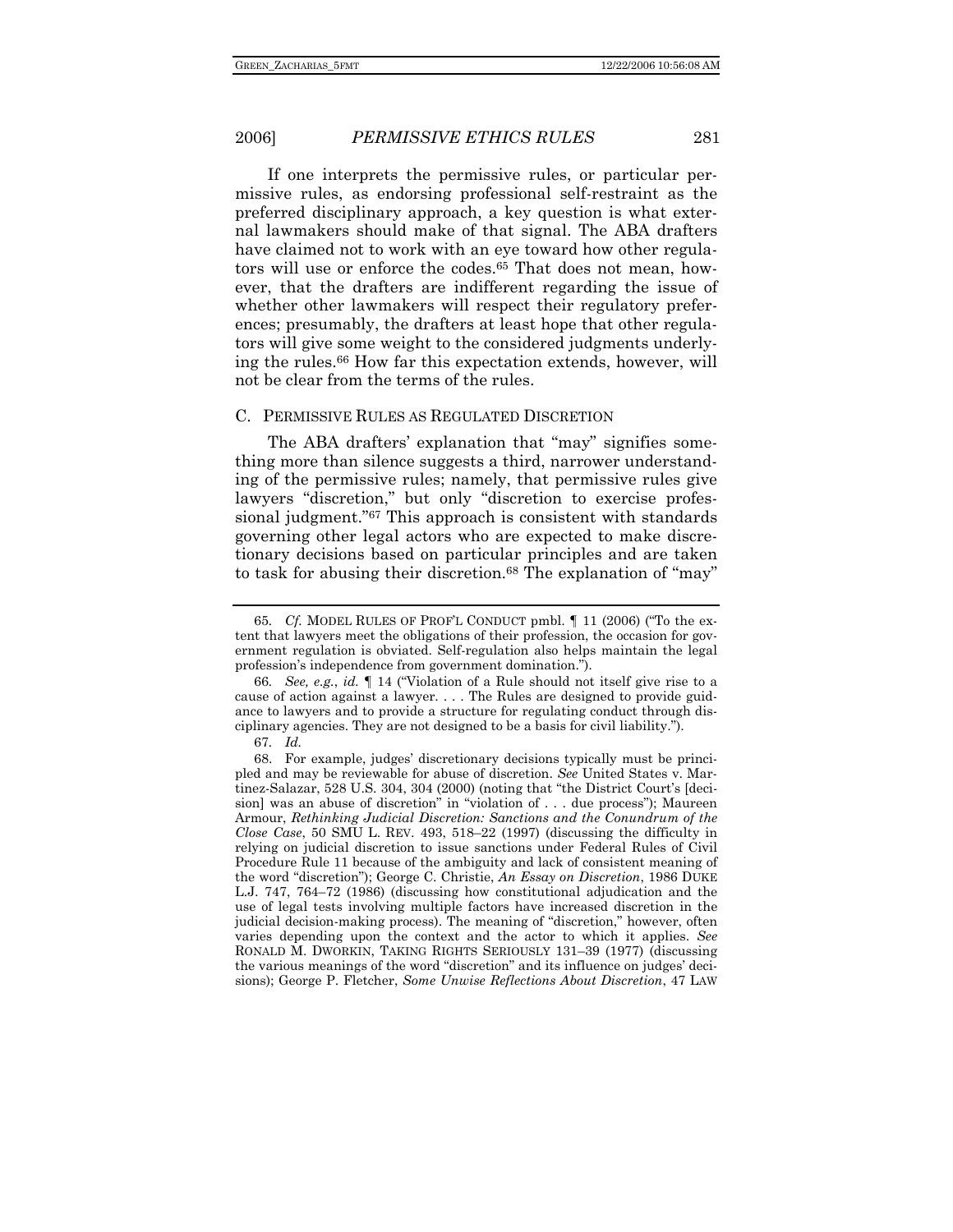If one interprets the permissive rules, or particular permissive rules, as endorsing professional self-restraint as the preferred disciplinary approach, a key question is what external lawmakers should make of that signal. The ABA drafters have claimed not to work with an eye toward how other regulators will use or enforce the codes.[65] That does not mean, however, that the drafters are indifferent regarding the issue of whether other lawmakers will respect their regulatory preferences; presumably, the drafters at least hope that other regulators will give some weight to the considered judgments underlying the rules.[66] How far this expectation extends, however, will not be clear from the terms of the rules.

### C. PERMISSIVE RULES AS REGULATED DISCRETION

The ABA drafters' explanation that "may" signifies something more than silence suggests a third, narrower understanding of the permissive rules; namely, that permissive rules give lawyers "discretion," but only "discretion to exercise professional judgment."[67] This approach is consistent with standards governing other legal actors who are expected to make discretionary decisions based on particular principles and are taken to task for abusing their discretion.[68] The explanation of "may"

---

65. *Cf.* MODEL RULES OF PROF'L CONDUCT pmbl. ¶ 11 (2006) ("To the extent that lawyers meet the obligations of their profession, the occasion for government regulation is obviated. Self-regulation also helps maintain the legal profession's independence from government domination.").

66. *See, e.g.*, *id.* ¶ 14 ("Violation of a Rule should not itself give rise to a cause of action against a lawyer. . . . The Rules are designed to provide guidance to lawyers and to provide a structure for regulating conduct through disciplinary agencies. They are not designed to be a basis for civil liability.").

67. *Id.*

68. For example, judges' discretionary decisions typically must be principled and may be reviewable for abuse of discretion. *See* United States v. Martinez-Salazar, 528 U.S. 304, 304 (2000) (noting that "the District Court's [decision] was an abuse of discretion" in "violation of . . . due process"); Maureen Armour, *Rethinking Judicial Discretion: Sanctions and the Conundrum of the Close Case*, 50 SMU L. REV. 493, 518–22 (1997) (discussing the difficulty in relying on judicial discretion to issue sanctions under Federal Rules of Civil Procedure Rule 11 because of the ambiguity and lack of consistent meaning of the word "discretion"); George C. Christie, *An Essay on Discretion*, 1986 DUKE L.J. 747, 764–72 (1986) (discussing how constitutional adjudication and the use of legal tests involving multiple factors have increased discretion in the judicial decision-making process). The meaning of "discretion," however, often varies depending upon the context and the actor to which it applies. *See* RONALD M. DWORKIN, TAKING RIGHTS SERIOUSLY 131–39 (1977) (discussing the various meanings of the word "discretion" and its influence on judges' decisions); George P. Fletcher, *Some Unwise Reflections About Discretion*, 47 LAW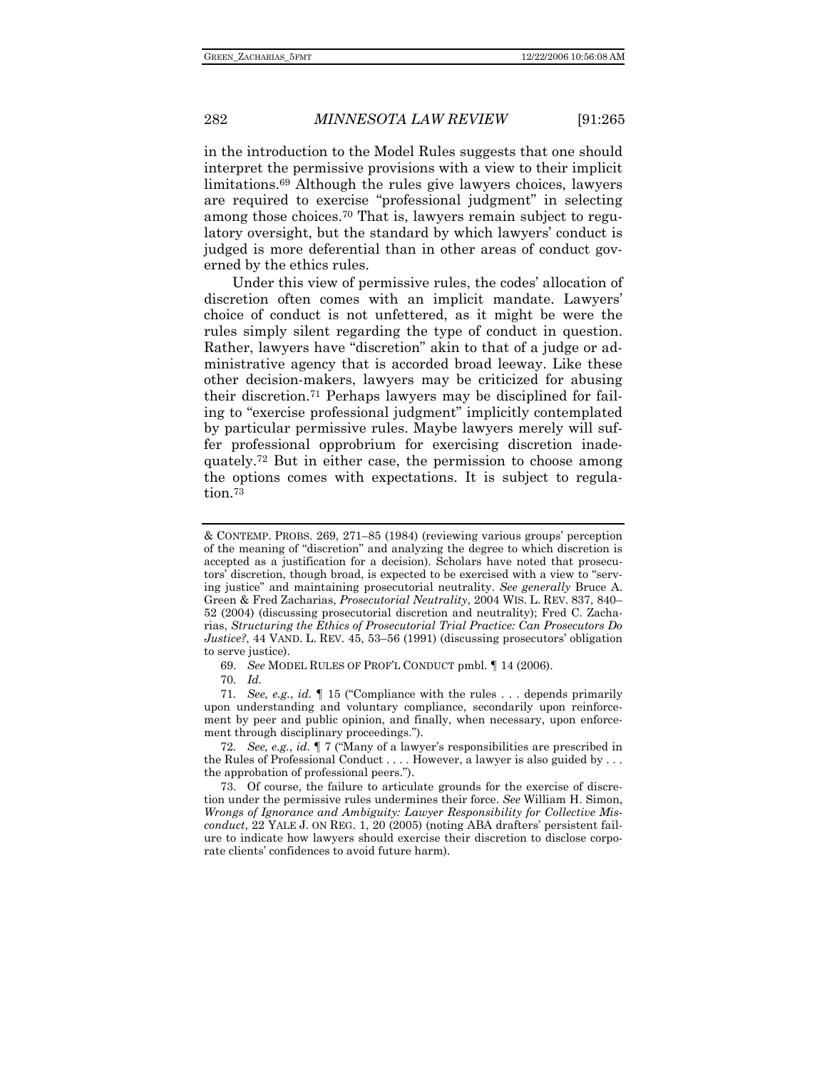in the introduction to the Model Rules suggests that one should interpret the permissive provisions with a view to their implicit limitations.[69] Although the rules give lawyers choices, lawyers are required to exercise "professional judgment" in selecting among those choices.[70] That is, lawyers remain subject to regulatory oversight, but the standard by which lawyers' conduct is judged is more deferential than in other areas of conduct governed by the ethics rules.

Under this view of permissive rules, the codes' allocation of discretion often comes with an implicit mandate. Lawyers' choice of conduct is not unfettered, as it might be were the rules simply silent regarding the type of conduct in question. Rather, lawyers have "discretion" akin to that of a judge or administrative agency that is accorded broad leeway. Like these other decision-makers, lawyers may be criticized for abusing their discretion.[71] Perhaps lawyers may be disciplined for failing to "exercise professional judgment" implicitly contemplated by particular permissive rules. Maybe lawyers merely will suffer professional opprobrium for exercising discretion inadequately.[72] But in either case, the permission to choose among the options comes with expectations. It is subject to regulation.[73]

---

& CONTEMP. PROBS. 269, 271–85 (1984) (reviewing various groups' perception of the meaning of "discretion" and analyzing the degree to which discretion is accepted as a justification for a decision). Scholars have noted that prosecutors' discretion, though broad, is expected to be exercised with a view to "serving justice" and maintaining prosecutorial neutrality. *See generally* Bruce A. Green & Fred Zacharias, *Prosecutorial Neutrality*, 2004 WIS. L. REV. 837, 840–52 (2004) (discussing prosecutorial discretion and neutrality); Fred C. Zacharias, *Structuring the Ethics of Prosecutorial Trial Practice: Can Prosecutors Do Justice?*, 44 VAND. L. REV. 45, 53–56 (1991) (discussing prosecutors' obligation to serve justice).

69. *See* MODEL RULES OF PROF'L CONDUCT pmbl. ¶ 14 (2006).

70. *Id.*

71. *See, e.g.*, *id.* ¶ 15 ("Compliance with the rules . . . depends primarily upon understanding and voluntary compliance, secondarily upon reinforcement by peer and public opinion, and finally, when necessary, upon enforcement through disciplinary proceedings.").

72. *See, e.g.*, *id.* ¶ 7 ("Many of a lawyer's responsibilities are prescribed in the Rules of Professional Conduct . . . . However, a lawyer is also guided by . . . the approbation of professional peers.").

73. Of course, the failure to articulate grounds for the exercise of discretion under the permissive rules undermines their force. *See* William H. Simon, *Wrongs of Ignorance and Ambiguity: Lawyer Responsibility for Collective Misconduct*, 22 YALE J. ON REG. 1, 20 (2005) (noting ABA drafters' persistent failure to indicate how lawyers should exercise their discretion to disclose corporate clients' confidences to avoid future harm).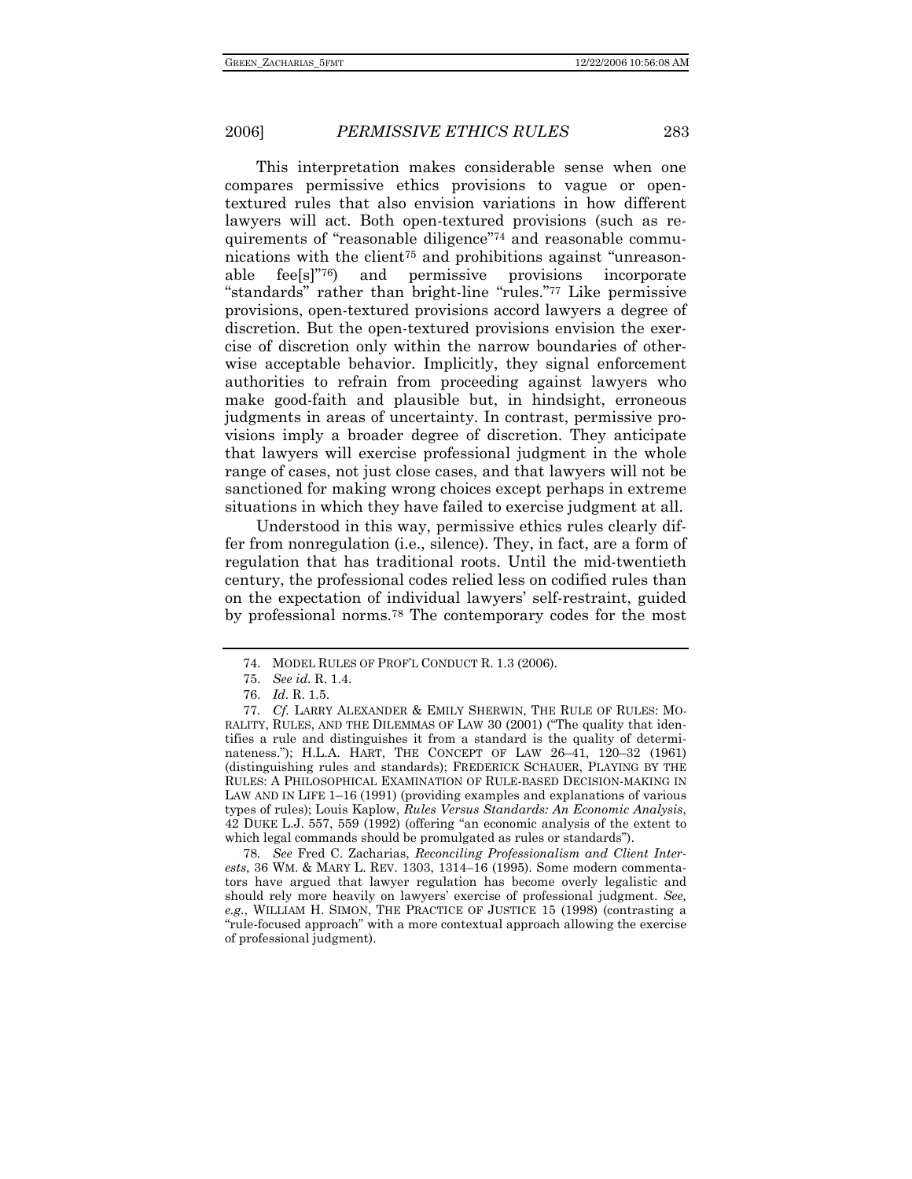This interpretation makes considerable sense when one compares permissive ethics provisions to vague or open-textured rules that also envision variations in how different lawyers will act. Both open-textured provisions (such as requirements of "reasonable diligence"[74] and reasonable communications with the client[75] and prohibitions against "unreasonable fee[s]"[76]) and permissive provisions incorporate "standards" rather than bright-line "rules."[77] Like permissive provisions, open-textured provisions accord lawyers a degree of discretion. But the open-textured provisions envision the exercise of discretion only within the narrow boundaries of otherwise acceptable behavior. Implicitly, they signal enforcement authorities to refrain from proceeding against lawyers who make good-faith and plausible but, in hindsight, erroneous judgments in areas of uncertainty. In contrast, permissive provisions imply a broader degree of discretion. They anticipate that lawyers will exercise professional judgment in the whole range of cases, not just close cases, and that lawyers will not be sanctioned for making wrong choices except perhaps in extreme situations in which they have failed to exercise judgment at all.

Understood in this way, permissive ethics rules clearly differ from nonregulation (i.e., silence). They, in fact, are a form of regulation that has traditional roots. Until the mid-twentieth century, the professional codes relied less on codified rules than on the expectation of individual lawyers' self-restraint, guided by professional norms.[78] The contemporary codes for the most

---

74. MODEL RULES OF PROF'L CONDUCT R. 1.3 (2006).

75. *See id.* R. 1.4.

76. *Id.* R. 1.5.

77. *Cf.* LARRY ALEXANDER & EMILY SHERWIN, THE RULE OF RULES: MORALITY, RULES, AND THE DILEMMAS OF LAW 30 (2001) ("The quality that identifies a rule and distinguishes it from a standard is the quality of determinateness."); H.L.A. HART, THE CONCEPT OF LAW 26–41, 120–32 (1961) (distinguishing rules and standards); FREDERICK SCHAUER, PLAYING BY THE RULES: A PHILOSOPHICAL EXAMINATION OF RULE-BASED DECISION-MAKING IN LAW AND IN LIFE 1–16 (1991) (providing examples and explanations of various types of rules); Louis Kaplow, *Rules Versus Standards: An Economic Analysis*, 42 DUKE L.J. 557, 559 (1992) (offering "an economic analysis of the extent to which legal commands should be promulgated as rules or standards").

78. *See* Fred C. Zacharias, *Reconciling Professionalism and Client Interests*, 36 WM. & MARY L. REV. 1303, 1314–16 (1995). Some modern commentators have argued that lawyer regulation has become overly legalistic and should rely more heavily on lawyers' exercise of professional judgment. *See, e.g.*, WILLIAM H. SIMON, THE PRACTICE OF JUSTICE 15 (1998) (contrasting a "rule-focused approach" with a more contextual approach allowing the exercise of professional judgment).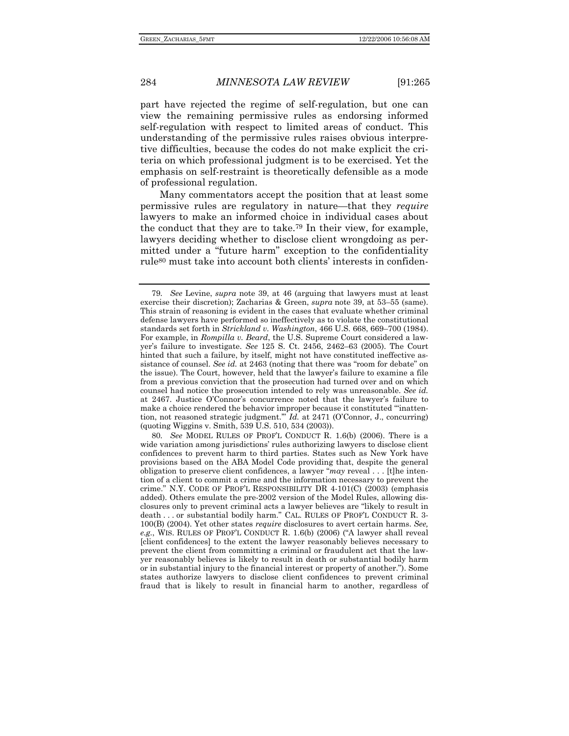part have rejected the regime of self-regulation, but one can view the remaining permissive rules as endorsing informed self-regulation with respect to limited areas of conduct. This understanding of the permissive rules raises obvious interpretive difficulties, because the codes do not make explicit the criteria on which professional judgment is to be exercised. Yet the emphasis on self-restraint is theoretically defensible as a mode of professional regulation.

Many commentators accept the position that at least some permissive rules are regulatory in nature—that they *require* lawyers to make an informed choice in individual cases about the conduct that they are to take.[79] In their view, for example, lawyers deciding whether to disclose client wrongdoing as permitted under a "future harm" exception to the confidentiality rule[80] must take into account both clients' interests in confiden-

---

79. *See* Levine, *supra* note 39, at 46 (arguing that lawyers must at least exercise their discretion); Zacharias & Green, *supra* note 39, at 53–55 (same). This strain of reasoning is evident in the cases that evaluate whether criminal defense lawyers have performed so ineffectively as to violate the constitutional standards set forth in *Strickland v. Washington*, 466 U.S. 668, 669–700 (1984). For example, in *Rompilla v. Beard*, the U.S. Supreme Court considered a lawyer's failure to investigate. *See* 125 S. Ct. 2456, 2462–63 (2005). The Court hinted that such a failure, by itself, might not have constituted ineffective assistance of counsel. *See id.* at 2463 (noting that there was "room for debate" on the issue). The Court, however, held that the lawyer's failure to examine a file from a previous conviction that the prosecution had turned over and on which counsel had notice the prosecution intended to rely was unreasonable. *See id.* at 2467. Justice O'Connor's concurrence noted that the lawyer's failure to make a choice rendered the behavior improper because it constituted "'inattention, not reasoned strategic judgment.'" *Id.* at 2471 (O'Connor, J., concurring) (quoting Wiggins v. Smith, 539 U.S. 510, 534 (2003)).

80. *See* MODEL RULES OF PROF'L CONDUCT R. 1.6(b) (2006). There is a wide variation among jurisdictions' rules authorizing lawyers to disclose client confidences to prevent harm to third parties. States such as New York have provisions based on the ABA Model Code providing that, despite the general obligation to preserve client confidences, a lawyer "*may* reveal . . . [t]he intention of a client to commit a crime and the information necessary to prevent the crime." N.Y. CODE OF PROF'L RESPONSIBILITY DR 4-101(C) (2003) (emphasis added). Others emulate the pre-2002 version of the Model Rules, allowing disclosures only to prevent criminal acts a lawyer believes are "likely to result in death . . . or substantial bodily harm." CAL. RULES OF PROF'L CONDUCT R. 3-100(B) (2004). Yet other states *require* disclosures to avert certain harms. *See, e.g.*, WIS. RULES OF PROF'L CONDUCT R. 1.6(b) (2006) ("A lawyer shall reveal [client confidences] to the extent the lawyer reasonably believes necessary to prevent the client from committing a criminal or fraudulent act that the lawyer reasonably believes is likely to result in death or substantial bodily harm or in substantial injury to the financial interest or property of another."). Some states authorize lawyers to disclose client confidences to prevent criminal fraud that is likely to result in financial harm to another, regardless of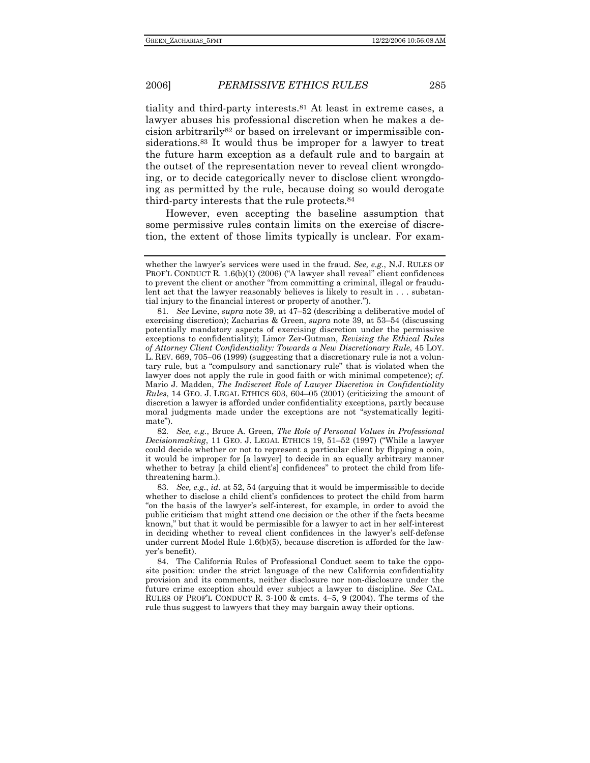tiality and third-party interests.[81] At least in extreme cases, a lawyer abuses his professional discretion when he makes a decision arbitrarily[82] or based on irrelevant or impermissible considerations.[83] It would thus be improper for a lawyer to treat the future harm exception as a default rule and to bargain at the outset of the representation never to reveal client wrongdoing, or to decide categorically never to disclose client wrongdoing as permitted by the rule, because doing so would derogate third-party interests that the rule protects.[84]

However, even accepting the baseline assumption that some permissive rules contain limits on the exercise of discretion, the extent of those limits typically is unclear. For exam-

---

whether the lawyer's services were used in the fraud. *See, e.g.*, N.J. RULES OF PROF'L CONDUCT R. 1.6(b)(1) (2006) ("A lawyer shall reveal" client confidences to prevent the client or another "from committing a criminal, illegal or fraudulent act that the lawyer reasonably believes is likely to result in . . . substantial injury to the financial interest or property of another.").

81. *See* Levine, *supra* note 39, at 47–52 (describing a deliberative model of exercising discretion); Zacharias & Green, *supra* note 39, at 53–54 (discussing potentially mandatory aspects of exercising discretion under the permissive exceptions to confidentiality); Limor Zer-Gutman, *Revising the Ethical Rules of Attorney Client Confidentiality: Towards a New Discretionary Rule*, 45 LOY. L. REV. 669, 705–06 (1999) (suggesting that a discretionary rule is not a voluntary rule, but a "compulsory and sanctionary rule" that is violated when the lawyer does not apply the rule in good faith or with minimal competence); *cf.* Mario J. Madden, *The Indiscreet Role of Lawyer Discretion in Confidentiality Rules*, 14 GEO. J. LEGAL ETHICS 603, 604–05 (2001) (criticizing the amount of discretion a lawyer is afforded under confidentiality exceptions, partly because moral judgments made under the exceptions are not "systematically legitimate").

82. *See, e.g.*, Bruce A. Green, *The Role of Personal Values in Professional Decisionmaking*, 11 GEO. J. LEGAL ETHICS 19, 51–52 (1997) ("While a lawyer could decide whether or not to represent a particular client by flipping a coin, it would be improper for [a lawyer] to decide in an equally arbitrary manner whether to betray [a child client's] confidences" to protect the child from life-threatening harm.).

83. *See, e.g.*, *id.* at 52, 54 (arguing that it would be impermissible to decide whether to disclose a child client's confidences to protect the child from harm "on the basis of the lawyer's self-interest, for example, in order to avoid the public criticism that might attend one decision or the other if the facts became known," but that it would be permissible for a lawyer to act in her self-interest in deciding whether to reveal client confidences in the lawyer's self-defense under current Model Rule 1.6(b)(5), because discretion is afforded for the lawyer's benefit).

84. The California Rules of Professional Conduct seem to take the opposite position: under the strict language of the new California confidentiality provision and its comments, neither disclosure nor non-disclosure under the future crime exception should ever subject a lawyer to discipline. *See* CAL. RULES OF PROF'L CONDUCT R. 3-100 & cmts. 4–5, 9 (2004). The terms of the rule thus suggest to lawyers that they may bargain away their options.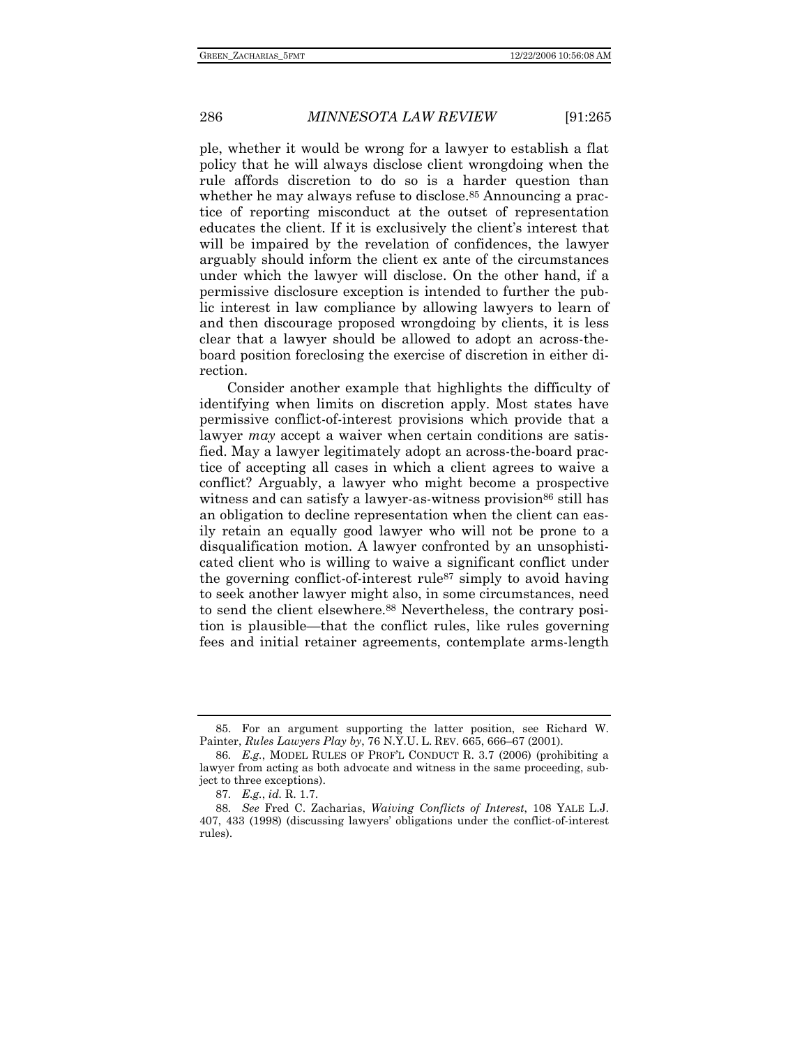ple, whether it would be wrong for a lawyer to establish a flat policy that he will always disclose client wrongdoing when the rule affords discretion to do so is a harder question than whether he may always refuse to disclose.[85] Announcing a practice of reporting misconduct at the outset of representation educates the client. If it is exclusively the client's interest that will be impaired by the revelation of confidences, the lawyer arguably should inform the client ex ante of the circumstances under which the lawyer will disclose. On the other hand, if a permissive disclosure exception is intended to further the public interest in law compliance by allowing lawyers to learn of and then discourage proposed wrongdoing by clients, it is less clear that a lawyer should be allowed to adopt an across-the-board position foreclosing the exercise of discretion in either direction.

Consider another example that highlights the difficulty of identifying when limits on discretion apply. Most states have permissive conflict-of-interest provisions which provide that a lawyer *may* accept a waiver when certain conditions are satisfied. May a lawyer legitimately adopt an across-the-board practice of accepting all cases in which a client agrees to waive a conflict? Arguably, a lawyer who might become a prospective witness and can satisfy a lawyer-as-witness provision[86] still has an obligation to decline representation when the client can easily retain an equally good lawyer who will not be prone to a disqualification motion. A lawyer confronted by an unsophisticated client who is willing to waive a significant conflict under the governing conflict-of-interest rule[87] simply to avoid having to seek another lawyer might also, in some circumstances, need to send the client elsewhere.[88] Nevertheless, the contrary position is plausible—that the conflict rules, like rules governing fees and initial retainer agreements, contemplate arms-length

---

85. For an argument supporting the latter position, see Richard W. Painter, *Rules Lawyers Play by*, 76 N.Y.U. L. REV. 665, 666–67 (2001).

86. *E.g.*, MODEL RULES OF PROF'L CONDUCT R. 3.7 (2006) (prohibiting a lawyer from acting as both advocate and witness in the same proceeding, subject to three exceptions).

87. *E.g.*, *id.* R. 1.7.

88. *See* Fred C. Zacharias, *Waiving Conflicts of Interest*, 108 YALE L.J. 407, 433 (1998) (discussing lawyers' obligations under the conflict-of-interest rules).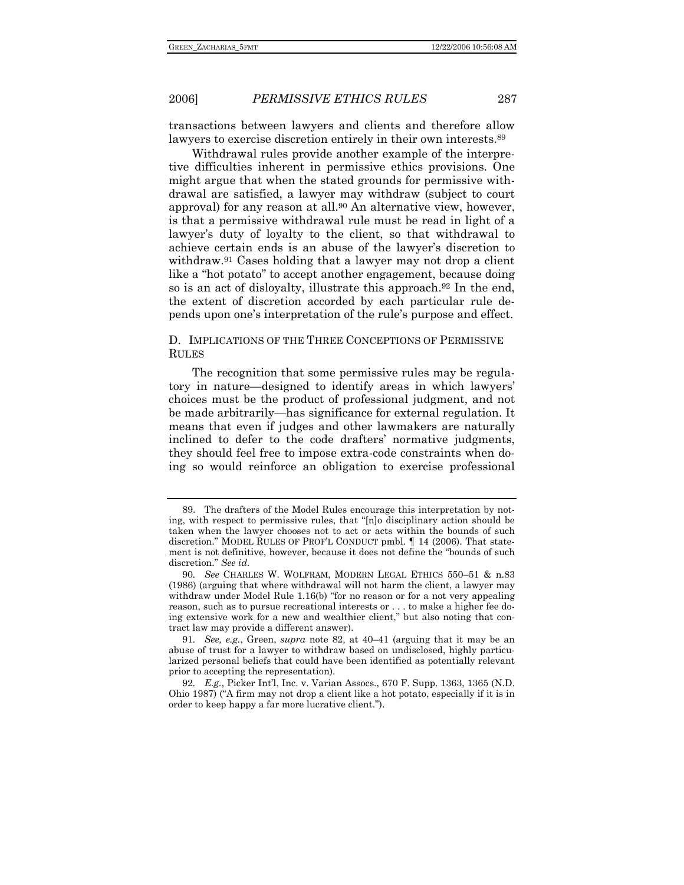transactions between lawyers and clients and therefore allow lawyers to exercise discretion entirely in their own interests.[89]

Withdrawal rules provide another example of the interpretive difficulties inherent in permissive ethics provisions. One might argue that when the stated grounds for permissive withdrawal are satisfied, a lawyer may withdraw (subject to court approval) for any reason at all.[90] An alternative view, however, is that a permissive withdrawal rule must be read in light of a lawyer's duty of loyalty to the client, so that withdrawal to achieve certain ends is an abuse of the lawyer's discretion to withdraw.[91] Cases holding that a lawyer may not drop a client like a "hot potato" to accept another engagement, because doing so is an act of disloyalty, illustrate this approach.[92] In the end, the extent of discretion accorded by each particular rule depends upon one's interpretation of the rule's purpose and effect.

### D. Implications of the Three Conceptions of Permissive Rules

The recognition that some permissive rules may be regulatory in nature—designed to identify areas in which lawyers' choices must be the product of professional judgment, and not be made arbitrarily—has significance for external regulation. It means that even if judges and other lawmakers are naturally inclined to defer to the code drafters' normative judgments, they should feel free to impose extra-code constraints when doing so would reinforce an obligation to exercise professional

---

89. The drafters of the Model Rules encourage this interpretation by noting, with respect to permissive rules, that "[n]o disciplinary action should be taken when the lawyer chooses not to act or acts within the bounds of such discretion." MODEL RULES OF PROF'L CONDUCT pmbl. ¶ 14 (2006). That statement is not definitive, however, because it does not define the "bounds of such discretion." *See id.*

90. *See* CHARLES W. WOLFRAM, MODERN LEGAL ETHICS 550–51 & n.83 (1986) (arguing that where withdrawal will not harm the client, a lawyer may withdraw under Model Rule 1.16(b) "for no reason or for a not very appealing reason, such as to pursue recreational interests or . . . to make a higher fee doing extensive work for a new and wealthier client," but also noting that contract law may provide a different answer).

91. *See, e.g.*, Green, *supra* note 82, at 40–41 (arguing that it may be an abuse of trust for a lawyer to withdraw based on undisclosed, highly particularized personal beliefs that could have been identified as potentially relevant prior to accepting the representation).

92. *E.g.*, Picker Int'l, Inc. v. Varian Assocs., 670 F. Supp. 1363, 1365 (N.D. Ohio 1987) ("A firm may not drop a client like a hot potato, especially if it is in order to keep happy a far more lucrative client.").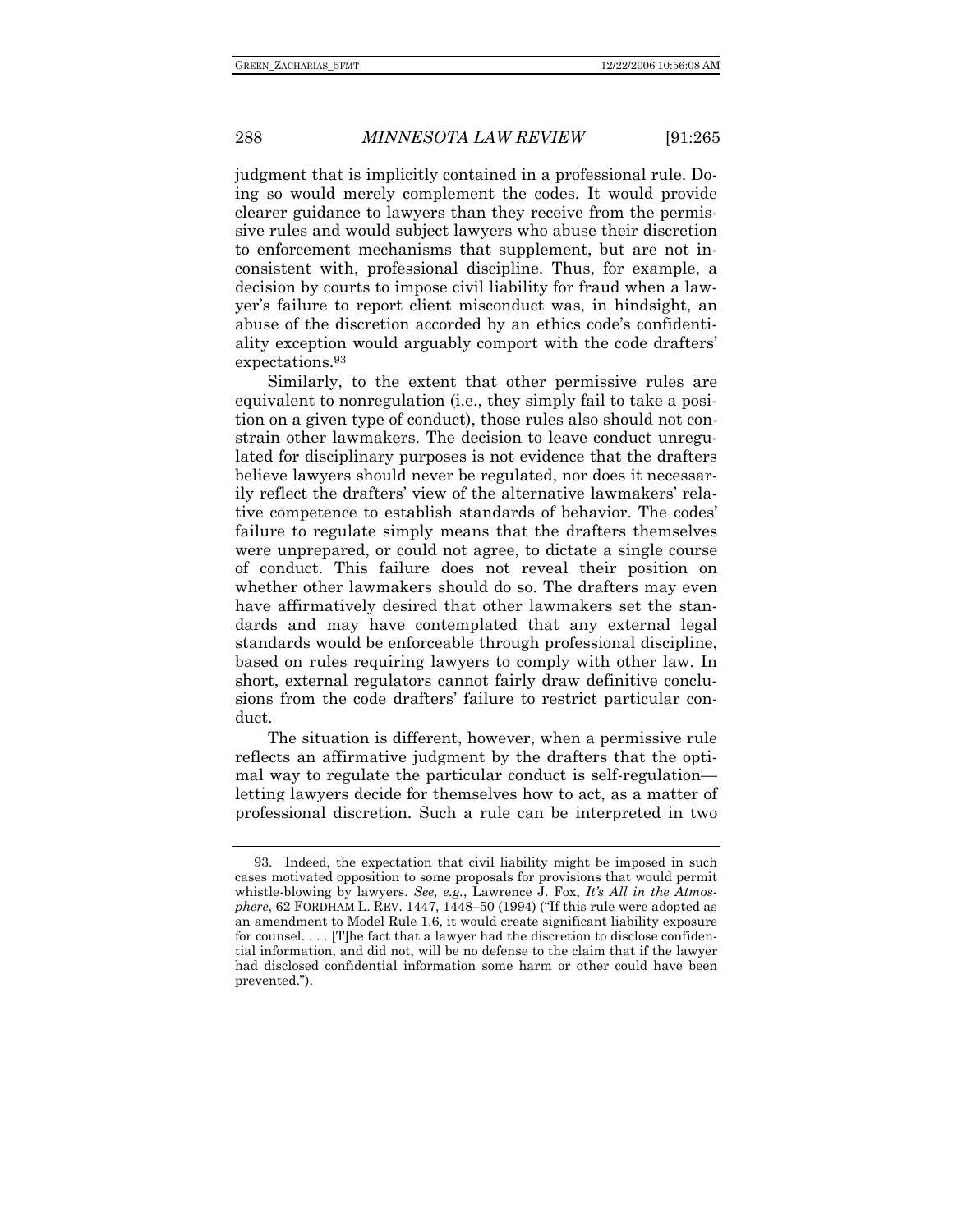judgment that is implicitly contained in a professional rule. Doing so would merely complement the codes. It would provide clearer guidance to lawyers than they receive from the permissive rules and would subject lawyers who abuse their discretion to enforcement mechanisms that supplement, but are not inconsistent with, professional discipline. Thus, for example, a decision by courts to impose civil liability for fraud when a lawyer's failure to report client misconduct was, in hindsight, an abuse of the discretion accorded by an ethics code's confidentiality exception would arguably comport with the code drafters' expectations.[93]

Similarly, to the extent that other permissive rules are equivalent to nonregulation (i.e., they simply fail to take a position on a given type of conduct), those rules also should not constrain other lawmakers. The decision to leave conduct unregulated for disciplinary purposes is not evidence that the drafters believe lawyers should never be regulated, nor does it necessarily reflect the drafters' view of the alternative lawmakers' relative competence to establish standards of behavior. The codes' failure to regulate simply means that the drafters themselves were unprepared, or could not agree, to dictate a single course of conduct. This failure does not reveal their position on whether other lawmakers should do so. The drafters may even have affirmatively desired that other lawmakers set the standards and may have contemplated that any external legal standards would be enforceable through professional discipline, based on rules requiring lawyers to comply with other law. In short, external regulators cannot fairly draw definitive conclusions from the code drafters' failure to restrict particular conduct.

The situation is different, however, when a permissive rule reflects an affirmative judgment by the drafters that the optimal way to regulate the particular conduct is self-regulation—letting lawyers decide for themselves how to act, as a matter of professional discretion. Such a rule can be interpreted in two

---

93. Indeed, the expectation that civil liability might be imposed in such cases motivated opposition to some proposals for provisions that would permit whistle-blowing by lawyers. *See, e.g.*, Lawrence J. Fox, *It's All in the Atmosphere*, 62 FORDHAM L. REV. 1447, 1448–50 (1994) ("If this rule were adopted as an amendment to Model Rule 1.6, it would create significant liability exposure for counsel. . . . [T]he fact that a lawyer had the discretion to disclose confidential information, and did not, will be no defense to the claim that if the lawyer had disclosed confidential information some harm or other could have been prevented.").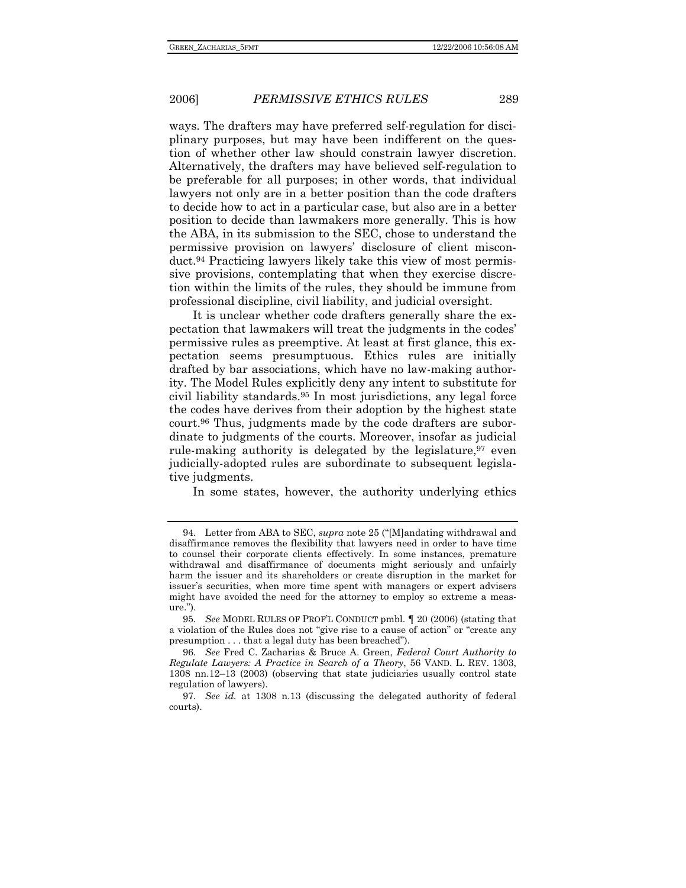ways. The drafters may have preferred self-regulation for disciplinary purposes, but may have been indifferent on the question of whether other law should constrain lawyer discretion. Alternatively, the drafters may have believed self-regulation to be preferable for all purposes; in other words, that individual lawyers not only are in a better position than the code drafters to decide how to act in a particular case, but also are in a better position to decide than lawmakers more generally. This is how the ABA, in its submission to the SEC, chose to understand the permissive provision on lawyers' disclosure of client misconduct.[94] Practicing lawyers likely take this view of most permissive provisions, contemplating that when they exercise discretion within the limits of the rules, they should be immune from professional discipline, civil liability, and judicial oversight.

It is unclear whether code drafters generally share the expectation that lawmakers will treat the judgments in the codes' permissive rules as preemptive. At least at first glance, this expectation seems presumptuous. Ethics rules are initially drafted by bar associations, which have no law-making authority. The Model Rules explicitly deny any intent to substitute for civil liability standards.[95] In most jurisdictions, any legal force the codes have derives from their adoption by the highest state court.[96] Thus, judgments made by the code drafters are subordinate to judgments of the courts. Moreover, insofar as judicial rule-making authority is delegated by the legislature,[97] even judicially-adopted rules are subordinate to subsequent legislative judgments.

In some states, however, the authority underlying ethics

---

94. Letter from ABA to SEC, *supra* note 25 ("[M]andating withdrawal and disaffirmance removes the flexibility that lawyers need in order to have time to counsel their corporate clients effectively. In some instances, premature withdrawal and disaffirmance of documents might seriously and unfairly harm the issuer and its shareholders or create disruption in the market for issuer's securities, when more time spent with managers or expert advisers might have avoided the need for the attorney to employ so extreme a measure.").

95. *See* MODEL RULES OF PROF'L CONDUCT pmbl. ¶ 20 (2006) (stating that a violation of the Rules does not "give rise to a cause of action" or "create any presumption . . . that a legal duty has been breached").

96. *See* Fred C. Zacharias & Bruce A. Green, *Federal Court Authority to Regulate Lawyers: A Practice in Search of a Theory*, 56 VAND. L. REV. 1303, 1308 nn.12–13 (2003) (observing that state judiciaries usually control state regulation of lawyers).

97. *See id.* at 1308 n.13 (discussing the delegated authority of federal courts).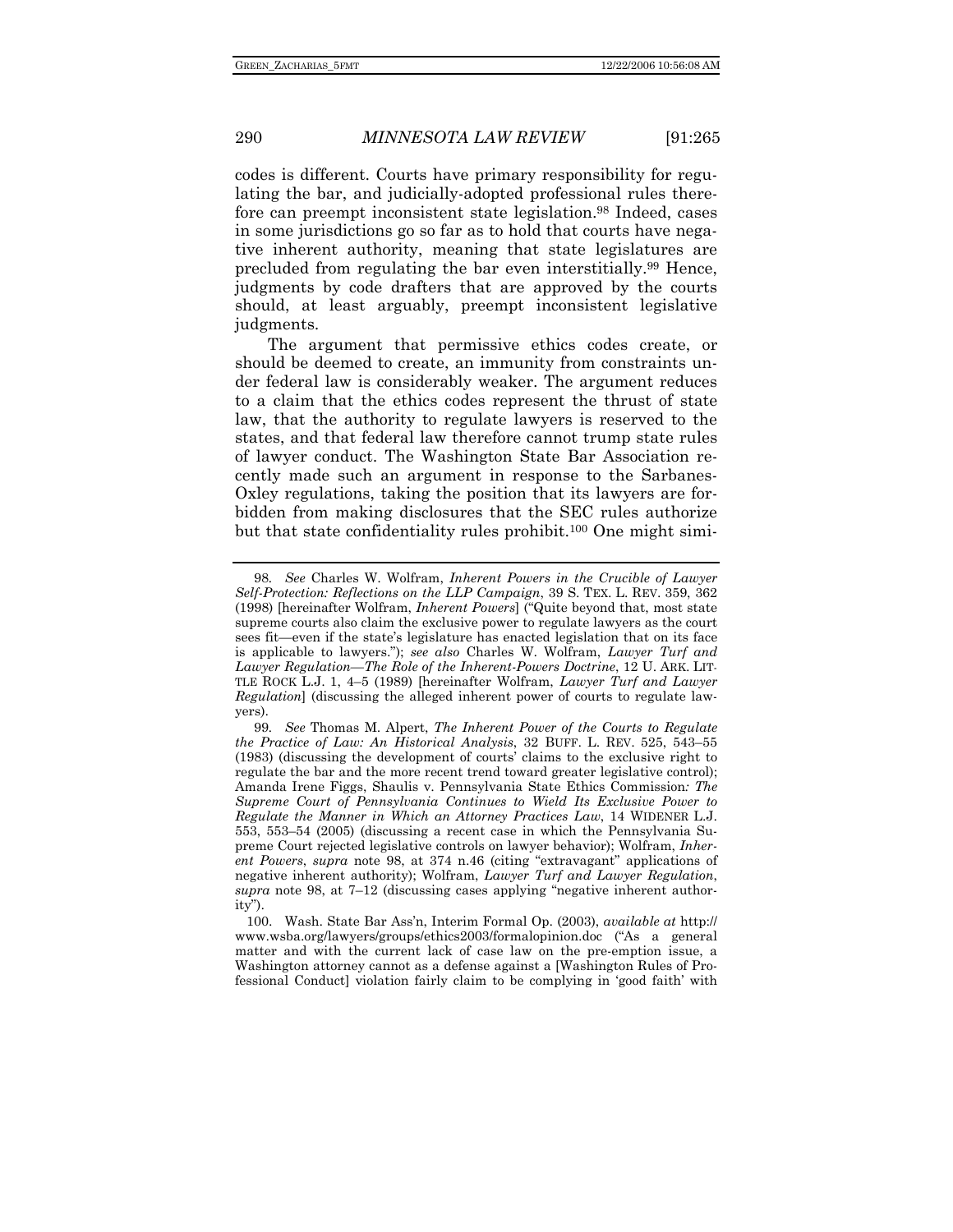codes is different. Courts have primary responsibility for regulating the bar, and judicially-adopted professional rules therefore can preempt inconsistent state legislation.[98] Indeed, cases in some jurisdictions go so far as to hold that courts have negative inherent authority, meaning that state legislatures are precluded from regulating the bar even interstitially.[99] Hence, judgments by code drafters that are approved by the courts should, at least arguably, preempt inconsistent legislative judgments.

The argument that permissive ethics codes create, or should be deemed to create, an immunity from constraints under federal law is considerably weaker. The argument reduces to a claim that the ethics codes represent the thrust of state law, that the authority to regulate lawyers is reserved to the states, and that federal law therefore cannot trump state rules of lawyer conduct. The Washington State Bar Association recently made such an argument in response to the Sarbanes-Oxley regulations, taking the position that its lawyers are forbidden from making disclosures that the SEC rules authorize but that state confidentiality rules prohibit.[100] One might simi-

---

98. *See* Charles W. Wolfram, *Inherent Powers in the Crucible of Lawyer Self-Protection: Reflections on the LLP Campaign*, 39 S. TEX. L. REV. 359, 362 (1998) [hereinafter Wolfram, *Inherent Powers*] ("Quite beyond that, most state supreme courts also claim the exclusive power to regulate lawyers as the court sees fit—even if the state's legislature has enacted legislation that on its face is applicable to lawyers."); *see also* Charles W. Wolfram, *Lawyer Turf and Lawyer Regulation—The Role of the Inherent-Powers Doctrine*, 12 U. ARK. LITTLE ROCK L.J. 1, 4–5 (1989) [hereinafter Wolfram, *Lawyer Turf and Lawyer Regulation*] (discussing the alleged inherent power of courts to regulate lawyers).

99. *See* Thomas M. Alpert, *The Inherent Power of the Courts to Regulate the Practice of Law: An Historical Analysis*, 32 BUFF. L. REV. 525, 543–55 (1983) (discussing the development of courts' claims to the exclusive right to regulate the bar and the more recent trend toward greater legislative control); Amanda Irene Figgs, Shaulis v. Pennsylvania State Ethics Commission*: The Supreme Court of Pennsylvania Continues to Wield Its Exclusive Power to Regulate the Manner in Which an Attorney Practices Law*, 14 WIDENER L.J. 553, 553–54 (2005) (discussing a recent case in which the Pennsylvania Supreme Court rejected legislative controls on lawyer behavior); Wolfram, *Inherent Powers*, *supra* note 98, at 374 n.46 (citing "extravagant" applications of negative inherent authority); Wolfram, *Lawyer Turf and Lawyer Regulation*, *supra* note 98, at 7–12 (discussing cases applying "negative inherent authority").

100. Wash. State Bar Ass'n, Interim Formal Op. (2003), *available at* http://www.wsba.org/lawyers/groups/ethics2003/formalopinion.doc ("As a general matter and with the current lack of case law on the pre-emption issue, a Washington attorney cannot as a defense against a [Washington Rules of Professional Conduct] violation fairly claim to be complying in 'good faith' with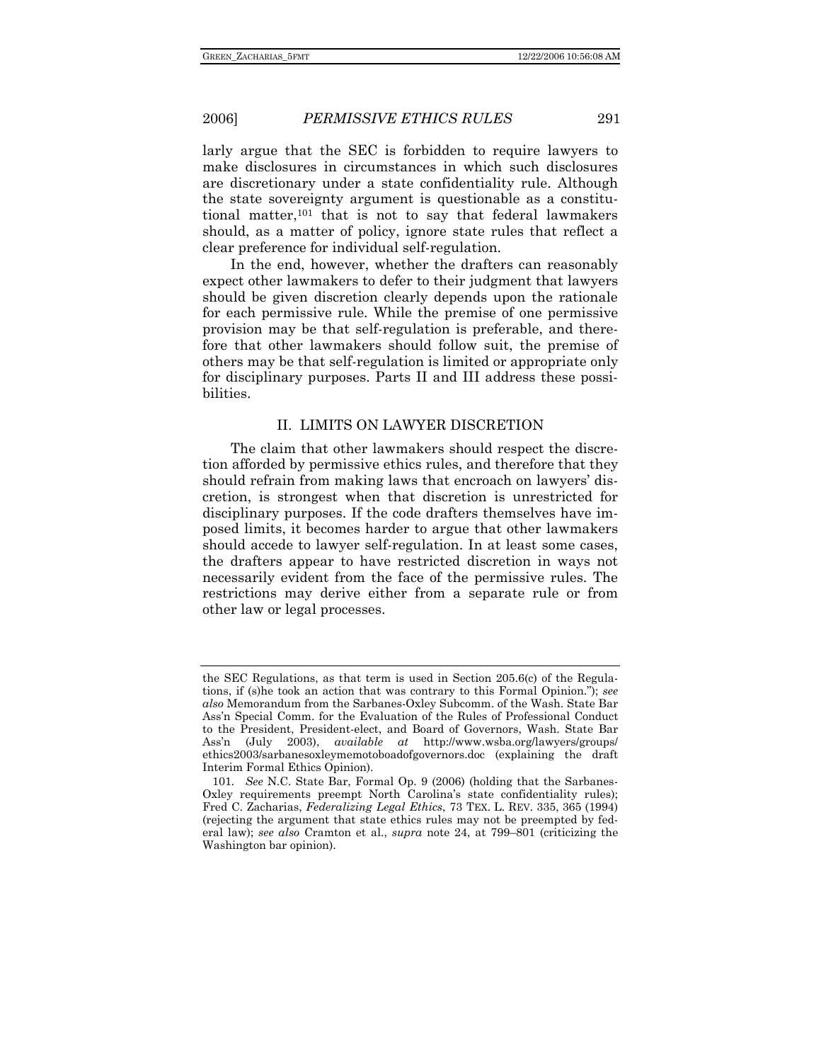larly argue that the SEC is forbidden to require lawyers to make disclosures in circumstances in which such disclosures are discretionary under a state confidentiality rule. Although the state sovereignty argument is questionable as a constitutional matter,[101] that is not to say that federal lawmakers should, as a matter of policy, ignore state rules that reflect a clear preference for individual self-regulation.

In the end, however, whether the drafters can reasonably expect other lawmakers to defer to their judgment that lawyers should be given discretion clearly depends upon the rationale for each permissive rule. While the premise of one permissive provision may be that self-regulation is preferable, and therefore that other lawmakers should follow suit, the premise of others may be that self-regulation is limited or appropriate only for disciplinary purposes. Parts II and III address these possibilities.

## II. LIMITS ON LAWYER DISCRETION

The claim that other lawmakers should respect the discretion afforded by permissive ethics rules, and therefore that they should refrain from making laws that encroach on lawyers' discretion, is strongest when that discretion is unrestricted for disciplinary purposes. If the code drafters themselves have imposed limits, it becomes harder to argue that other lawmakers should accede to lawyer self-regulation. In at least some cases, the drafters appear to have restricted discretion in ways not necessarily evident from the face of the permissive rules. The restrictions may derive either from a separate rule or from other law or legal processes.

---

the SEC Regulations, as that term is used in Section 205.6(c) of the Regulations, if (s)he took an action that was contrary to this Formal Opinion."); *see also* Memorandum from the Sarbanes-Oxley Subcomm. of the Wash. State Bar Ass'n Special Comm. for the Evaluation of the Rules of Professional Conduct to the President, President-elect, and Board of Governors, Wash. State Bar Ass'n (July 2003), *available at* http://www.wsba.org/lawyers/groups/ethics2003/sarbanesoxleymemotoboadofgovernors.doc (explaining the draft Interim Formal Ethics Opinion).

101. *See* N.C. State Bar, Formal Op. 9 (2006) (holding that the Sarbanes-Oxley requirements preempt North Carolina's state confidentiality rules); Fred C. Zacharias, *Federalizing Legal Ethics*, 73 TEX. L. REV. 335, 365 (1994) (rejecting the argument that state ethics rules may not be preempted by federal law); *see also* Cramton et al., *supra* note 24, at 799–801 (criticizing the Washington bar opinion).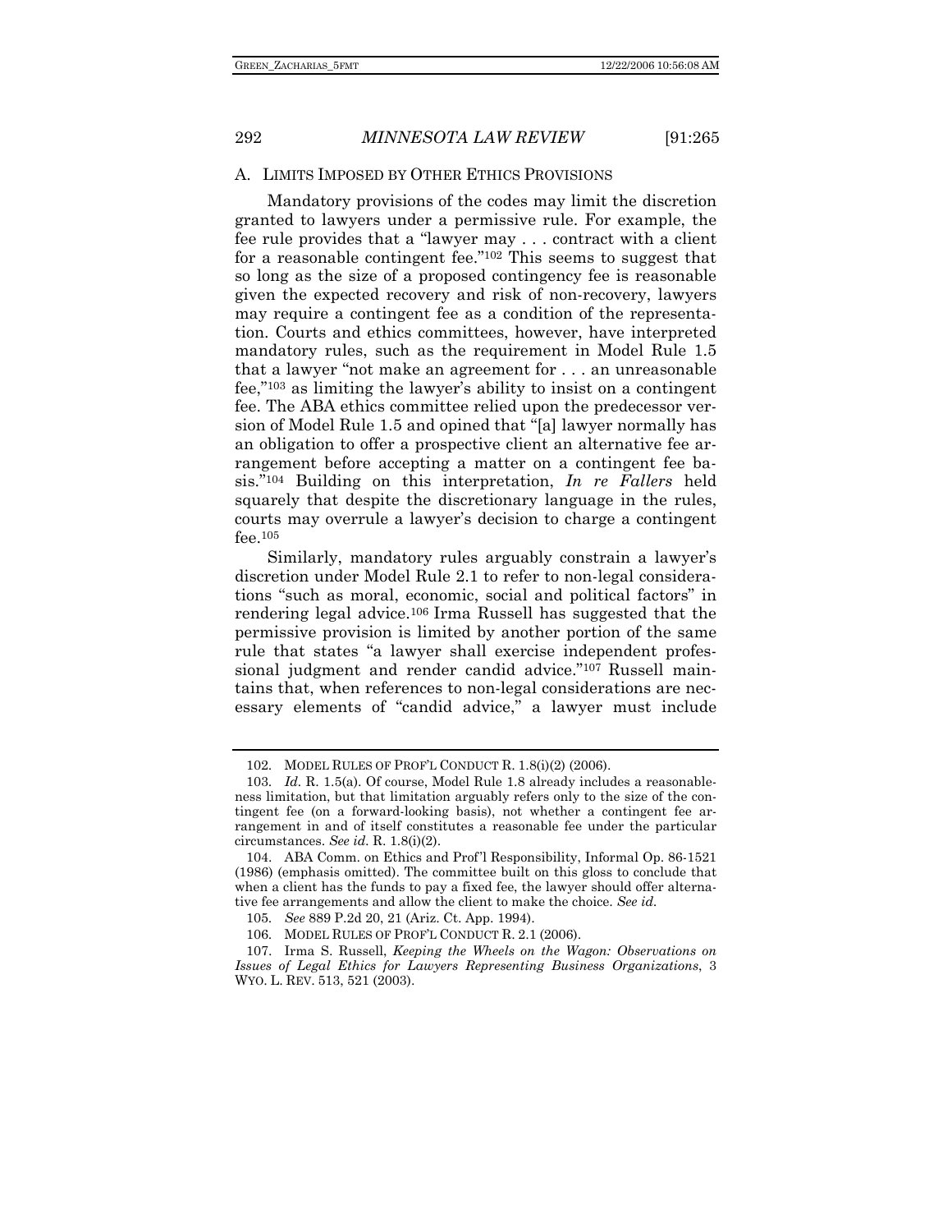### A. LIMITS IMPOSED BY OTHER ETHICS PROVISIONS

Mandatory provisions of the codes may limit the discretion granted to lawyers under a permissive rule. For example, the fee rule provides that a "lawyer may . . . contract with a client for a reasonable contingent fee."[102] This seems to suggest that so long as the size of a proposed contingency fee is reasonable given the expected recovery and risk of non-recovery, lawyers may require a contingent fee as a condition of the representation. Courts and ethics committees, however, have interpreted mandatory rules, such as the requirement in Model Rule 1.5 that a lawyer "not make an agreement for . . . an unreasonable fee,"[103] as limiting the lawyer's ability to insist on a contingent fee. The ABA ethics committee relied upon the predecessor version of Model Rule 1.5 and opined that "[a] lawyer normally has an obligation to offer a prospective client an alternative fee arrangement before accepting a matter on a contingent fee basis."[104] Building on this interpretation, *In re Fallers* held squarely that despite the discretionary language in the rules, courts may overrule a lawyer's decision to charge a contingent fee.[105]

Similarly, mandatory rules arguably constrain a lawyer's discretion under Model Rule 2.1 to refer to non-legal considerations "such as moral, economic, social and political factors" in rendering legal advice.[106] Irma Russell has suggested that the permissive provision is limited by another portion of the same rule that states "a lawyer shall exercise independent professional judgment and render candid advice."[107] Russell maintains that, when references to non-legal considerations are necessary elements of "candid advice," a lawyer must include

---

102. MODEL RULES OF PROF'L CONDUCT R. 1.8(i)(2) (2006).

103. *Id.* R. 1.5(a). Of course, Model Rule 1.8 already includes a reasonableness limitation, but that limitation arguably refers only to the size of the contingent fee (on a forward-looking basis), not whether a contingent fee arrangement in and of itself constitutes a reasonable fee under the particular circumstances. *See id.* R. 1.8(i)(2).

104. ABA Comm. on Ethics and Prof'l Responsibility, Informal Op. 86-1521 (1986) (emphasis omitted). The committee built on this gloss to conclude that when a client has the funds to pay a fixed fee, the lawyer should offer alternative fee arrangements and allow the client to make the choice. *See id.*

105. *See* 889 P.2d 20, 21 (Ariz. Ct. App. 1994).

106. MODEL RULES OF PROF'L CONDUCT R. 2.1 (2006).

107. Irma S. Russell, *Keeping the Wheels on the Wagon: Observations on Issues of Legal Ethics for Lawyers Representing Business Organizations*, 3 WYO. L. REV. 513, 521 (2003).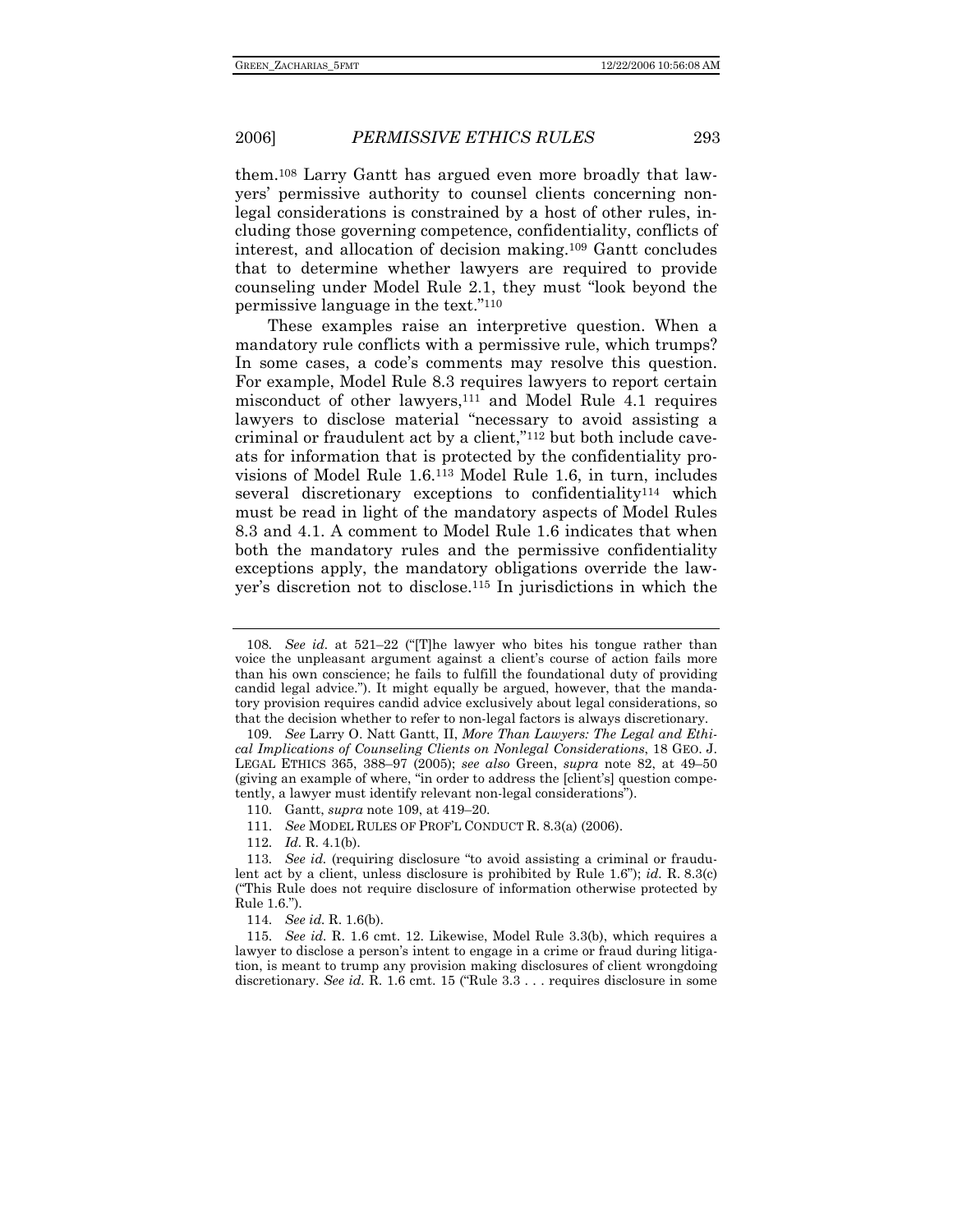them.[108] Larry Gantt has argued even more broadly that lawyers' permissive authority to counsel clients concerning non-legal considerations is constrained by a host of other rules, including those governing competence, confidentiality, conflicts of interest, and allocation of decision making.[109] Gantt concludes that to determine whether lawyers are required to provide counseling under Model Rule 2.1, they must "look beyond the permissive language in the text."[110]

These examples raise an interpretive question. When a mandatory rule conflicts with a permissive rule, which trumps? In some cases, a code's comments may resolve this question. For example, Model Rule 8.3 requires lawyers to report certain misconduct of other lawyers,[111] and Model Rule 4.1 requires lawyers to disclose material "necessary to avoid assisting a criminal or fraudulent act by a client,"[112] but both include caveats for information that is protected by the confidentiality provisions of Model Rule 1.6.[113] Model Rule 1.6, in turn, includes several discretionary exceptions to confidentiality[114] which must be read in light of the mandatory aspects of Model Rules 8.3 and 4.1. A comment to Model Rule 1.6 indicates that when both the mandatory rules and the permissive confidentiality exceptions apply, the mandatory obligations override the lawyer's discretion not to disclose.[115] In jurisdictions in which the

---

108. *See id.* at 521–22 ("[T]he lawyer who bites his tongue rather than voice the unpleasant argument against a client's course of action fails more than his own conscience; he fails to fulfill the foundational duty of providing candid legal advice."). It might equally be argued, however, that the mandatory provision requires candid advice exclusively about legal considerations, so that the decision whether to refer to non-legal factors is always discretionary.

109. *See* Larry O. Natt Gantt, II, *More Than Lawyers: The Legal and Ethical Implications of Counseling Clients on Nonlegal Considerations*, 18 GEO. J. LEGAL ETHICS 365, 388–97 (2005); *see also* Green, *supra* note 82, at 49–50 (giving an example of where, "in order to address the [client's] question competently, a lawyer must identify relevant non-legal considerations").

110. Gantt, *supra* note 109, at 419–20.

111. *See* MODEL RULES OF PROF'L CONDUCT R. 8.3(a) (2006).

112. *Id.* R. 4.1(b).

113. *See id.* (requiring disclosure "to avoid assisting a criminal or fraudulent act by a client, unless disclosure is prohibited by Rule 1.6"); *id.* R. 8.3(c) ("This Rule does not require disclosure of information otherwise protected by Rule 1.6.").

114. *See id.* R. 1.6(b).

115. *See id.* R. 1.6 cmt. 12. Likewise, Model Rule 3.3(b), which requires a lawyer to disclose a person's intent to engage in a crime or fraud during litigation, is meant to trump any provision making disclosures of client wrongdoing discretionary. *See id.* R. 1.6 cmt. 15 ("Rule 3.3 . . . requires disclosure in some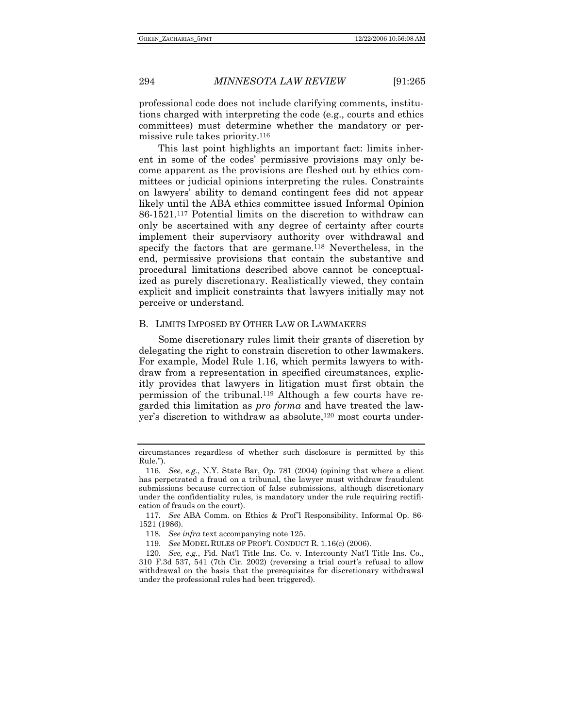professional code does not include clarifying comments, institutions charged with interpreting the code (e.g., courts and ethics committees) must determine whether the mandatory or permissive rule takes priority.[116]

This last point highlights an important fact: limits inherent in some of the codes' permissive provisions may only become apparent as the provisions are fleshed out by ethics committees or judicial opinions interpreting the rules. Constraints on lawyers' ability to demand contingent fees did not appear likely until the ABA ethics committee issued Informal Opinion 86-1521.[117] Potential limits on the discretion to withdraw can only be ascertained with any degree of certainty after courts implement their supervisory authority over withdrawal and specify the factors that are germane.[118] Nevertheless, in the end, permissive provisions that contain the substantive and procedural limitations described above cannot be conceptualized as purely discretionary. Realistically viewed, they contain explicit and implicit constraints that lawyers initially may not perceive or understand.

## B. Limits Imposed by Other Law or Lawmakers

Some discretionary rules limit their grants of discretion by delegating the right to constrain discretion to other lawmakers. For example, Model Rule 1.16, which permits lawyers to withdraw from a representation in specified circumstances, explicitly provides that lawyers in litigation must first obtain the permission of the tribunal.[119] Although a few courts have regarded this limitation as *pro forma* and have treated the lawyer's discretion to withdraw as absolute,[120] most courts under-

---

circumstances regardless of whether such disclosure is permitted by this Rule.").

116. *See, e.g.*, N.Y. State Bar, Op. 781 (2004) (opining that where a client has perpetrated a fraud on a tribunal, the lawyer must withdraw fraudulent submissions because correction of false submissions, although discretionary under the confidentiality rules, is mandatory under the rule requiring rectification of frauds on the court).

117. *See* ABA Comm. on Ethics & Prof'l Responsibility, Informal Op. 86-1521 (1986).

118. *See infra* text accompanying note 125.

119. *See* MODEL RULES OF PROF'L CONDUCT R. 1.16(c) (2006).

120. *See, e.g.*, Fid. Nat'l Title Ins. Co. v. Intercounty Nat'l Title Ins. Co., 310 F.3d 537, 541 (7th Cir. 2002) (reversing a trial court's refusal to allow withdrawal on the basis that the prerequisites for discretionary withdrawal under the professional rules had been triggered).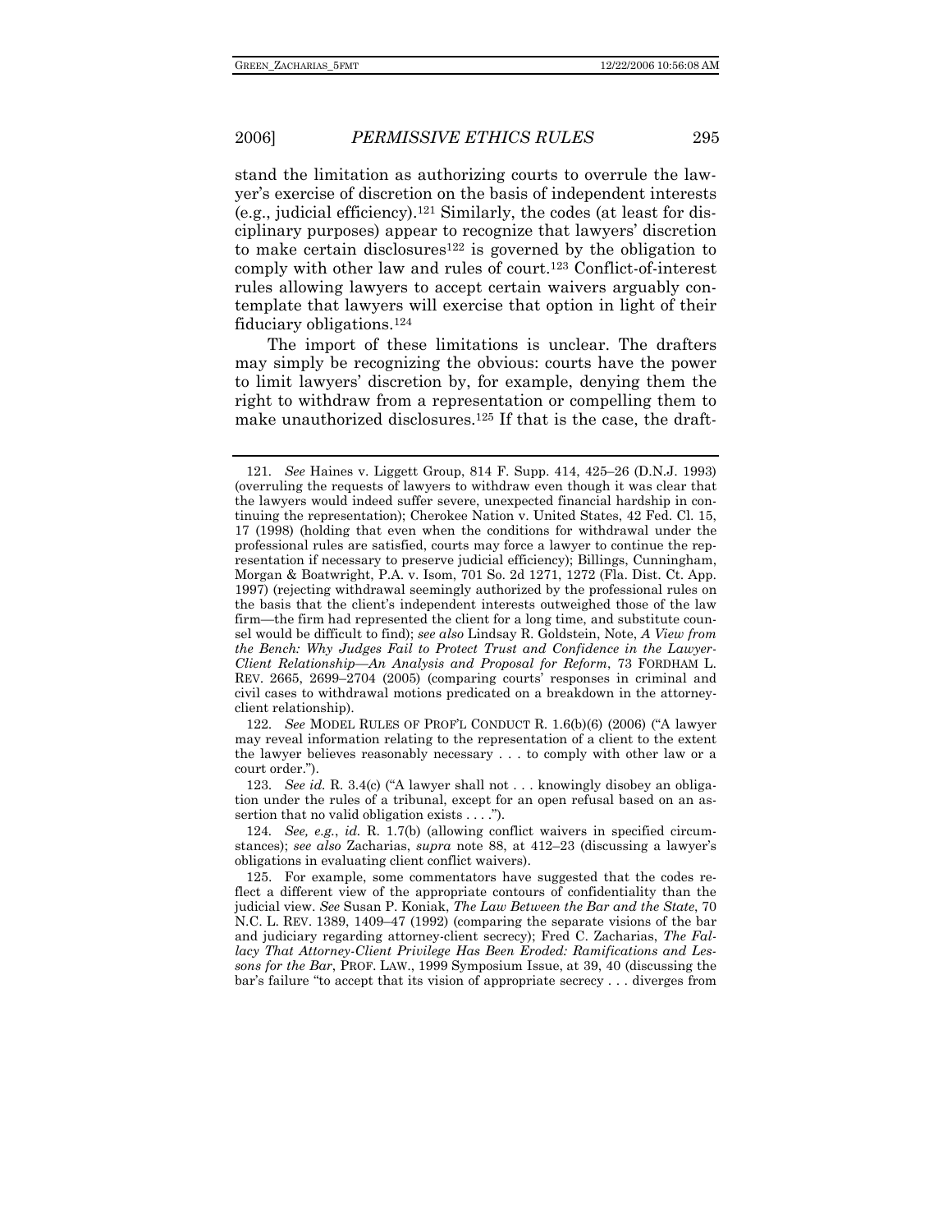stand the limitation as authorizing courts to overrule the lawyer's exercise of discretion on the basis of independent interests (e.g., judicial efficiency).[121] Similarly, the codes (at least for disciplinary purposes) appear to recognize that lawyers' discretion to make certain disclosures[122] is governed by the obligation to comply with other law and rules of court.[123] Conflict-of-interest rules allowing lawyers to accept certain waivers arguably contemplate that lawyers will exercise that option in light of their fiduciary obligations.[124]

The import of these limitations is unclear. The drafters may simply be recognizing the obvious: courts have the power to limit lawyers' discretion by, for example, denying them the right to withdraw from a representation or compelling them to make unauthorized disclosures.[125] If that is the case, the draft-

---

121. *See* Haines v. Liggett Group, 814 F. Supp. 414, 425–26 (D.N.J. 1993) (overruling the requests of lawyers to withdraw even though it was clear that the lawyers would indeed suffer severe, unexpected financial hardship in continuing the representation); Cherokee Nation v. United States, 42 Fed. Cl. 15, 17 (1998) (holding that even when the conditions for withdrawal under the professional rules are satisfied, courts may force a lawyer to continue the representation if necessary to preserve judicial efficiency); Billings, Cunningham, Morgan & Boatwright, P.A. v. Isom, 701 So. 2d 1271, 1272 (Fla. Dist. Ct. App. 1997) (rejecting withdrawal seemingly authorized by the professional rules on the basis that the client's independent interests outweighed those of the law firm—the firm had represented the client for a long time, and substitute counsel would be difficult to find); *see also* Lindsay R. Goldstein, Note, *A View from the Bench: Why Judges Fail to Protect Trust and Confidence in the Lawyer-Client Relationship—An Analysis and Proposal for Reform*, 73 FORDHAM L. REV. 2665, 2699–2704 (2005) (comparing courts' responses in criminal and civil cases to withdrawal motions predicated on a breakdown in the attorney-client relationship).

122. *See* MODEL RULES OF PROF'L CONDUCT R. 1.6(b)(6) (2006) ("A lawyer may reveal information relating to the representation of a client to the extent the lawyer believes reasonably necessary . . . to comply with other law or a court order.").

123. *See id.* R. 3.4(c) ("A lawyer shall not . . . knowingly disobey an obligation under the rules of a tribunal, except for an open refusal based on an assertion that no valid obligation exists . . . .").

124. *See, e.g.*, *id.* R. 1.7(b) (allowing conflict waivers in specified circumstances); *see also* Zacharias, *supra* note 88, at 412–23 (discussing a lawyer's obligations in evaluating client conflict waivers).

125. For example, some commentators have suggested that the codes reflect a different view of the appropriate contours of confidentiality than the judicial view. *See* Susan P. Koniak, *The Law Between the Bar and the State*, 70 N.C. L. REV. 1389, 1409–47 (1992) (comparing the separate visions of the bar and judiciary regarding attorney-client secrecy); Fred C. Zacharias, *The Fallacy That Attorney-Client Privilege Has Been Eroded: Ramifications and Lessons for the Bar*, PROF. LAW., 1999 Symposium Issue, at 39, 40 (discussing the bar's failure "to accept that its vision of appropriate secrecy . . . diverges from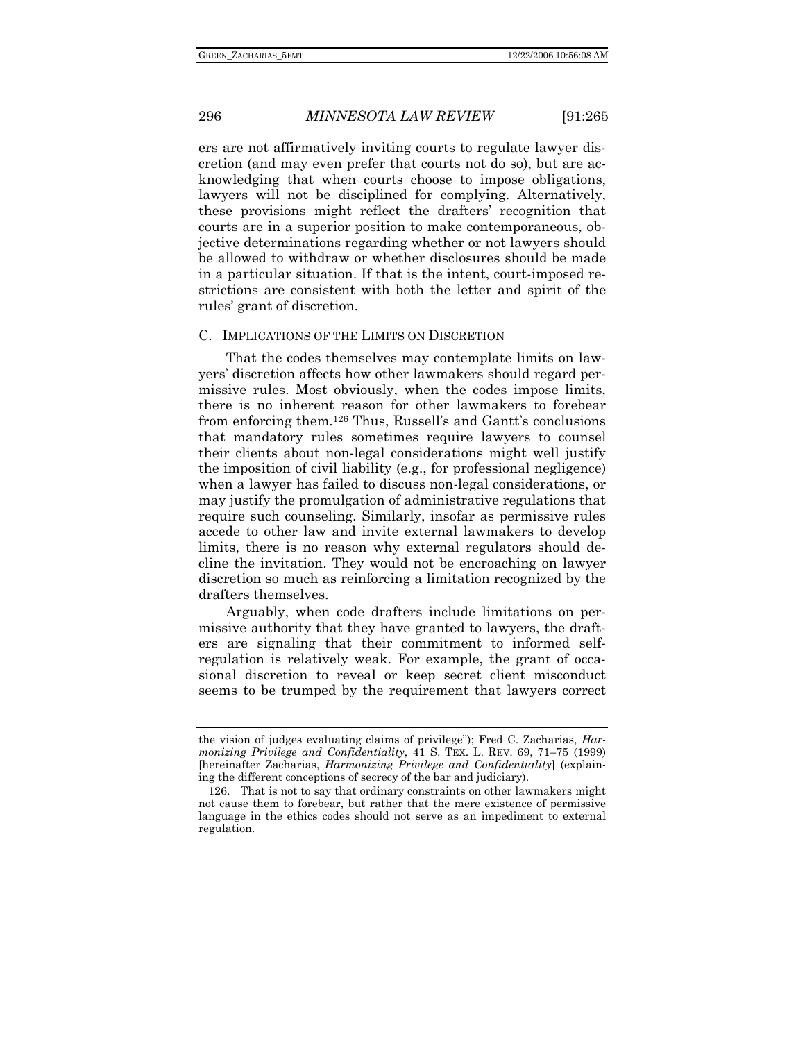ers are not affirmatively inviting courts to regulate lawyer discretion (and may even prefer that courts not do so), but are acknowledging that when courts choose to impose obligations, lawyers will not be disciplined for complying. Alternatively, these provisions might reflect the drafters' recognition that courts are in a superior position to make contemporaneous, objective determinations regarding whether or not lawyers should be allowed to withdraw or whether disclosures should be made in a particular situation. If that is the intent, court-imposed restrictions are consistent with both the letter and spirit of the rules' grant of discretion.

## C. Implications of the Limits on Discretion

That the codes themselves may contemplate limits on lawyers' discretion affects how other lawmakers should regard permissive rules. Most obviously, when the codes impose limits, there is no inherent reason for other lawmakers to forebear from enforcing them.[126] Thus, Russell's and Gantt's conclusions that mandatory rules sometimes require lawyers to counsel their clients about non-legal considerations might well justify the imposition of civil liability (e.g., for professional negligence) when a lawyer has failed to discuss non-legal considerations, or may justify the promulgation of administrative regulations that require such counseling. Similarly, insofar as permissive rules accede to other law and invite external lawmakers to develop limits, there is no reason why external regulators should decline the invitation. They would not be encroaching on lawyer discretion so much as reinforcing a limitation recognized by the drafters themselves.

Arguably, when code drafters include limitations on permissive authority that they have granted to lawyers, the drafters are signaling that their commitment to informed self-regulation is relatively weak. For example, the grant of occasional discretion to reveal or keep secret client misconduct seems to be trumped by the requirement that lawyers correct

---

the vision of judges evaluating claims of privilege"); Fred C. Zacharias, *Harmonizing Privilege and Confidentiality*, 41 S. TEX. L. REV. 69, 71–75 (1999) [hereinafter Zacharias, *Harmonizing Privilege and Confidentiality*] (explaining the different conceptions of secrecy of the bar and judiciary).

126. That is not to say that ordinary constraints on other lawmakers might not cause them to forebear, but rather that the mere existence of permissive language in the ethics codes should not serve as an impediment to external regulation.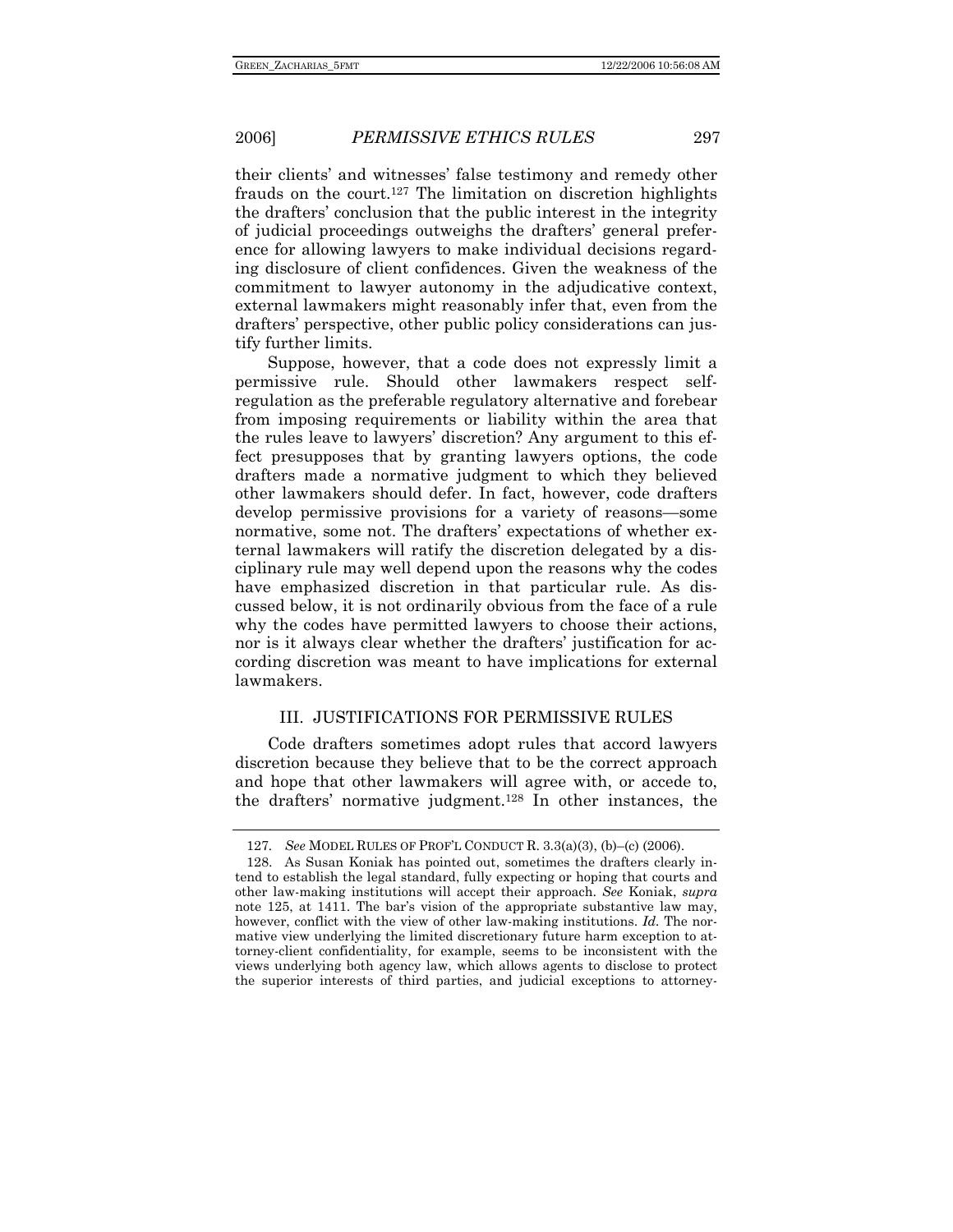their clients' and witnesses' false testimony and remedy other frauds on the court.[127] The limitation on discretion highlights the drafters' conclusion that the public interest in the integrity of judicial proceedings outweighs the drafters' general preference for allowing lawyers to make individual decisions regarding disclosure of client confidences. Given the weakness of the commitment to lawyer autonomy in the adjudicative context, external lawmakers might reasonably infer that, even from the drafters' perspective, other public policy considerations can justify further limits.

Suppose, however, that a code does not expressly limit a permissive rule. Should other lawmakers respect self-regulation as the preferable regulatory alternative and forebear from imposing requirements or liability within the area that the rules leave to lawyers' discretion? Any argument to this effect presupposes that by granting lawyers options, the code drafters made a normative judgment to which they believed other lawmakers should defer. In fact, however, code drafters develop permissive provisions for a variety of reasons—some normative, some not. The drafters' expectations of whether external lawmakers will ratify the discretion delegated by a disciplinary rule may well depend upon the reasons why the codes have emphasized discretion in that particular rule. As discussed below, it is not ordinarily obvious from the face of a rule why the codes have permitted lawyers to choose their actions, nor is it always clear whether the drafters' justification for according discretion was meant to have implications for external lawmakers.

## III. JUSTIFICATIONS FOR PERMISSIVE RULES

Code drafters sometimes adopt rules that accord lawyers discretion because they believe that to be the correct approach and hope that other lawmakers will agree with, or accede to, the drafters' normative judgment.[128] In other instances, the

---

127. *See* MODEL RULES OF PROF'L CONDUCT R. 3.3(a)(3), (b)–(c) (2006).

128. As Susan Koniak has pointed out, sometimes the drafters clearly intend to establish the legal standard, fully expecting or hoping that courts and other law-making institutions will accept their approach. *See* Koniak, *supra* note 125, at 1411. The bar's vision of the appropriate substantive law may, however, conflict with the view of other law-making institutions. *Id.* The normative view underlying the limited discretionary future harm exception to attorney-client confidentiality, for example, seems to be inconsistent with the views underlying both agency law, which allows agents to disclose to protect the superior interests of third parties, and judicial exceptions to attorney-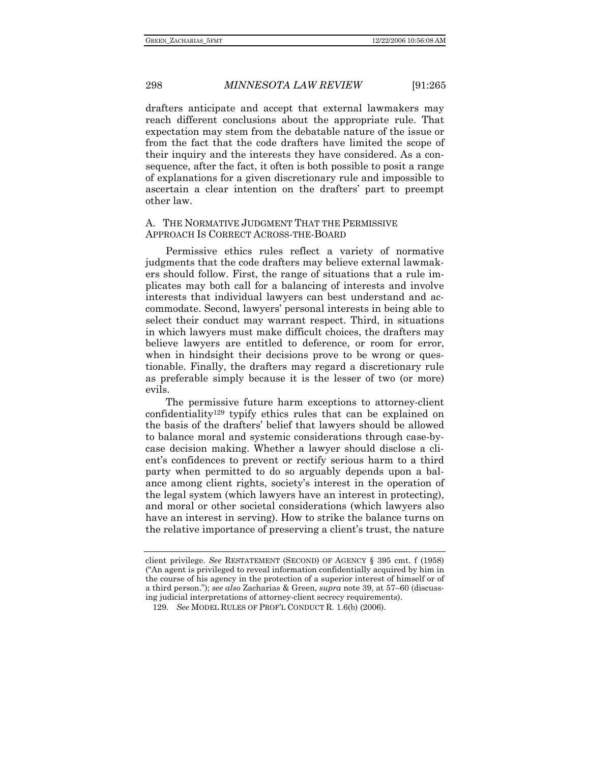drafters anticipate and accept that external lawmakers may reach different conclusions about the appropriate rule. That expectation may stem from the debatable nature of the issue or from the fact that the code drafters have limited the scope of their inquiry and the interests they have considered. As a consequence, after the fact, it often is both possible to posit a range of explanations for a given discretionary rule and impossible to ascertain a clear intention on the drafters' part to preempt other law.

### A. THE NORMATIVE JUDGMENT THAT THE PERMISSIVE APPROACH IS CORRECT ACROSS-THE-BOARD

Permissive ethics rules reflect a variety of normative judgments that the code drafters may believe external lawmakers should follow. First, the range of situations that a rule implicates may both call for a balancing of interests and involve interests that individual lawyers can best understand and accommodate. Second, lawyers' personal interests in being able to select their conduct may warrant respect. Third, in situations in which lawyers must make difficult choices, the drafters may believe lawyers are entitled to deference, or room for error, when in hindsight their decisions prove to be wrong or questionable. Finally, the drafters may regard a discretionary rule as preferable simply because it is the lesser of two (or more) evils.

The permissive future harm exceptions to attorney-client confidentiality[129] typify ethics rules that can be explained on the basis of the drafters' belief that lawyers should be allowed to balance moral and systemic considerations through case-by-case decision making. Whether a lawyer should disclose a client's confidences to prevent or rectify serious harm to a third party when permitted to do so arguably depends upon a balance among client rights, society's interest in the operation of the legal system (which lawyers have an interest in protecting), and moral or other societal considerations (which lawyers also have an interest in serving). How to strike the balance turns on the relative importance of preserving a client's trust, the nature

---

client privilege. *See* RESTATEMENT (SECOND) OF AGENCY § 395 cmt. f (1958) ("An agent is privileged to reveal information confidentially acquired by him in the course of his agency in the protection of a superior interest of himself or of a third person."); *see also* Zacharias & Green, *supra* note 39, at 57–60 (discussing judicial interpretations of attorney-client secrecy requirements).

129. *See* MODEL RULES OF PROF'L CONDUCT R. 1.6(b) (2006).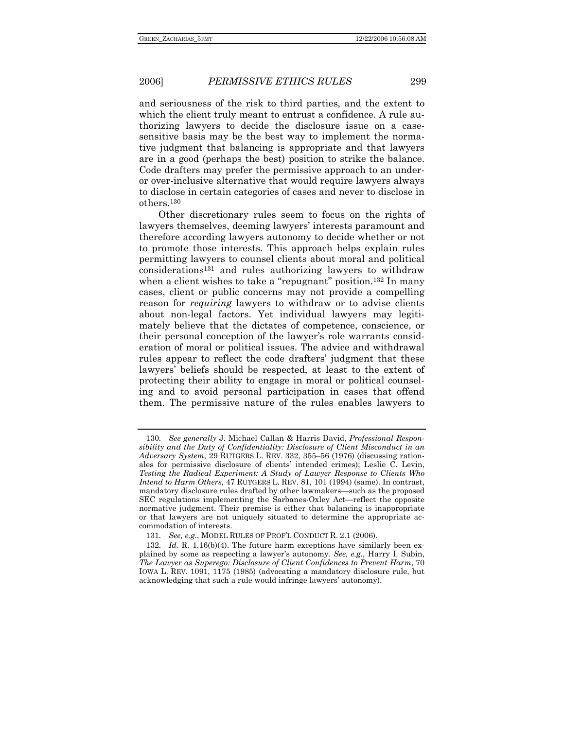and seriousness of the risk to third parties, and the extent to which the client truly meant to entrust a confidence. A rule authorizing lawyers to decide the disclosure issue on a case-sensitive basis may be the best way to implement the normative judgment that balancing is appropriate and that lawyers are in a good (perhaps the best) position to strike the balance. Code drafters may prefer the permissive approach to an under- or over-inclusive alternative that would require lawyers always to disclose in certain categories of cases and never to disclose in others.[130]

Other discretionary rules seem to focus on the rights of lawyers themselves, deeming lawyers' interests paramount and therefore according lawyers autonomy to decide whether or not to promote those interests. This approach helps explain rules permitting lawyers to counsel clients about moral and political considerations[131] and rules authorizing lawyers to withdraw when a client wishes to take a "repugnant" position.[132] In many cases, client or public concerns may not provide a compelling reason for *requiring* lawyers to withdraw or to advise clients about non-legal factors. Yet individual lawyers may legitimately believe that the dictates of competence, conscience, or their personal conception of the lawyer's role warrants consideration of moral or political issues. The advice and withdrawal rules appear to reflect the code drafters' judgment that these lawyers' beliefs should be respected, at least to the extent of protecting their ability to engage in moral or political counseling and to avoid personal participation in cases that offend them. The permissive nature of the rules enables lawyers to

---

130. *See generally* J. Michael Callan & Harris David, *Professional Responsibility and the Duty of Confidentiality: Disclosure of Client Misconduct in an Adversary System*, 29 RUTGERS L. REV. 332, 355–56 (1976) (discussing rationales for permissive disclosure of clients' intended crimes); Leslie C. Levin, *Testing the Radical Experiment: A Study of Lawyer Response to Clients Who Intend to Harm Others*, 47 RUTGERS L. REV. 81, 101 (1994) (same). In contrast, mandatory disclosure rules drafted by other lawmakers—such as the proposed SEC regulations implementing the Sarbanes-Oxley Act—reflect the opposite normative judgment. Their premise is either that balancing is inappropriate or that lawyers are not uniquely situated to determine the appropriate accommodation of interests.

131. *See, e.g.*, MODEL RULES OF PROF'L CONDUCT R. 2.1 (2006).

132. *Id.* R. 1.16(b)(4). The future harm exceptions have similarly been explained by some as respecting a lawyer's autonomy. *See, e.g.*, Harry I. Subin, *The Lawyer as Superego: Disclosure of Client Confidences to Prevent Harm*, 70 IOWA L. REV. 1091, 1175 (1985) (advocating a mandatory disclosure rule, but acknowledging that such a rule would infringe lawyers' autonomy).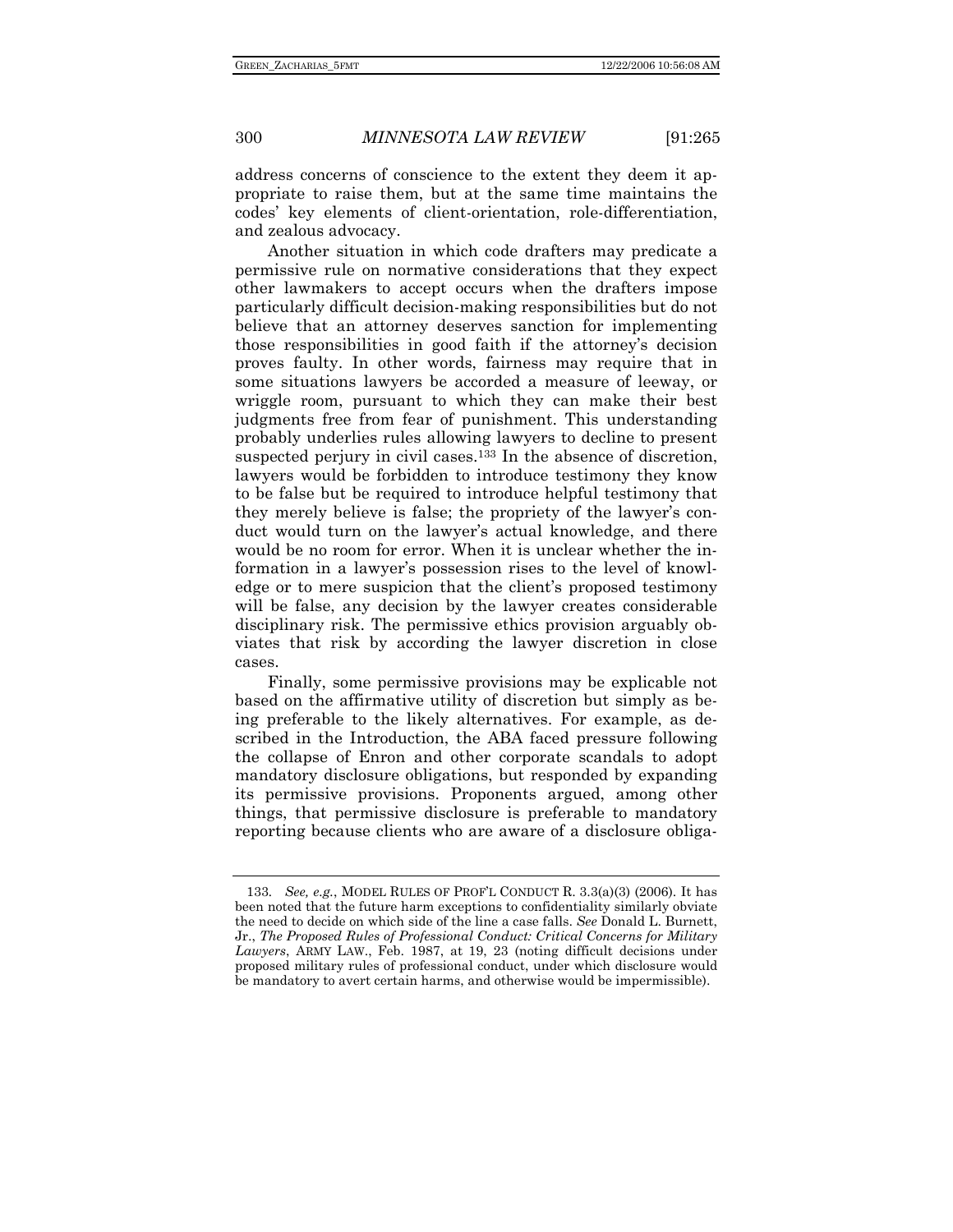address concerns of conscience to the extent they deem it appropriate to raise them, but at the same time maintains the codes' key elements of client-orientation, role-differentiation, and zealous advocacy.

Another situation in which code drafters may predicate a permissive rule on normative considerations that they expect other lawmakers to accept occurs when the drafters impose particularly difficult decision-making responsibilities but do not believe that an attorney deserves sanction for implementing those responsibilities in good faith if the attorney's decision proves faulty. In other words, fairness may require that in some situations lawyers be accorded a measure of leeway, or wriggle room, pursuant to which they can make their best judgments free from fear of punishment. This understanding probably underlies rules allowing lawyers to decline to present suspected perjury in civil cases.[133] In the absence of discretion, lawyers would be forbidden to introduce testimony they know to be false but be required to introduce helpful testimony that they merely believe is false; the propriety of the lawyer's conduct would turn on the lawyer's actual knowledge, and there would be no room for error. When it is unclear whether the information in a lawyer's possession rises to the level of knowledge or to mere suspicion that the client's proposed testimony will be false, any decision by the lawyer creates considerable disciplinary risk. The permissive ethics provision arguably obviates that risk by according the lawyer discretion in close cases.

Finally, some permissive provisions may be explicable not based on the affirmative utility of discretion but simply as being preferable to the likely alternatives. For example, as described in the Introduction, the ABA faced pressure following the collapse of Enron and other corporate scandals to adopt mandatory disclosure obligations, but responded by expanding its permissive provisions. Proponents argued, among other things, that permissive disclosure is preferable to mandatory reporting because clients who are aware of a disclosure obliga-

---

133. *See, e.g.*, MODEL RULES OF PROF'L CONDUCT R. 3.3(a)(3) (2006). It has been noted that the future harm exceptions to confidentiality similarly obviate the need to decide on which side of the line a case falls. *See* Donald L. Burnett, Jr., *The Proposed Rules of Professional Conduct: Critical Concerns for Military Lawyers*, ARMY LAW., Feb. 1987, at 19, 23 (noting difficult decisions under proposed military rules of professional conduct, under which disclosure would be mandatory to avert certain harms, and otherwise would be impermissible).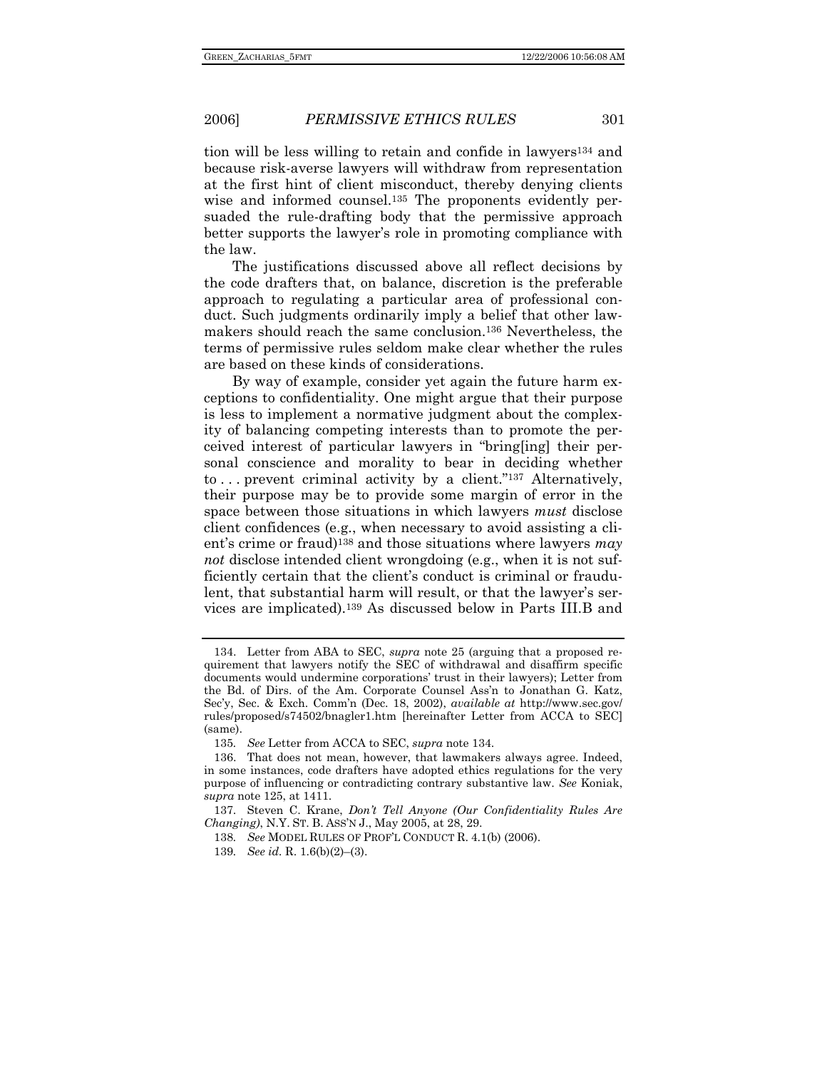tion will be less willing to retain and confide in lawyers[134] and because risk-averse lawyers will withdraw from representation at the first hint of client misconduct, thereby denying clients wise and informed counsel.[135] The proponents evidently persuaded the rule-drafting body that the permissive approach better supports the lawyer's role in promoting compliance with the law.

The justifications discussed above all reflect decisions by the code drafters that, on balance, discretion is the preferable approach to regulating a particular area of professional conduct. Such judgments ordinarily imply a belief that other lawmakers should reach the same conclusion.[136] Nevertheless, the terms of permissive rules seldom make clear whether the rules are based on these kinds of considerations.

By way of example, consider yet again the future harm exceptions to confidentiality. One might argue that their purpose is less to implement a normative judgment about the complexity of balancing competing interests than to promote the perceived interest of particular lawyers in "bring[ing] their personal conscience and morality to bear in deciding whether to . . . prevent criminal activity by a client."[137] Alternatively, their purpose may be to provide some margin of error in the space between those situations in which lawyers *must* disclose client confidences (e.g., when necessary to avoid assisting a client's crime or fraud)[138] and those situations where lawyers *may not* disclose intended client wrongdoing (e.g., when it is not sufficiently certain that the client's conduct is criminal or fraudulent, that substantial harm will result, or that the lawyer's services are implicated).[139] As discussed below in Parts III.B and

---

134. Letter from ABA to SEC, *supra* note 25 (arguing that a proposed requirement that lawyers notify the SEC of withdrawal and disaffirm specific documents would undermine corporations' trust in their lawyers); Letter from the Bd. of Dirs. of the Am. Corporate Counsel Ass'n to Jonathan G. Katz, Sec'y, Sec. & Exch. Comm'n (Dec. 18, 2002), *available at* http://www.sec.gov/rules/proposed/s74502/bnagler1.htm [hereinafter Letter from ACCA to SEC] (same).

135. *See* Letter from ACCA to SEC, *supra* note 134.

136. That does not mean, however, that lawmakers always agree. Indeed, in some instances, code drafters have adopted ethics regulations for the very purpose of influencing or contradicting contrary substantive law. *See* Koniak, *supra* note 125, at 1411.

137. Steven C. Krane, *Don't Tell Anyone (Our Confidentiality Rules Are Changing)*, N.Y. ST. B. ASS'N J., May 2005, at 28, 29.

138. *See* MODEL RULES OF PROF'L CONDUCT R. 4.1(b) (2006).

139. *See id.* R. 1.6(b)(2)–(3).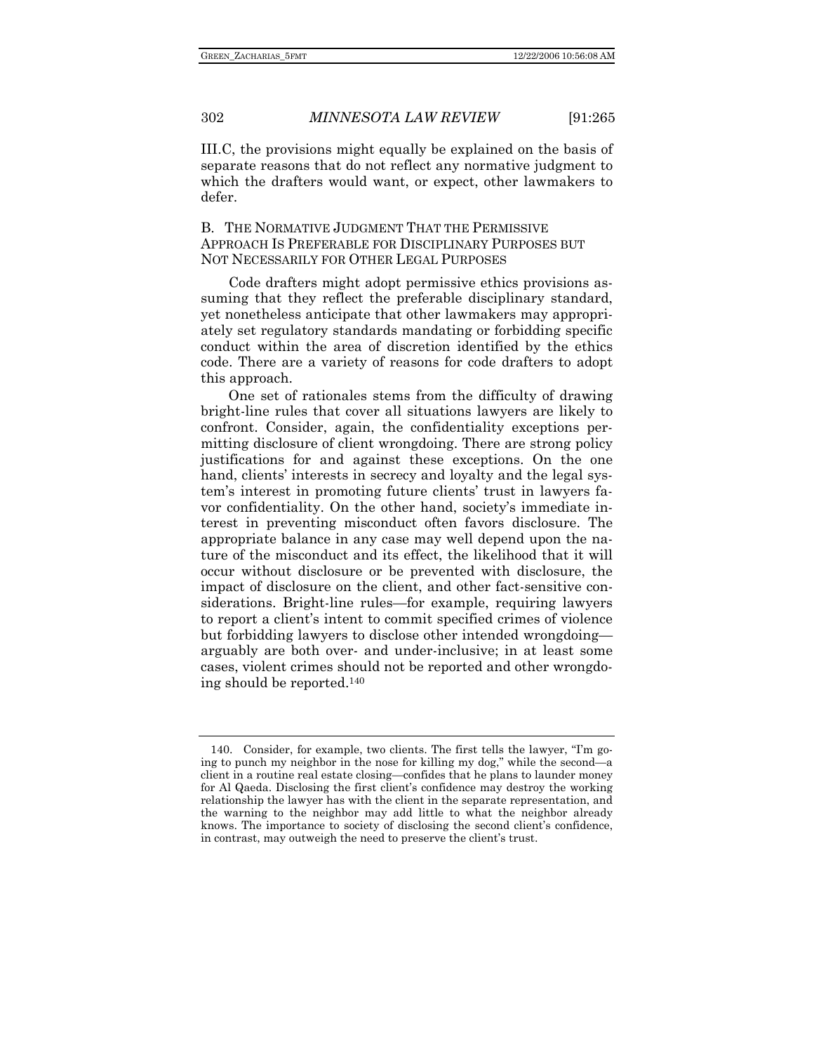III.C, the provisions might equally be explained on the basis of separate reasons that do not reflect any normative judgment to which the drafters would want, or expect, other lawmakers to defer.

### B. The Normative Judgment That the Permissive Approach Is Preferable for Disciplinary Purposes but Not Necessarily for Other Legal Purposes

Code drafters might adopt permissive ethics provisions assuming that they reflect the preferable disciplinary standard, yet nonetheless anticipate that other lawmakers may appropriately set regulatory standards mandating or forbidding specific conduct within the area of discretion identified by the ethics code. There are a variety of reasons for code drafters to adopt this approach.

One set of rationales stems from the difficulty of drawing bright-line rules that cover all situations lawyers are likely to confront. Consider, again, the confidentiality exceptions permitting disclosure of client wrongdoing. There are strong policy justifications for and against these exceptions. On the one hand, clients' interests in secrecy and loyalty and the legal system's interest in promoting future clients' trust in lawyers favor confidentiality. On the other hand, society's immediate interest in preventing misconduct often favors disclosure. The appropriate balance in any case may well depend upon the nature of the misconduct and its effect, the likelihood that it will occur without disclosure or be prevented with disclosure, the impact of disclosure on the client, and other fact-sensitive considerations. Bright-line rules—for example, requiring lawyers to report a client's intent to commit specified crimes of violence but forbidding lawyers to disclose other intended wrongdoing—arguably are both over- and under-inclusive; in at least some cases, violent crimes should not be reported and other wrongdoing should be reported.[140]

---

140. Consider, for example, two clients. The first tells the lawyer, "I'm going to punch my neighbor in the nose for killing my dog," while the second—a client in a routine real estate closing—confides that he plans to launder money for Al Qaeda. Disclosing the first client's confidence may destroy the working relationship the lawyer has with the client in the separate representation, and the warning to the neighbor may add little to what the neighbor already knows. The importance to society of disclosing the second client's confidence, in contrast, may outweigh the need to preserve the client's trust.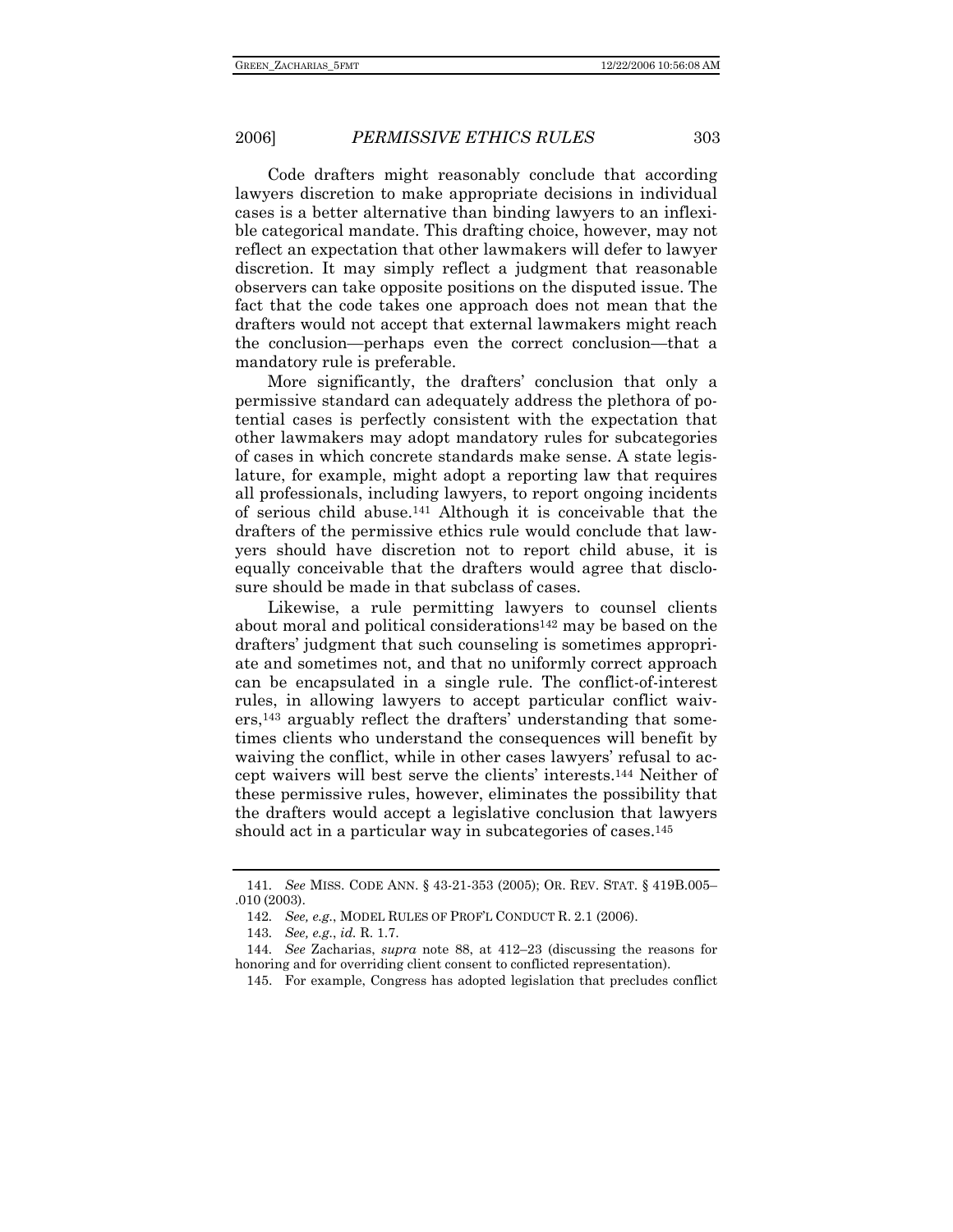Code drafters might reasonably conclude that according lawyers discretion to make appropriate decisions in individual cases is a better alternative than binding lawyers to an inflexible categorical mandate. This drafting choice, however, may not reflect an expectation that other lawmakers will defer to lawyer discretion. It may simply reflect a judgment that reasonable observers can take opposite positions on the disputed issue. The fact that the code takes one approach does not mean that the drafters would not accept that external lawmakers might reach the conclusion—perhaps even the correct conclusion—that a mandatory rule is preferable.

More significantly, the drafters' conclusion that only a permissive standard can adequately address the plethora of potential cases is perfectly consistent with the expectation that other lawmakers may adopt mandatory rules for subcategories of cases in which concrete standards make sense. A state legislature, for example, might adopt a reporting law that requires all professionals, including lawyers, to report ongoing incidents of serious child abuse.[141] Although it is conceivable that the drafters of the permissive ethics rule would conclude that lawyers should have discretion not to report child abuse, it is equally conceivable that the drafters would agree that disclosure should be made in that subclass of cases.

Likewise, a rule permitting lawyers to counsel clients about moral and political considerations[142] may be based on the drafters' judgment that such counseling is sometimes appropriate and sometimes not, and that no uniformly correct approach can be encapsulated in a single rule. The conflict-of-interest rules, in allowing lawyers to accept particular conflict waivers,[143] arguably reflect the drafters' understanding that sometimes clients who understand the consequences will benefit by waiving the conflict, while in other cases lawyers' refusal to accept waivers will best serve the clients' interests.[144] Neither of these permissive rules, however, eliminates the possibility that the drafters would accept a legislative conclusion that lawyers should act in a particular way in subcategories of cases.[145]

---

141. *See* MISS. CODE ANN. § 43-21-353 (2005); OR. REV. STAT. § 419B.005–.010 (2003).

142. *See, e.g.*, MODEL RULES OF PROF'L CONDUCT R. 2.1 (2006).

143. *See, e.g.*, *id.* R. 1.7.

144. *See* Zacharias, *supra* note 88, at 412–23 (discussing the reasons for honoring and for overriding client consent to conflicted representation).

145. For example, Congress has adopted legislation that precludes conflict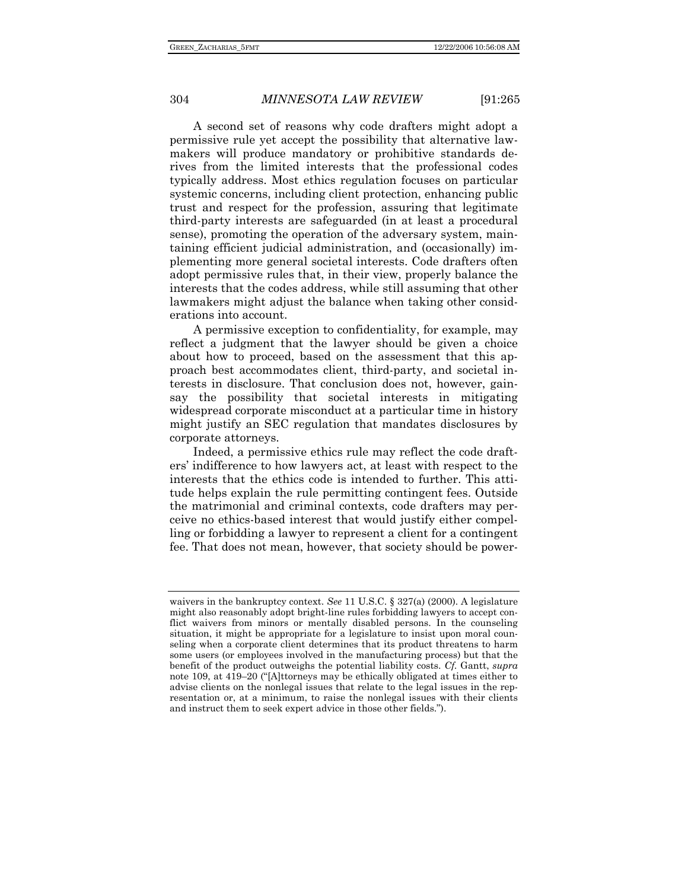A second set of reasons why code drafters might adopt a permissive rule yet accept the possibility that alternative lawmakers will produce mandatory or prohibitive standards derives from the limited interests that the professional codes typically address. Most ethics regulation focuses on particular systemic concerns, including client protection, enhancing public trust and respect for the profession, assuring that legitimate third-party interests are safeguarded (in at least a procedural sense), promoting the operation of the adversary system, maintaining efficient judicial administration, and (occasionally) implementing more general societal interests. Code drafters often adopt permissive rules that, in their view, properly balance the interests that the codes address, while still assuming that other lawmakers might adjust the balance when taking other considerations into account.

A permissive exception to confidentiality, for example, may reflect a judgment that the lawyer should be given a choice about how to proceed, based on the assessment that this approach best accommodates client, third-party, and societal interests in disclosure. That conclusion does not, however, gainsay the possibility that societal interests in mitigating widespread corporate misconduct at a particular time in history might justify an SEC regulation that mandates disclosures by corporate attorneys.

Indeed, a permissive ethics rule may reflect the code drafters' indifference to how lawyers act, at least with respect to the interests that the ethics code is intended to further. This attitude helps explain the rule permitting contingent fees. Outside the matrimonial and criminal contexts, code drafters may perceive no ethics-based interest that would justify either compelling or forbidding a lawyer to represent a client for a contingent fee. That does not mean, however, that society should be power-

---

waivers in the bankruptcy context. *See* 11 U.S.C. § 327(a) (2000). A legislature might also reasonably adopt bright-line rules forbidding lawyers to accept conflict waivers from minors or mentally disabled persons. In the counseling situation, it might be appropriate for a legislature to insist upon moral counseling when a corporate client determines that its product threatens to harm some users (or employees involved in the manufacturing process) but that the benefit of the product outweighs the potential liability costs. *Cf.* Gantt, *supra* note 109, at 419–20 ("[A]ttorneys may be ethically obligated at times either to advise clients on the nonlegal issues that relate to the legal issues in the representation or, at a minimum, to raise the nonlegal issues with their clients and instruct them to seek expert advice in those other fields.").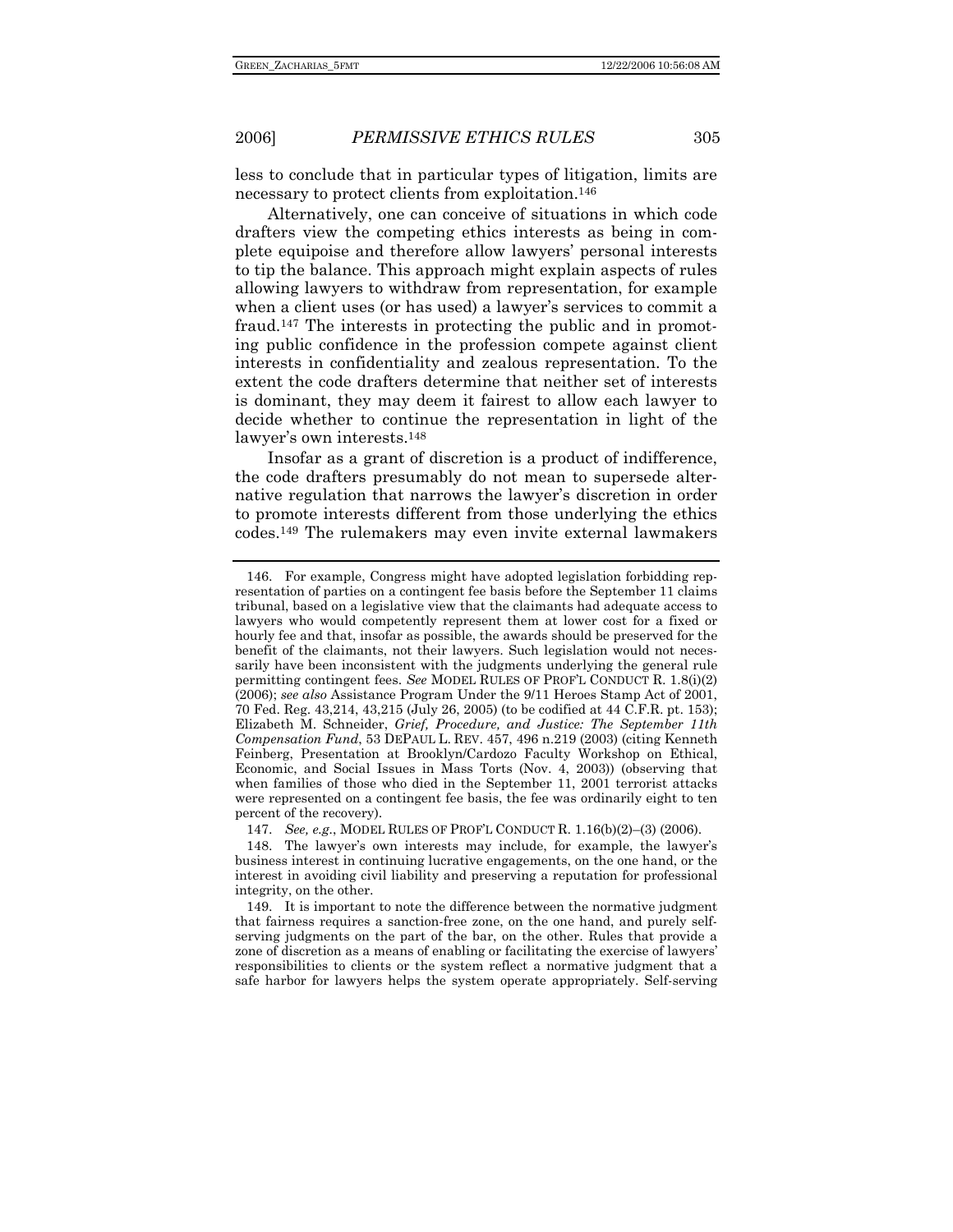less to conclude that in particular types of litigation, limits are necessary to protect clients from exploitation.[146]

Alternatively, one can conceive of situations in which code drafters view the competing ethics interests as being in complete equipoise and therefore allow lawyers' personal interests to tip the balance. This approach might explain aspects of rules allowing lawyers to withdraw from representation, for example when a client uses (or has used) a lawyer's services to commit a fraud.[147] The interests in protecting the public and in promoting public confidence in the profession compete against client interests in confidentiality and zealous representation. To the extent the code drafters determine that neither set of interests is dominant, they may deem it fairest to allow each lawyer to decide whether to continue the representation in light of the lawyer's own interests.[148]

Insofar as a grant of discretion is a product of indifference, the code drafters presumably do not mean to supersede alternative regulation that narrows the lawyer's discretion in order to promote interests different from those underlying the ethics codes.[149] The rulemakers may even invite external lawmakers

---

146. For example, Congress might have adopted legislation forbidding representation of parties on a contingent fee basis before the September 11 claims tribunal, based on a legislative view that the claimants had adequate access to lawyers who would competently represent them at lower cost for a fixed or hourly fee and that, insofar as possible, the awards should be preserved for the benefit of the claimants, not their lawyers. Such legislation would not necessarily have been inconsistent with the judgments underlying the general rule permitting contingent fees. *See* MODEL RULES OF PROF'L CONDUCT R. 1.8(i)(2) (2006); *see also* Assistance Program Under the 9/11 Heroes Stamp Act of 2001, 70 Fed. Reg. 43,214, 43,215 (July 26, 2005) (to be codified at 44 C.F.R. pt. 153); Elizabeth M. Schneider, *Grief, Procedure, and Justice: The September 11th Compensation Fund*, 53 DEPAUL L. REV. 457, 496 n.219 (2003) (citing Kenneth Feinberg, Presentation at Brooklyn/Cardozo Faculty Workshop on Ethical, Economic, and Social Issues in Mass Torts (Nov. 4, 2003)) (observing that when families of those who died in the September 11, 2001 terrorist attacks were represented on a contingent fee basis, the fee was ordinarily eight to ten percent of the recovery).

147. *See, e.g.*, MODEL RULES OF PROF'L CONDUCT R. 1.16(b)(2)–(3) (2006).

148. The lawyer's own interests may include, for example, the lawyer's business interest in continuing lucrative engagements, on the one hand, or the interest in avoiding civil liability and preserving a reputation for professional integrity, on the other.

149. It is important to note the difference between the normative judgment that fairness requires a sanction-free zone, on the one hand, and purely self-serving judgments on the part of the bar, on the other. Rules that provide a zone of discretion as a means of enabling or facilitating the exercise of lawyers' responsibilities to clients or the system reflect a normative judgment that a safe harbor for lawyers helps the system operate appropriately. Self-serving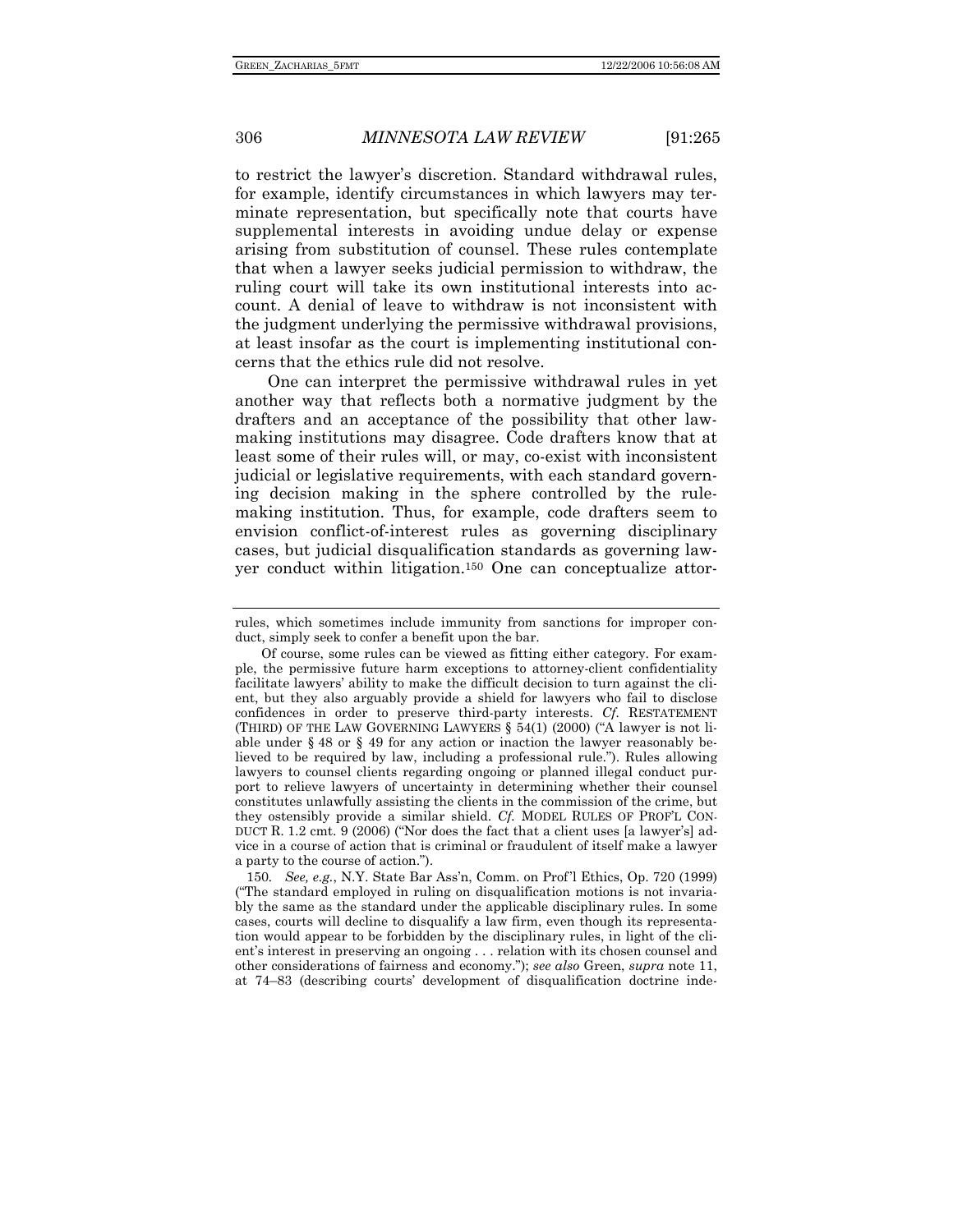to restrict the lawyer's discretion. Standard withdrawal rules, for example, identify circumstances in which lawyers may terminate representation, but specifically note that courts have supplemental interests in avoiding undue delay or expense arising from substitution of counsel. These rules contemplate that when a lawyer seeks judicial permission to withdraw, the ruling court will take its own institutional interests into account. A denial of leave to withdraw is not inconsistent with the judgment underlying the permissive withdrawal provisions, at least insofar as the court is implementing institutional concerns that the ethics rule did not resolve.

One can interpret the permissive withdrawal rules in yet another way that reflects both a normative judgment by the drafters and an acceptance of the possibility that other lawmaking institutions may disagree. Code drafters know that at least some of their rules will, or may, co-exist with inconsistent judicial or legislative requirements, with each standard governing decision making in the sphere controlled by the rulemaking institution. Thus, for example, code drafters seem to envision conflict-of-interest rules as governing disciplinary cases, but judicial disqualification standards as governing lawyer conduct within litigation.[150] One can conceptualize attor-

---

rules, which sometimes include immunity from sanctions for improper conduct, simply seek to confer a benefit upon the bar.

Of course, some rules can be viewed as fitting either category. For example, the permissive future harm exceptions to attorney-client confidentiality facilitate lawyers' ability to make the difficult decision to turn against the client, but they also arguably provide a shield for lawyers who fail to disclose confidences in order to preserve third-party interests. *Cf.* RESTATEMENT (THIRD) OF THE LAW GOVERNING LAWYERS § 54(1) (2000) ("A lawyer is not liable under § 48 or § 49 for any action or inaction the lawyer reasonably believed to be required by law, including a professional rule."). Rules allowing lawyers to counsel clients regarding ongoing or planned illegal conduct purport to relieve lawyers of uncertainty in determining whether their counsel constitutes unlawfully assisting the clients in the commission of the crime, but they ostensibly provide a similar shield. *Cf.* MODEL RULES OF PROF'L CONDUCT R. 1.2 cmt. 9 (2006) ("Nor does the fact that a client uses [a lawyer's] advice in a course of action that is criminal or fraudulent of itself make a lawyer a party to the course of action.").

150. *See, e.g.*, N.Y. State Bar Ass'n, Comm. on Prof'l Ethics, Op. 720 (1999) ("The standard employed in ruling on disqualification motions is not invariably the same as the standard under the applicable disciplinary rules. In some cases, courts will decline to disqualify a law firm, even though its representation would appear to be forbidden by the disciplinary rules, in light of the client's interest in preserving an ongoing . . . relation with its chosen counsel and other considerations of fairness and economy."); *see also* Green, *supra* note 11, at 74–83 (describing courts' development of disqualification doctrine inde-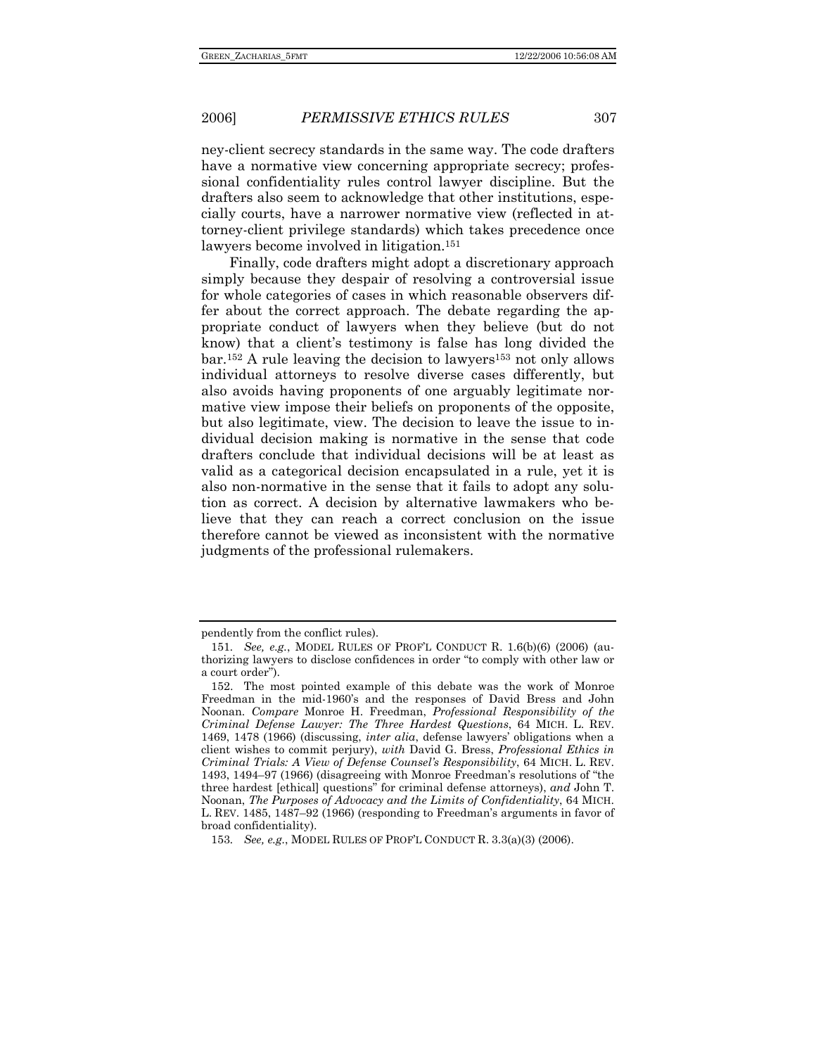ney-client secrecy standards in the same way. The code drafters have a normative view concerning appropriate secrecy; professional confidentiality rules control lawyer discipline. But the drafters also seem to acknowledge that other institutions, especially courts, have a narrower normative view (reflected in attorney-client privilege standards) which takes precedence once lawyers become involved in litigation.[151]

Finally, code drafters might adopt a discretionary approach simply because they despair of resolving a controversial issue for whole categories of cases in which reasonable observers differ about the correct approach. The debate regarding the appropriate conduct of lawyers when they believe (but do not know) that a client's testimony is false has long divided the bar.[152] A rule leaving the decision to lawyers[153] not only allows individual attorneys to resolve diverse cases differently, but also avoids having proponents of one arguably legitimate normative view impose their beliefs on proponents of the opposite, but also legitimate, view. The decision to leave the issue to individual decision making is normative in the sense that code drafters conclude that individual decisions will be at least as valid as a categorical decision encapsulated in a rule, yet it is also non-normative in the sense that it fails to adopt any solution as correct. A decision by alternative lawmakers who believe that they can reach a correct conclusion on the issue therefore cannot be viewed as inconsistent with the normative judgments of the professional rulemakers.

---

pendently from the conflict rules).

151. *See, e.g.*, MODEL RULES OF PROF'L CONDUCT R. 1.6(b)(6) (2006) (authorizing lawyers to disclose confidences in order "to comply with other law or a court order").

152. The most pointed example of this debate was the work of Monroe Freedman in the mid-1960's and the responses of David Bress and John Noonan. *Compare* Monroe H. Freedman, *Professional Responsibility of the Criminal Defense Lawyer: The Three Hardest Questions*, 64 MICH. L. REV. 1469, 1478 (1966) (discussing, *inter alia*, defense lawyers' obligations when a client wishes to commit perjury), *with* David G. Bress, *Professional Ethics in Criminal Trials: A View of Defense Counsel's Responsibility*, 64 MICH. L. REV. 1493, 1494–97 (1966) (disagreeing with Monroe Freedman's resolutions of "the three hardest [ethical] questions" for criminal defense attorneys), *and* John T. Noonan, *The Purposes of Advocacy and the Limits of Confidentiality*, 64 MICH. L. REV. 1485, 1487–92 (1966) (responding to Freedman's arguments in favor of broad confidentiality).

153. *See, e.g.*, MODEL RULES OF PROF'L CONDUCT R. 3.3(a)(3) (2006).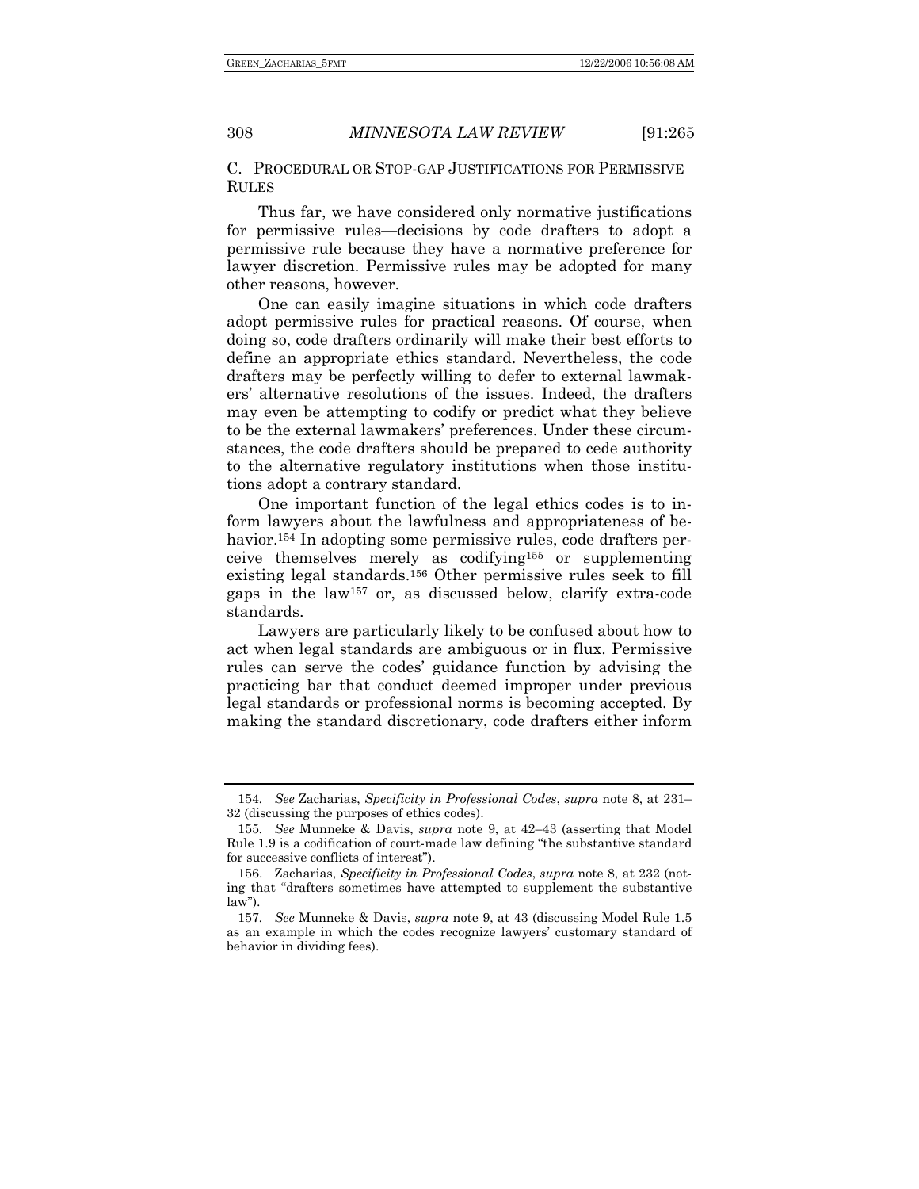### C. Procedural or Stop-gap Justifications for Permissive Rules

Thus far, we have considered only normative justifications for permissive rules—decisions by code drafters to adopt a permissive rule because they have a normative preference for lawyer discretion. Permissive rules may be adopted for many other reasons, however.

One can easily imagine situations in which code drafters adopt permissive rules for practical reasons. Of course, when doing so, code drafters ordinarily will make their best efforts to define an appropriate ethics standard. Nevertheless, the code drafters may be perfectly willing to defer to external lawmakers' alternative resolutions of the issues. Indeed, the drafters may even be attempting to codify or predict what they believe to be the external lawmakers' preferences. Under these circumstances, the code drafters should be prepared to cede authority to the alternative regulatory institutions when those institutions adopt a contrary standard.

One important function of the legal ethics codes is to inform lawyers about the lawfulness and appropriateness of behavior.[154] In adopting some permissive rules, code drafters perceive themselves merely as codifying[155] or supplementing existing legal standards.[156] Other permissive rules seek to fill gaps in the law[157] or, as discussed below, clarify extra-code standards.

Lawyers are particularly likely to be confused about how to act when legal standards are ambiguous or in flux. Permissive rules can serve the codes' guidance function by advising the practicing bar that conduct deemed improper under previous legal standards or professional norms is becoming accepted. By making the standard discretionary, code drafters either inform

---

154. *See* Zacharias, *Specificity in Professional Codes*, *supra* note 8, at 231–32 (discussing the purposes of ethics codes).

155. *See* Munneke & Davis, *supra* note 9, at 42–43 (asserting that Model Rule 1.9 is a codification of court-made law defining "the substantive standard for successive conflicts of interest").

156. Zacharias, *Specificity in Professional Codes*, *supra* note 8, at 232 (noting that "drafters sometimes have attempted to supplement the substantive law").

157. *See* Munneke & Davis, *supra* note 9, at 43 (discussing Model Rule 1.5 as an example in which the codes recognize lawyers' customary standard of behavior in dividing fees).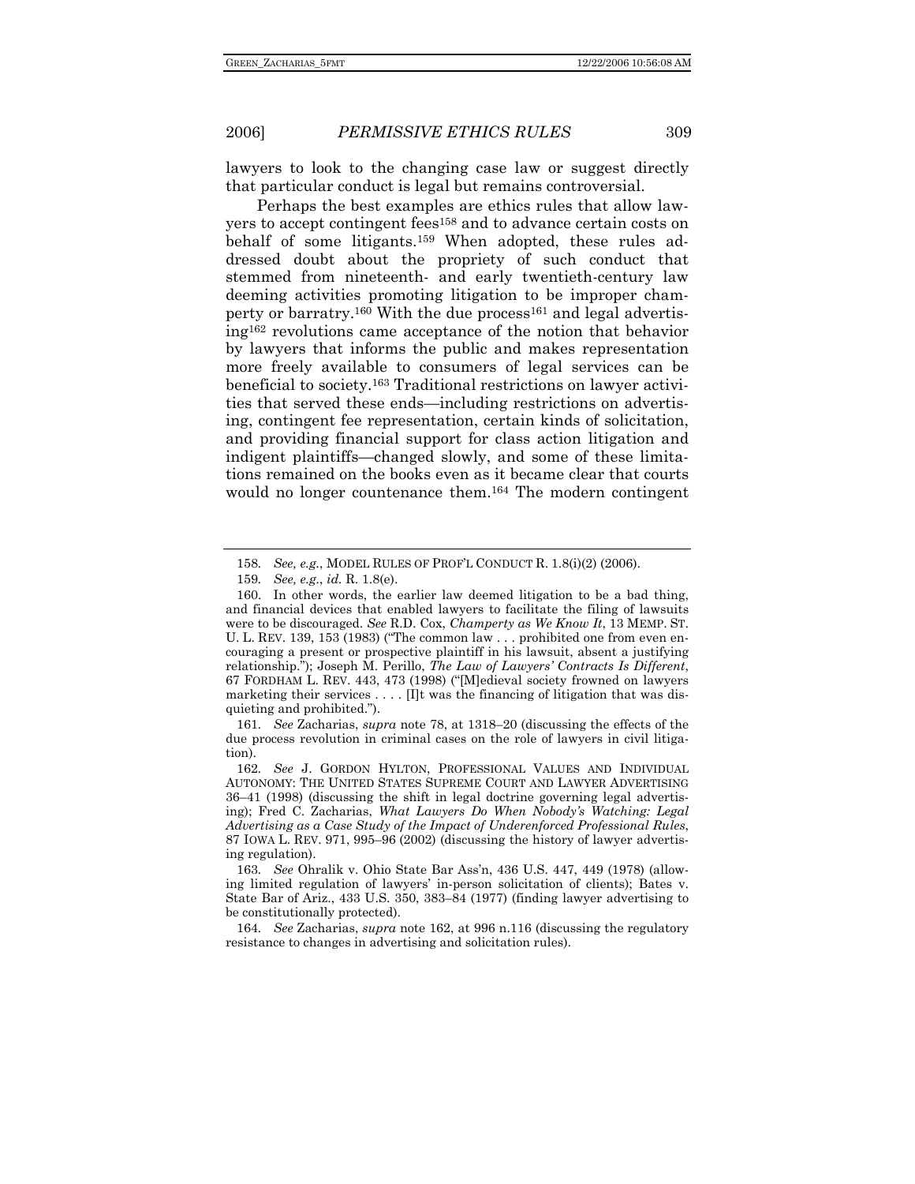lawyers to look to the changing case law or suggest directly that particular conduct is legal but remains controversial.

Perhaps the best examples are ethics rules that allow lawyers to accept contingent fees[158] and to advance certain costs on behalf of some litigants.[159] When adopted, these rules addressed doubt about the propriety of such conduct that stemmed from nineteenth- and early twentieth-century law deeming activities promoting litigation to be improper champerty or barratry.[160] With the due process[161] and legal advertising[162] revolutions came acceptance of the notion that behavior by lawyers that informs the public and makes representation more freely available to consumers of legal services can be beneficial to society.[163] Traditional restrictions on lawyer activities that served these ends—including restrictions on advertising, contingent fee representation, certain kinds of solicitation, and providing financial support for class action litigation and indigent plaintiffs—changed slowly, and some of these limitations remained on the books even as it became clear that courts would no longer countenance them.[164] The modern contingent

---

158. *See, e.g.*, MODEL RULES OF PROF'L CONDUCT R. 1.8(i)(2) (2006).

159. *See, e.g.*, *id.* R. 1.8(e).

160. In other words, the earlier law deemed litigation to be a bad thing, and financial devices that enabled lawyers to facilitate the filing of lawsuits were to be discouraged. *See* R.D. Cox, *Champerty as We Know It*, 13 MEMP. ST. U. L. REV. 139, 153 (1983) ("The common law . . . prohibited one from even encouraging a present or prospective plaintiff in his lawsuit, absent a justifying relationship."); Joseph M. Perillo, *The Law of Lawyers' Contracts Is Different*, 67 FORDHAM L. REV. 443, 473 (1998) ("[M]edieval society frowned on lawyers marketing their services . . . . [I]t was the financing of litigation that was disquieting and prohibited.").

161. *See* Zacharias, *supra* note 78, at 1318–20 (discussing the effects of the due process revolution in criminal cases on the role of lawyers in civil litigation).

162. *See* J. GORDON HYLTON, PROFESSIONAL VALUES AND INDIVIDUAL AUTONOMY: THE UNITED STATES SUPREME COURT AND LAWYER ADVERTISING 36–41 (1998) (discussing the shift in legal doctrine governing legal advertising); Fred C. Zacharias, *What Lawyers Do When Nobody's Watching: Legal Advertising as a Case Study of the Impact of Underenforced Professional Rules*, 87 IOWA L. REV. 971, 995–96 (2002) (discussing the history of lawyer advertising regulation).

163. *See* Ohralik v. Ohio State Bar Ass'n, 436 U.S. 447, 449 (1978) (allowing limited regulation of lawyers' in-person solicitation of clients); Bates v. State Bar of Ariz., 433 U.S. 350, 383–84 (1977) (finding lawyer advertising to be constitutionally protected).

164. *See* Zacharias, *supra* note 162, at 996 n.116 (discussing the regulatory resistance to changes in advertising and solicitation rules).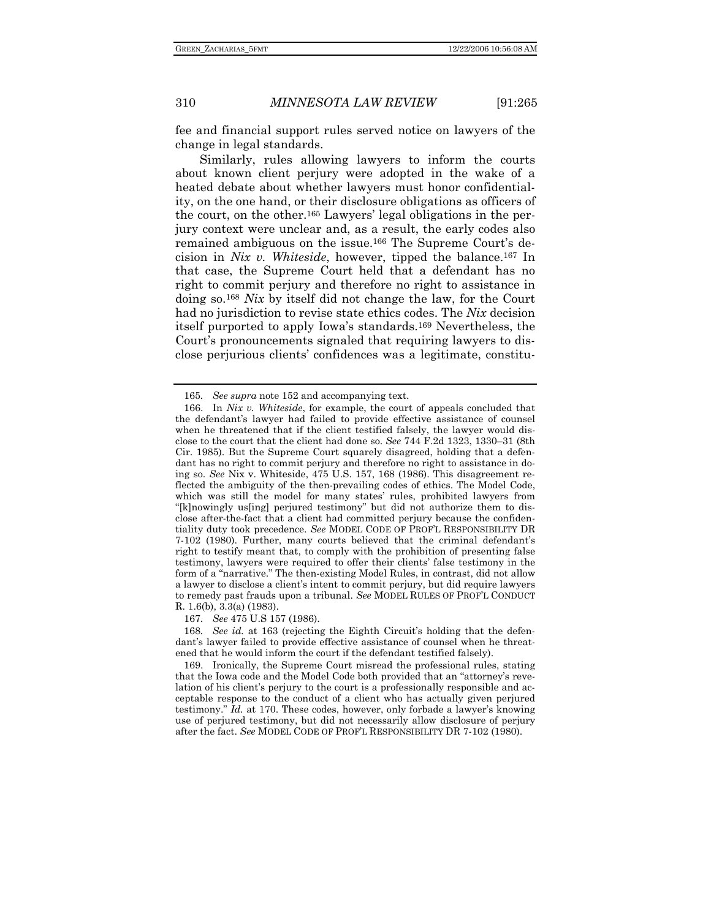fee and financial support rules served notice on lawyers of the change in legal standards.

Similarly, rules allowing lawyers to inform the courts about known client perjury were adopted in the wake of a heated debate about whether lawyers must honor confidentiality, on the one hand, or their disclosure obligations as officers of the court, on the other.[165] Lawyers' legal obligations in the perjury context were unclear and, as a result, the early codes also remained ambiguous on the issue.[166] The Supreme Court's decision in *Nix v. Whiteside*, however, tipped the balance.[167] In that case, the Supreme Court held that a defendant has no right to commit perjury and therefore no right to assistance in doing so.[168] *Nix* by itself did not change the law, for the Court had no jurisdiction to revise state ethics codes. The *Nix* decision itself purported to apply Iowa's standards.[169] Nevertheless, the Court's pronouncements signaled that requiring lawyers to disclose perjurious clients' confidences was a legitimate, constitu-

---

165. *See supra* note 152 and accompanying text.

166. In *Nix v. Whiteside*, for example, the court of appeals concluded that the defendant's lawyer had failed to provide effective assistance of counsel when he threatened that if the client testified falsely, the lawyer would disclose to the court that the client had done so. *See* 744 F.2d 1323, 1330–31 (8th Cir. 1985). But the Supreme Court squarely disagreed, holding that a defendant has no right to commit perjury and therefore no right to assistance in doing so. *See* Nix v. Whiteside, 475 U.S. 157, 168 (1986). This disagreement reflected the ambiguity of the then-prevailing codes of ethics. The Model Code, which was still the model for many states' rules, prohibited lawyers from "[k]nowingly us[ing] perjured testimony" but did not authorize them to disclose after-the-fact that a client had committed perjury because the confidentiality duty took precedence. *See* MODEL CODE OF PROF'L RESPONSIBILITY DR 7-102 (1980). Further, many courts believed that the criminal defendant's right to testify meant that, to comply with the prohibition of presenting false testimony, lawyers were required to offer their clients' false testimony in the form of a "narrative." The then-existing Model Rules, in contrast, did not allow a lawyer to disclose a client's intent to commit perjury, but did require lawyers to remedy past frauds upon a tribunal. *See* MODEL RULES OF PROF'L CONDUCT R. 1.6(b), 3.3(a) (1983).

167. *See* 475 U.S 157 (1986).

168. *See id.* at 163 (rejecting the Eighth Circuit's holding that the defendant's lawyer failed to provide effective assistance of counsel when he threatened that he would inform the court if the defendant testified falsely).

169. Ironically, the Supreme Court misread the professional rules, stating that the Iowa code and the Model Code both provided that an "attorney's revelation of his client's perjury to the court is a professionally responsible and acceptable response to the conduct of a client who has actually given perjured testimony." *Id.* at 170. These codes, however, only forbade a lawyer's knowing use of perjured testimony, but did not necessarily allow disclosure of perjury after the fact. *See* MODEL CODE OF PROF'L RESPONSIBILITY DR 7-102 (1980).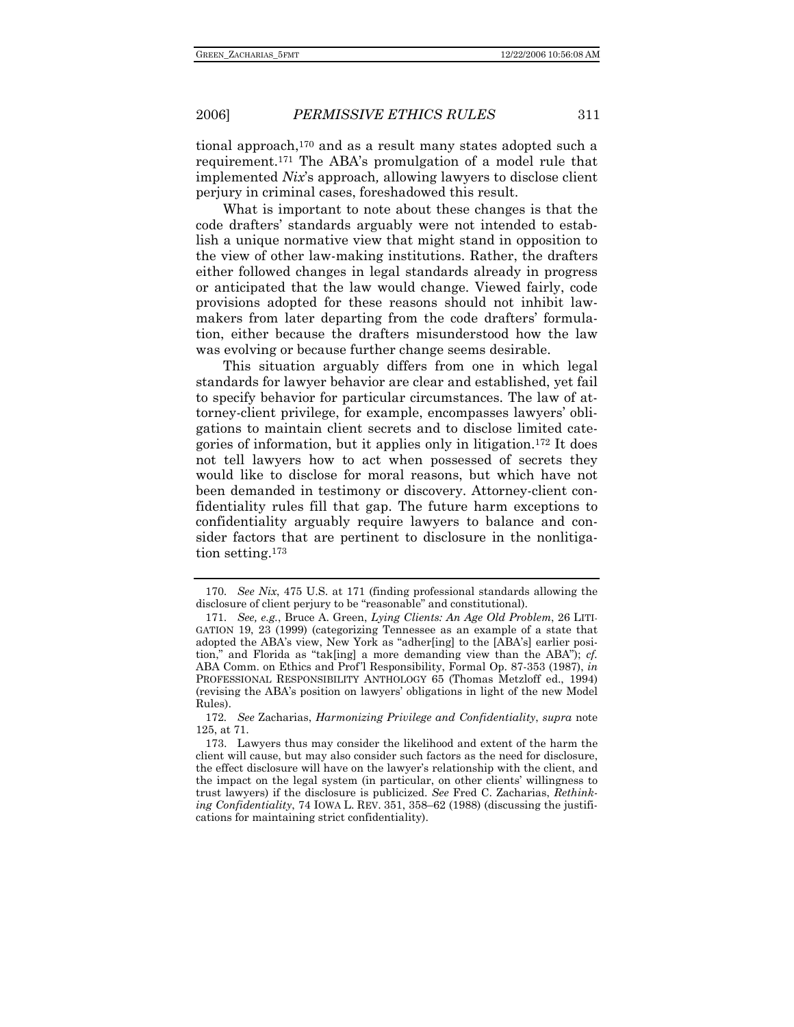tional approach,[170] and as a result many states adopted such a requirement.[171] The ABA's promulgation of a model rule that implemented *Nix*'s approach, allowing lawyers to disclose client perjury in criminal cases, foreshadowed this result.

What is important to note about these changes is that the code drafters' standards arguably were not intended to establish a unique normative view that might stand in opposition to the view of other law-making institutions. Rather, the drafters either followed changes in legal standards already in progress or anticipated that the law would change. Viewed fairly, code provisions adopted for these reasons should not inhibit lawmakers from later departing from the code drafters' formulation, either because the drafters misunderstood how the law was evolving or because further change seems desirable.

This situation arguably differs from one in which legal standards for lawyer behavior are clear and established, yet fail to specify behavior for particular circumstances. The law of attorney-client privilege, for example, encompasses lawyers' obligations to maintain client secrets and to disclose limited categories of information, but it applies only in litigation.[172] It does not tell lawyers how to act when possessed of secrets they would like to disclose for moral reasons, but which have not been demanded in testimony or discovery. Attorney-client confidentiality rules fill that gap. The future harm exceptions to confidentiality arguably require lawyers to balance and consider factors that are pertinent to disclosure in the nonlitigation setting.[173]

---

170. *See Nix*, 475 U.S. at 171 (finding professional standards allowing the disclosure of client perjury to be "reasonable" and constitutional).

171. *See, e.g.*, Bruce A. Green, *Lying Clients: An Age Old Problem*, 26 LITIGATION 19, 23 (1999) (categorizing Tennessee as an example of a state that adopted the ABA's view, New York as "adher[ing] to the [ABA's] earlier position," and Florida as "tak[ing] a more demanding view than the ABA"); *cf.* ABA Comm. on Ethics and Prof'l Responsibility, Formal Op. 87-353 (1987), *in* PROFESSIONAL RESPONSIBILITY ANTHOLOGY 65 (Thomas Metzloff ed., 1994) (revising the ABA's position on lawyers' obligations in light of the new Model Rules).

172. *See* Zacharias, *Harmonizing Privilege and Confidentiality*, *supra* note 125, at 71.

173. Lawyers thus may consider the likelihood and extent of the harm the client will cause, but may also consider such factors as the need for disclosure, the effect disclosure will have on the lawyer's relationship with the client, and the impact on the legal system (in particular, on other clients' willingness to trust lawyers) if the disclosure is publicized. *See* Fred C. Zacharias, *Rethinking Confidentiality*, 74 IOWA L. REV. 351, 358–62 (1988) (discussing the justifications for maintaining strict confidentiality).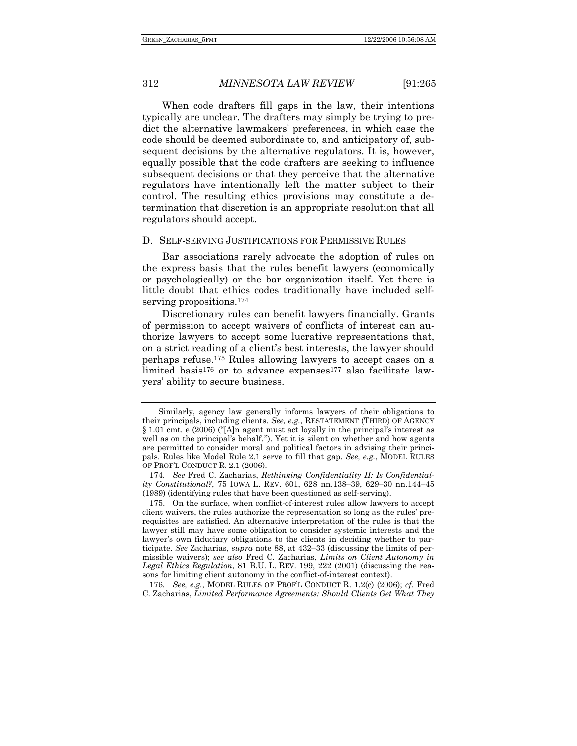When code drafters fill gaps in the law, their intentions typically are unclear. The drafters may simply be trying to predict the alternative lawmakers' preferences, in which case the code should be deemed subordinate to, and anticipatory of, subsequent decisions by the alternative regulators. It is, however, equally possible that the code drafters are seeking to influence subsequent decisions or that they perceive that the alternative regulators have intentionally left the matter subject to their control. The resulting ethics provisions may constitute a determination that discretion is an appropriate resolution that all regulators should accept.

### D. Self-serving Justifications for Permissive Rules

Bar associations rarely advocate the adoption of rules on the express basis that the rules benefit lawyers (economically or psychologically) or the bar organization itself. Yet there is little doubt that ethics codes traditionally have included self-serving propositions.[174]

Discretionary rules can benefit lawyers financially. Grants of permission to accept waivers of conflicts of interest can authorize lawyers to accept some lucrative representations that, on a strict reading of a client's best interests, the lawyer should perhaps refuse.[175] Rules allowing lawyers to accept cases on a limited basis[176] or to advance expenses[177] also facilitate lawyers' ability to secure business.

---

Similarly, agency law generally informs lawyers of their obligations to their principals, including clients. *See, e.g.*, RESTATEMENT (THIRD) OF AGENCY § 1.01 cmt. e (2006) ("[A]n agent must act loyally in the principal's interest as well as on the principal's behalf."). Yet it is silent on whether and how agents are permitted to consider moral and political factors in advising their principals. Rules like Model Rule 2.1 serve to fill that gap. *See, e.g.*, MODEL RULES OF PROF'L CONDUCT R. 2.1 (2006).

174. *See* Fred C. Zacharias, *Rethinking Confidentiality II: Is Confidentiality Constitutional?*, 75 IOWA L. REV. 601, 628 nn.138–39, 629–30 nn.144–45 (1989) (identifying rules that have been questioned as self-serving).

175. On the surface, when conflict-of-interest rules allow lawyers to accept client waivers, the rules authorize the representation so long as the rules' prerequisites are satisfied. An alternative interpretation of the rules is that the lawyer still may have some obligation to consider systemic interests and the lawyer's own fiduciary obligations to the clients in deciding whether to participate. *See* Zacharias, *supra* note 88, at 432–33 (discussing the limits of permissible waivers); *see also* Fred C. Zacharias, *Limits on Client Autonomy in Legal Ethics Regulation*, 81 B.U. L. REV. 199, 222 (2001) (discussing the reasons for limiting client autonomy in the conflict-of-interest context).

176. *See, e.g.*, MODEL RULES OF PROF'L CONDUCT R. 1.2(c) (2006); *cf.* Fred C. Zacharias, *Limited Performance Agreements: Should Clients Get What They*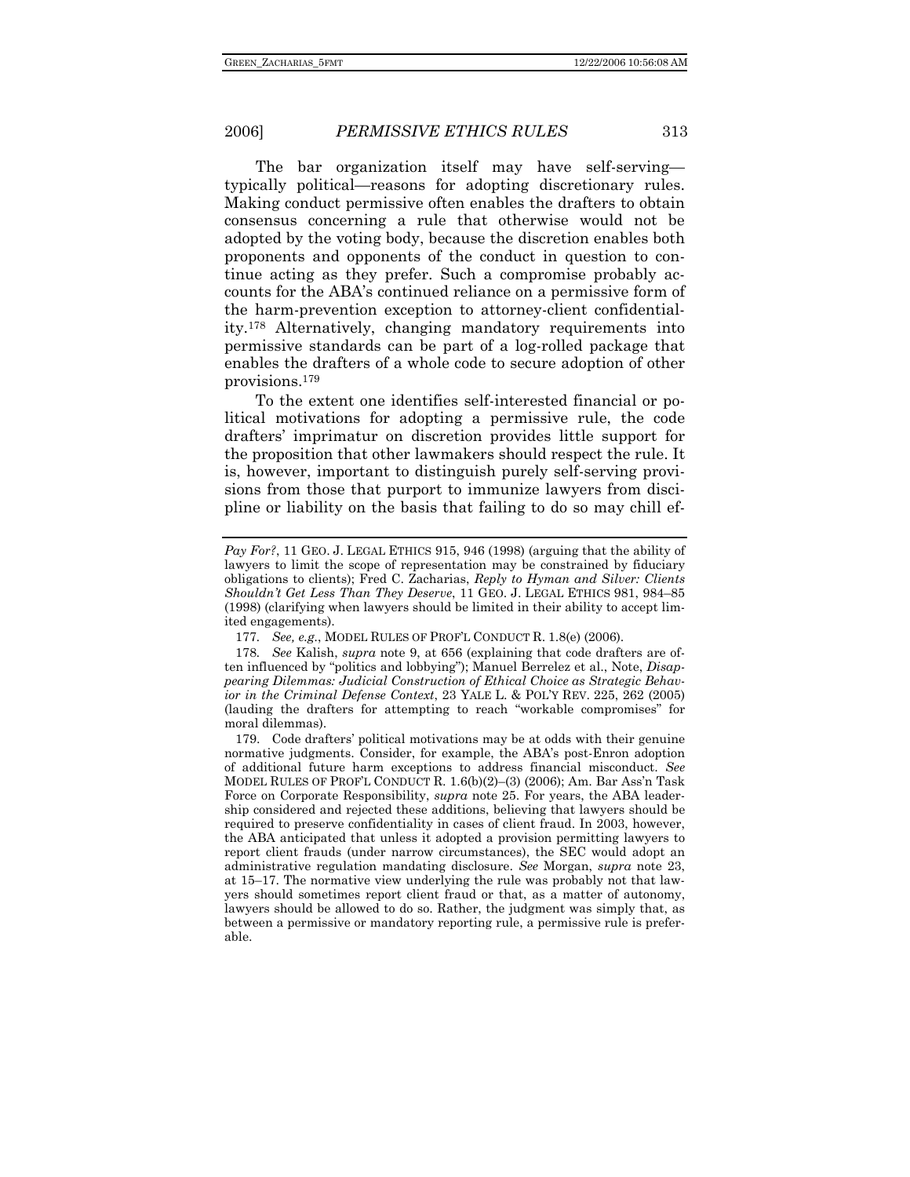The bar organization itself may have self-serving—typically political—reasons for adopting discretionary rules. Making conduct permissive often enables the drafters to obtain consensus concerning a rule that otherwise would not be adopted by the voting body, because the discretion enables both proponents and opponents of the conduct in question to continue acting as they prefer. Such a compromise probably accounts for the ABA's continued reliance on a permissive form of the harm-prevention exception to attorney-client confidentiality.[178] Alternatively, changing mandatory requirements into permissive standards can be part of a log-rolled package that enables the drafters of a whole code to secure adoption of other provisions.[179]

To the extent one identifies self-interested financial or political motivations for adopting a permissive rule, the code drafters' imprimatur on discretion provides little support for the proposition that other lawmakers should respect the rule. It is, however, important to distinguish purely self-serving provisions from those that purport to immunize lawyers from discipline or liability on the basis that failing to do so may chill ef-

---

*Pay For?*, 11 GEO. J. LEGAL ETHICS 915, 946 (1998) (arguing that the ability of lawyers to limit the scope of representation may be constrained by fiduciary obligations to clients); Fred C. Zacharias, *Reply to Hyman and Silver: Clients Shouldn't Get Less Than They Deserve*, 11 GEO. J. LEGAL ETHICS 981, 984–85 (1998) (clarifying when lawyers should be limited in their ability to accept limited engagements).

177. *See, e.g.*, MODEL RULES OF PROF'L CONDUCT R. 1.8(e) (2006).

178. *See* Kalish, *supra* note 9, at 656 (explaining that code drafters are often influenced by "politics and lobbying"); Manuel Berrelez et al., Note, *Disappearing Dilemmas: Judicial Construction of Ethical Choice as Strategic Behavior in the Criminal Defense Context*, 23 YALE L. & POL'Y REV. 225, 262 (2005) (lauding the drafters for attempting to reach "workable compromises" for moral dilemmas).

179. Code drafters' political motivations may be at odds with their genuine normative judgments. Consider, for example, the ABA's post-Enron adoption of additional future harm exceptions to address financial misconduct. *See* MODEL RULES OF PROF'L CONDUCT R. 1.6(b)(2)–(3) (2006); Am. Bar Ass'n Task Force on Corporate Responsibility, *supra* note 25. For years, the ABA leadership considered and rejected these additions, believing that lawyers should be required to preserve confidentiality in cases of client fraud. In 2003, however, the ABA anticipated that unless it adopted a provision permitting lawyers to report client frauds (under narrow circumstances), the SEC would adopt an administrative regulation mandating disclosure. *See* Morgan, *supra* note 23, at 15–17. The normative view underlying the rule was probably not that lawyers should sometimes report client fraud or that, as a matter of autonomy, lawyers should be allowed to do so. Rather, the judgment was simply that, as between a permissive or mandatory reporting rule, a permissive rule is preferable.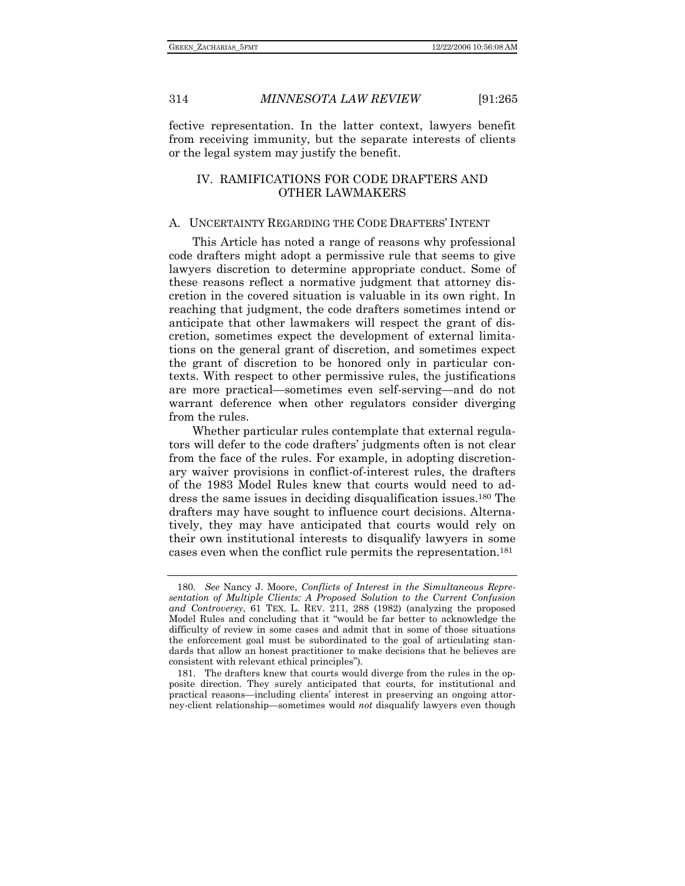fective representation. In the latter context, lawyers benefit from receiving immunity, but the separate interests of clients or the legal system may justify the benefit.

## IV. RAMIFICATIONS FOR CODE DRAFTERS AND OTHER LAWMAKERS

### A. UNCERTAINTY REGARDING THE CODE DRAFTERS' INTENT

This Article has noted a range of reasons why professional code drafters might adopt a permissive rule that seems to give lawyers discretion to determine appropriate conduct. Some of these reasons reflect a normative judgment that attorney discretion in the covered situation is valuable in its own right. In reaching that judgment, the code drafters sometimes intend or anticipate that other lawmakers will respect the grant of discretion, sometimes expect the development of external limitations on the general grant of discretion, and sometimes expect the grant of discretion to be honored only in particular contexts. With respect to other permissive rules, the justifications are more practical—sometimes even self-serving—and do not warrant deference when other regulators consider diverging from the rules.

Whether particular rules contemplate that external regulators will defer to the code drafters' judgments often is not clear from the face of the rules. For example, in adopting discretionary waiver provisions in conflict-of-interest rules, the drafters of the 1983 Model Rules knew that courts would need to address the same issues in deciding disqualification issues.[180] The drafters may have sought to influence court decisions. Alternatively, they may have anticipated that courts would rely on their own institutional interests to disqualify lawyers in some cases even when the conflict rule permits the representation.[181]

---

180. *See* Nancy J. Moore, *Conflicts of Interest in the Simultaneous Representation of Multiple Clients: A Proposed Solution to the Current Confusion and Controversy*, 61 TEX. L. REV. 211, 288 (1982) (analyzing the proposed Model Rules and concluding that it "would be far better to acknowledge the difficulty of review in some cases and admit that in some of those situations the enforcement goal must be subordinated to the goal of articulating standards that allow an honest practitioner to make decisions that he believes are consistent with relevant ethical principles").

181. The drafters knew that courts would diverge from the rules in the opposite direction. They surely anticipated that courts, for institutional and practical reasons—including clients' interest in preserving an ongoing attorney-client relationship—sometimes would *not* disqualify lawyers even though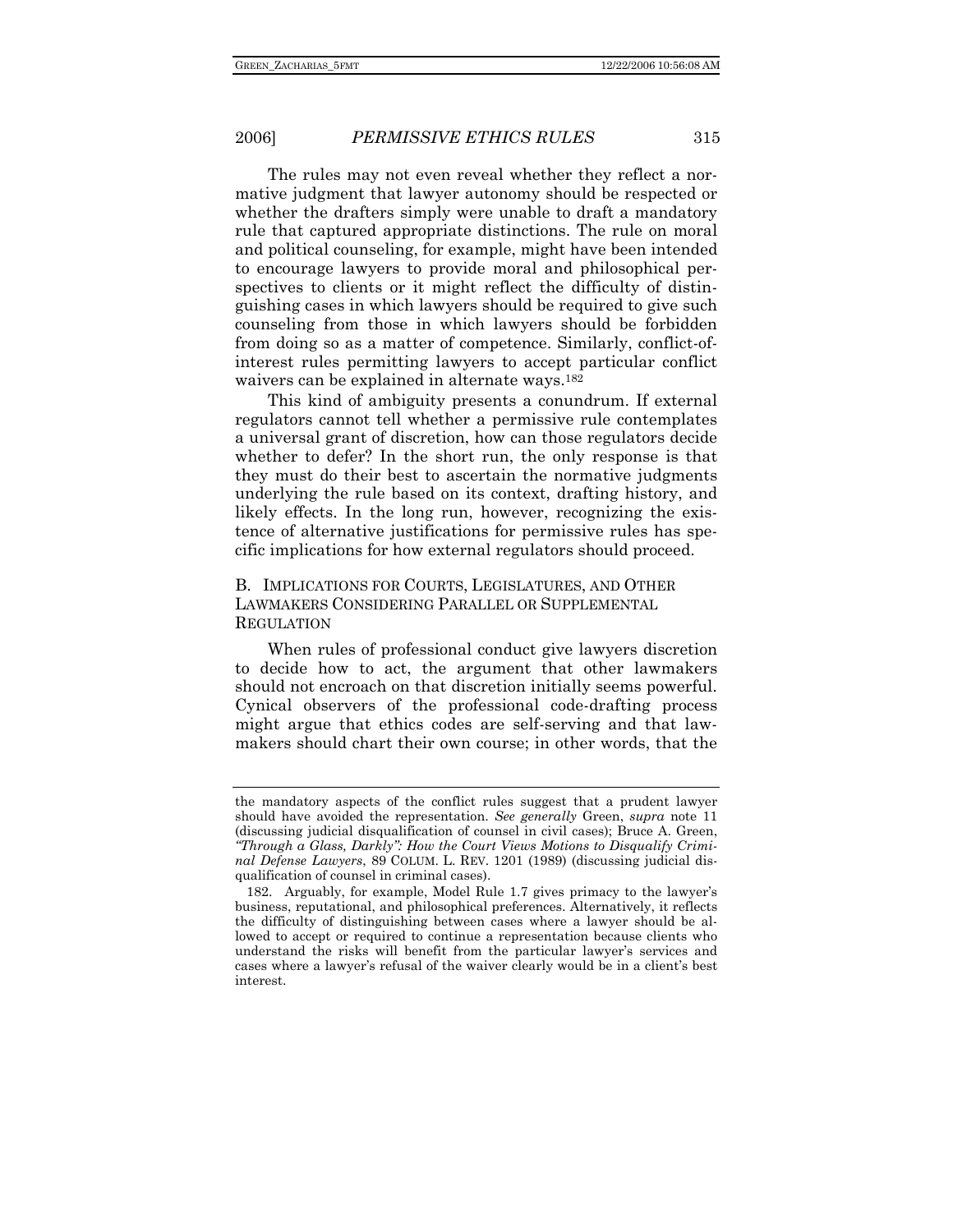The rules may not even reveal whether they reflect a normative judgment that lawyer autonomy should be respected or whether the drafters simply were unable to draft a mandatory rule that captured appropriate distinctions. The rule on moral and political counseling, for example, might have been intended to encourage lawyers to provide moral and philosophical perspectives to clients or it might reflect the difficulty of distinguishing cases in which lawyers should be required to give such counseling from those in which lawyers should be forbidden from doing so as a matter of competence. Similarly, conflict-of-interest rules permitting lawyers to accept particular conflict waivers can be explained in alternate ways.[182]

This kind of ambiguity presents a conundrum. If external regulators cannot tell whether a permissive rule contemplates a universal grant of discretion, how can those regulators decide whether to defer? In the short run, the only response is that they must do their best to ascertain the normative judgments underlying the rule based on its context, drafting history, and likely effects. In the long run, however, recognizing the existence of alternative justifications for permissive rules has specific implications for how external regulators should proceed.

## B. IMPLICATIONS FOR COURTS, LEGISLATURES, AND OTHER LAWMAKERS CONSIDERING PARALLEL OR SUPPLEMENTAL REGULATION

When rules of professional conduct give lawyers discretion to decide how to act, the argument that other lawmakers should not encroach on that discretion initially seems powerful. Cynical observers of the professional code-drafting process might argue that ethics codes are self-serving and that lawmakers should chart their own course; in other words, that the

---

the mandatory aspects of the conflict rules suggest that a prudent lawyer should have avoided the representation. *See generally* Green, *supra* note 11 (discussing judicial disqualification of counsel in civil cases); Bruce A. Green, *"Through a Glass, Darkly": How the Court Views Motions to Disqualify Criminal Defense Lawyers*, 89 COLUM. L. REV. 1201 (1989) (discussing judicial disqualification of counsel in criminal cases).

182. Arguably, for example, Model Rule 1.7 gives primacy to the lawyer's business, reputational, and philosophical preferences. Alternatively, it reflects the difficulty of distinguishing between cases where a lawyer should be allowed to accept or required to continue a representation because clients who understand the risks will benefit from the particular lawyer's services and cases where a lawyer's refusal of the waiver clearly would be in a client's best interest.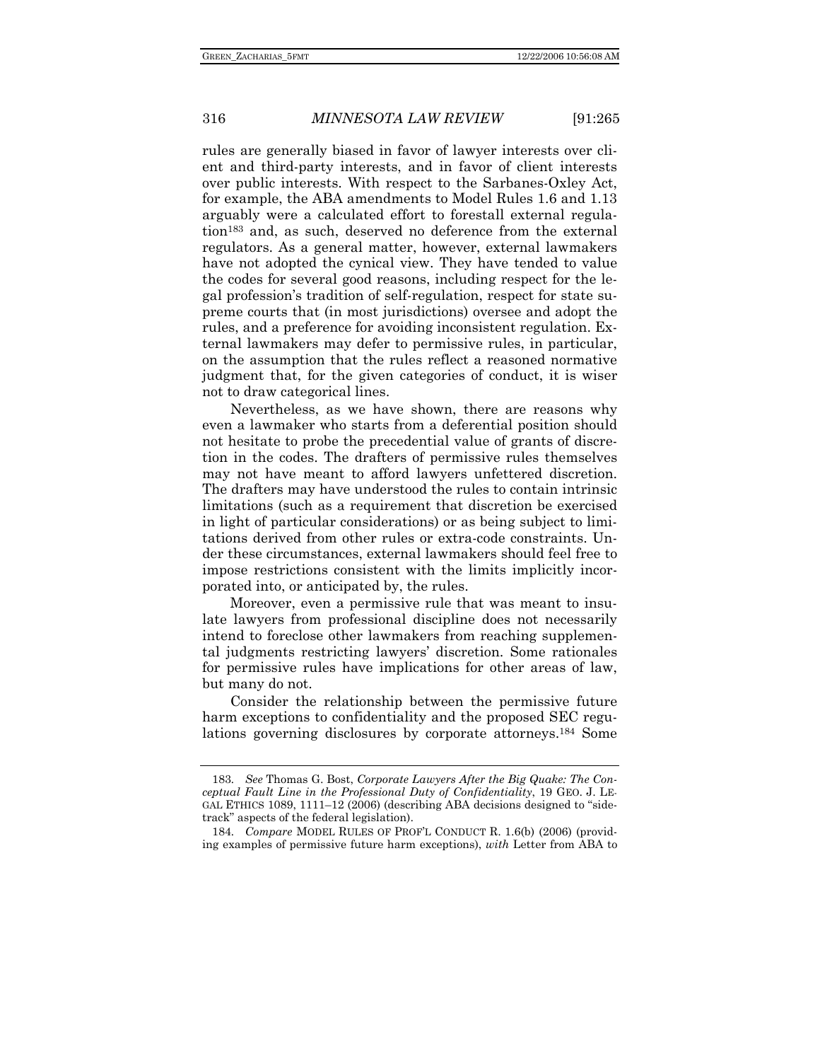rules are generally biased in favor of lawyer interests over client and third-party interests, and in favor of client interests over public interests. With respect to the Sarbanes-Oxley Act, for example, the ABA amendments to Model Rules 1.6 and 1.13 arguably were a calculated effort to forestall external regulation[183] and, as such, deserved no deference from the external regulators. As a general matter, however, external lawmakers have not adopted the cynical view. They have tended to value the codes for several good reasons, including respect for the legal profession's tradition of self-regulation, respect for state supreme courts that (in most jurisdictions) oversee and adopt the rules, and a preference for avoiding inconsistent regulation. External lawmakers may defer to permissive rules, in particular, on the assumption that the rules reflect a reasoned normative judgment that, for the given categories of conduct, it is wiser not to draw categorical lines.

Nevertheless, as we have shown, there are reasons why even a lawmaker who starts from a deferential position should not hesitate to probe the precedential value of grants of discretion in the codes. The drafters of permissive rules themselves may not have meant to afford lawyers unfettered discretion. The drafters may have understood the rules to contain intrinsic limitations (such as a requirement that discretion be exercised in light of particular considerations) or as being subject to limitations derived from other rules or extra-code constraints. Under these circumstances, external lawmakers should feel free to impose restrictions consistent with the limits implicitly incorporated into, or anticipated by, the rules.

Moreover, even a permissive rule that was meant to insulate lawyers from professional discipline does not necessarily intend to foreclose other lawmakers from reaching supplemental judgments restricting lawyers' discretion. Some rationales for permissive rules have implications for other areas of law, but many do not.

Consider the relationship between the permissive future harm exceptions to confidentiality and the proposed SEC regulations governing disclosures by corporate attorneys.[184] Some

---

183. *See* Thomas G. Bost, *Corporate Lawyers After the Big Quake: The Conceptual Fault Line in the Professional Duty of Confidentiality*, 19 GEO. J. LEGAL ETHICS 1089, 1111–12 (2006) (describing ABA decisions designed to "sidetrack" aspects of the federal legislation).

184. *Compare* MODEL RULES OF PROF'L CONDUCT R. 1.6(b) (2006) (providing examples of permissive future harm exceptions), *with* Letter from ABA to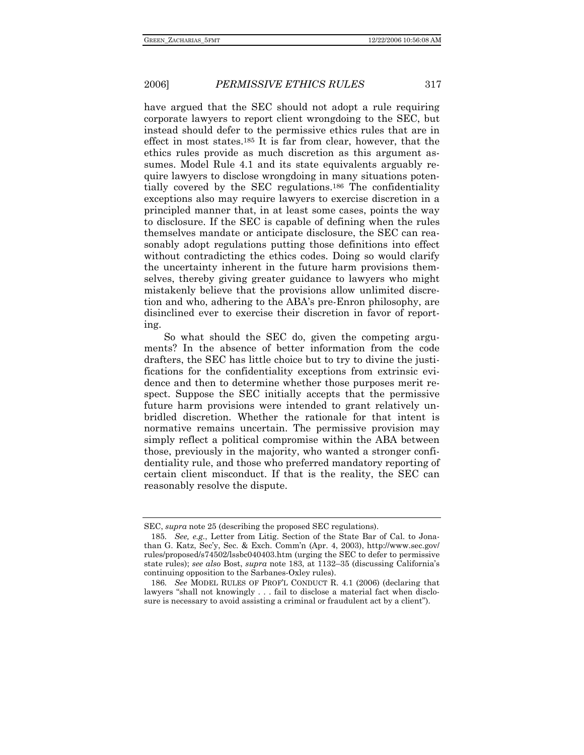have argued that the SEC should not adopt a rule requiring corporate lawyers to report client wrongdoing to the SEC, but instead should defer to the permissive ethics rules that are in effect in most states.[185] It is far from clear, however, that the ethics rules provide as much discretion as this argument assumes. Model Rule 4.1 and its state equivalents arguably require lawyers to disclose wrongdoing in many situations potentially covered by the SEC regulations.[186] The confidentiality exceptions also may require lawyers to exercise discretion in a principled manner that, in at least some cases, points the way to disclosure. If the SEC is capable of defining when the rules themselves mandate or anticipate disclosure, the SEC can reasonably adopt regulations putting those definitions into effect without contradicting the ethics codes. Doing so would clarify the uncertainty inherent in the future harm provisions themselves, thereby giving greater guidance to lawyers who might mistakenly believe that the provisions allow unlimited discretion and who, adhering to the ABA's pre-Enron philosophy, are disinclined ever to exercise their discretion in favor of reporting.

So what should the SEC do, given the competing arguments? In the absence of better information from the code drafters, the SEC has little choice but to try to divine the justifications for the confidentiality exceptions from extrinsic evidence and then to determine whether those purposes merit respect. Suppose the SEC initially accepts that the permissive future harm provisions were intended to grant relatively unbridled discretion. Whether the rationale for that intent is normative remains uncertain. The permissive provision may simply reflect a political compromise within the ABA between those, previously in the majority, who wanted a stronger confidentiality rule, and those who preferred mandatory reporting of certain client misconduct. If that is the reality, the SEC can reasonably resolve the dispute.

---

SEC, *supra* note 25 (describing the proposed SEC regulations).

185. *See, e.g.*, Letter from Litig. Section of the State Bar of Cal. to Jonathan G. Katz, Sec'y, Sec. & Exch. Comm'n (Apr. 4, 2003), http://www.sec.gov/rules/proposed/s74502/lssbc040403.htm (urging the SEC to defer to permissive state rules); *see also* Bost, *supra* note 183, at 1132–35 (discussing California's continuing opposition to the Sarbanes-Oxley rules).

186. *See* MODEL RULES OF PROF'L CONDUCT R. 4.1 (2006) (declaring that lawyers "shall not knowingly . . . fail to disclose a material fact when disclosure is necessary to avoid assisting a criminal or fraudulent act by a client").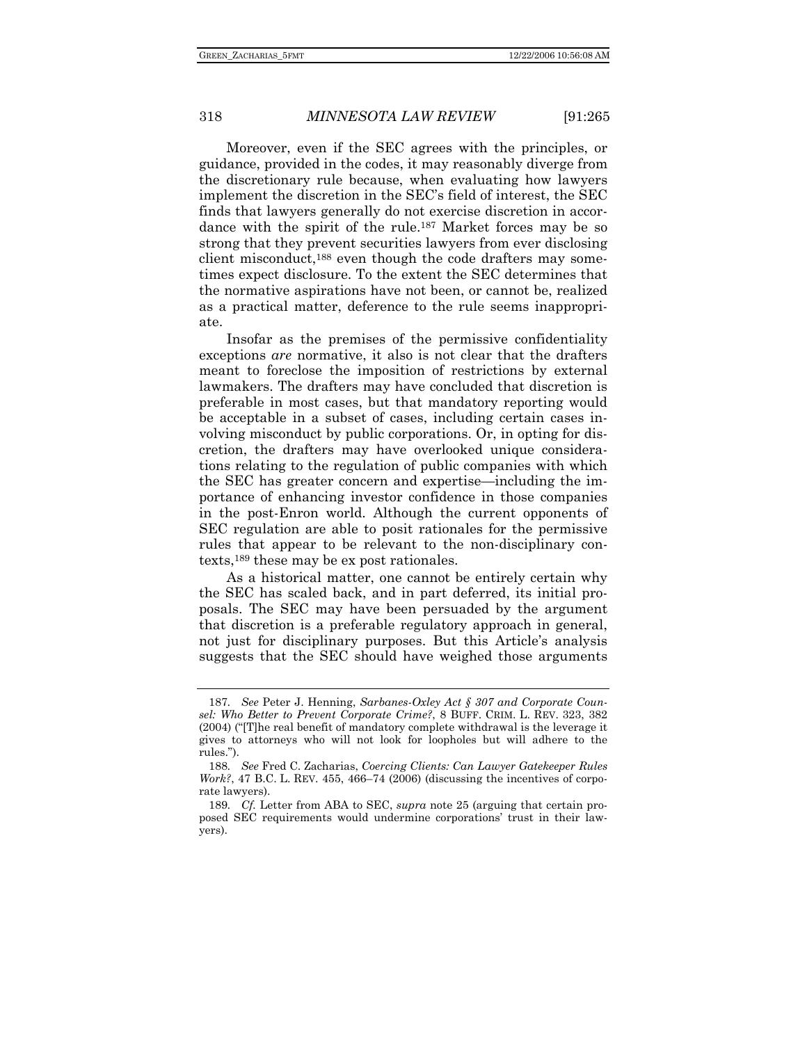Moreover, even if the SEC agrees with the principles, or guidance, provided in the codes, it may reasonably diverge from the discretionary rule because, when evaluating how lawyers implement the discretion in the SEC's field of interest, the SEC finds that lawyers generally do not exercise discretion in accordance with the spirit of the rule.[187] Market forces may be so strong that they prevent securities lawyers from ever disclosing client misconduct,[188] even though the code drafters may sometimes expect disclosure. To the extent the SEC determines that the normative aspirations have not been, or cannot be, realized as a practical matter, deference to the rule seems inappropriate.

Insofar as the premises of the permissive confidentiality exceptions *are* normative, it also is not clear that the drafters meant to foreclose the imposition of restrictions by external lawmakers. The drafters may have concluded that discretion is preferable in most cases, but that mandatory reporting would be acceptable in a subset of cases, including certain cases involving misconduct by public corporations. Or, in opting for discretion, the drafters may have overlooked unique considerations relating to the regulation of public companies with which the SEC has greater concern and expertise—including the importance of enhancing investor confidence in those companies in the post-Enron world. Although the current opponents of SEC regulation are able to posit rationales for the permissive rules that appear to be relevant to the non-disciplinary contexts,[189] these may be ex post rationales.

As a historical matter, one cannot be entirely certain why the SEC has scaled back, and in part deferred, its initial proposals. The SEC may have been persuaded by the argument that discretion is a preferable regulatory approach in general, not just for disciplinary purposes. But this Article's analysis suggests that the SEC should have weighed those arguments

---

187. *See* Peter J. Henning, *Sarbanes-Oxley Act § 307 and Corporate Counsel: Who Better to Prevent Corporate Crime?*, 8 BUFF. CRIM. L. REV. 323, 382 (2004) ("[T]he real benefit of mandatory complete withdrawal is the leverage it gives to attorneys who will not look for loopholes but will adhere to the rules.").

188. *See* Fred C. Zacharias, *Coercing Clients: Can Lawyer Gatekeeper Rules Work?*, 47 B.C. L. REV. 455, 466–74 (2006) (discussing the incentives of corporate lawyers).

189. *Cf.* Letter from ABA to SEC, *supra* note 25 (arguing that certain proposed SEC requirements would undermine corporations' trust in their lawyers).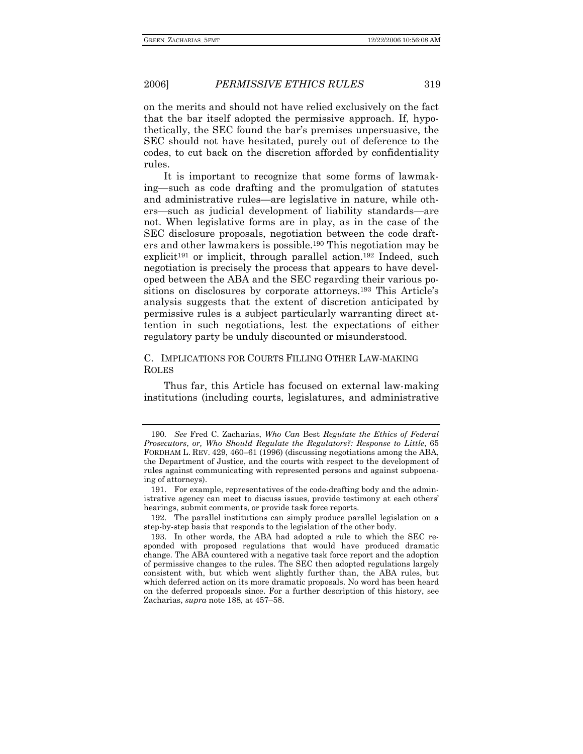on the merits and should not have relied exclusively on the fact that the bar itself adopted the permissive approach. If, hypothetically, the SEC found the bar's premises unpersuasive, the SEC should not have hesitated, purely out of deference to the codes, to cut back on the discretion afforded by confidentiality rules.

It is important to recognize that some forms of lawmaking—such as code drafting and the promulgation of statutes and administrative rules—are legislative in nature, while others—such as judicial development of liability standards—are not. When legislative forms are in play, as in the case of the SEC disclosure proposals, negotiation between the code drafters and other lawmakers is possible.[190] This negotiation may be explicit[191] or implicit, through parallel action.[192] Indeed, such negotiation is precisely the process that appears to have developed between the ABA and the SEC regarding their various positions on disclosures by corporate attorneys.[193] This Article's analysis suggests that the extent of discretion anticipated by permissive rules is a subject particularly warranting direct attention in such negotiations, lest the expectations of either regulatory party be unduly discounted or misunderstood.

### C. IMPLICATIONS FOR COURTS FILLING OTHER LAW-MAKING ROLES

Thus far, this Article has focused on external law-making institutions (including courts, legislatures, and administrative

---

190. *See* Fred C. Zacharias, *Who Can* Best *Regulate the Ethics of Federal Prosecutors*, *or, Who Should Regulate the Regulators?: Response to Little*, 65 FORDHAM L. REV. 429, 460–61 (1996) (discussing negotiations among the ABA, the Department of Justice, and the courts with respect to the development of rules against communicating with represented persons and against subpoenaing of attorneys).

191. For example, representatives of the code-drafting body and the administrative agency can meet to discuss issues, provide testimony at each others' hearings, submit comments, or provide task force reports.

192. The parallel institutions can simply produce parallel legislation on a step-by-step basis that responds to the legislation of the other body.

193. In other words, the ABA had adopted a rule to which the SEC responded with proposed regulations that would have produced dramatic change. The ABA countered with a negative task force report and the adoption of permissive changes to the rules. The SEC then adopted regulations largely consistent with, but which went slightly further than, the ABA rules, but which deferred action on its more dramatic proposals. No word has been heard on the deferred proposals since. For a further description of this history, see Zacharias, *supra* note 188, at 457–58.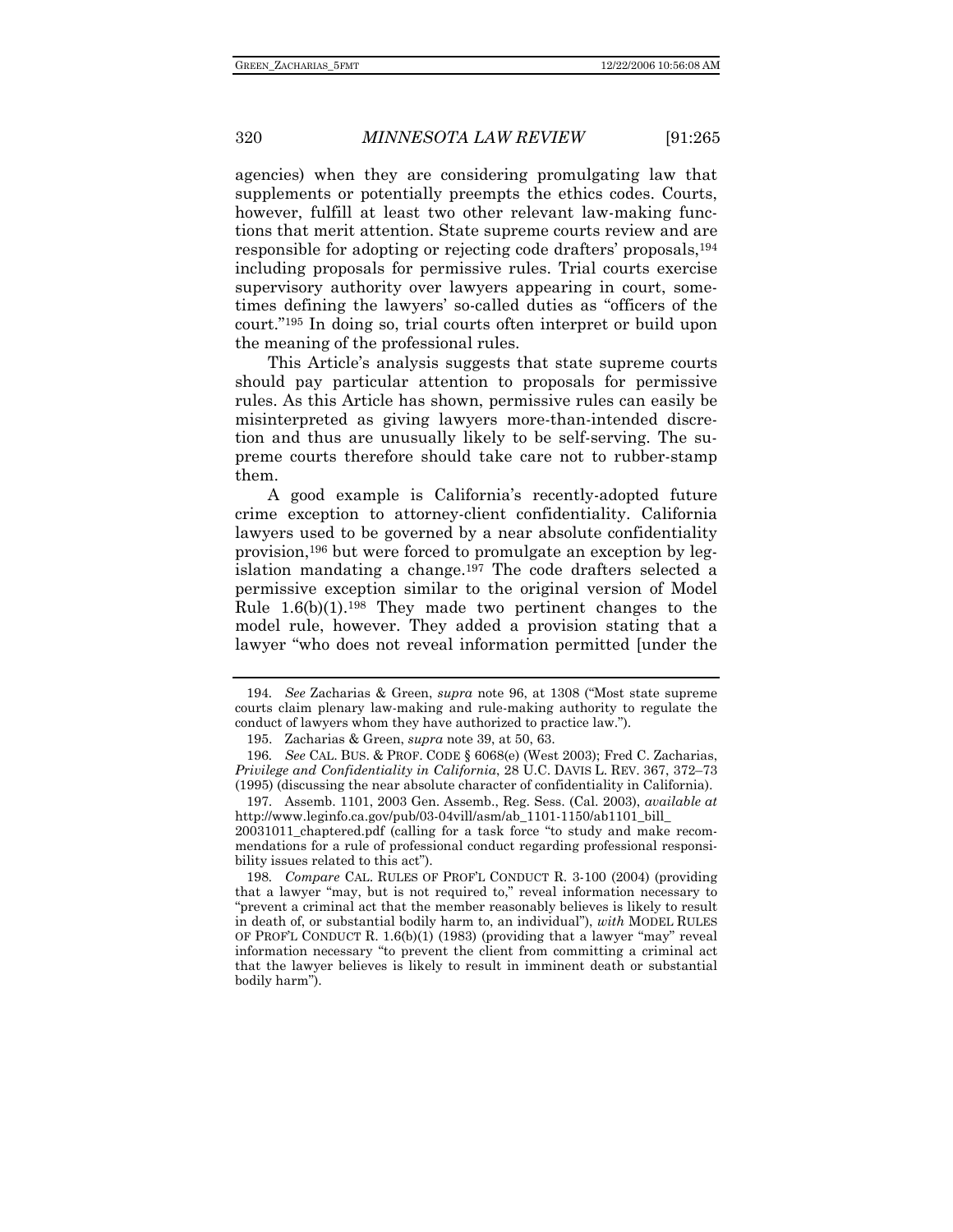agencies) when they are considering promulgating law that supplements or potentially preempts the ethics codes. Courts, however, fulfill at least two other relevant law-making functions that merit attention. State supreme courts review and are responsible for adopting or rejecting code drafters' proposals,[194] including proposals for permissive rules. Trial courts exercise supervisory authority over lawyers appearing in court, sometimes defining the lawyers' so-called duties as "officers of the court."[195] In doing so, trial courts often interpret or build upon the meaning of the professional rules.

This Article's analysis suggests that state supreme courts should pay particular attention to proposals for permissive rules. As this Article has shown, permissive rules can easily be misinterpreted as giving lawyers more-than-intended discretion and thus are unusually likely to be self-serving. The supreme courts therefore should take care not to rubber-stamp them.

A good example is California's recently-adopted future crime exception to attorney-client confidentiality. California lawyers used to be governed by a near absolute confidentiality provision,[196] but were forced to promulgate an exception by legislation mandating a change.[197] The code drafters selected a permissive exception similar to the original version of Model Rule 1.6(b)(1).[198] They made two pertinent changes to the model rule, however. They added a provision stating that a lawyer "who does not reveal information permitted [under the

---

194. *See* Zacharias & Green, *supra* note 96, at 1308 ("Most state supreme courts claim plenary law-making and rule-making authority to regulate the conduct of lawyers whom they have authorized to practice law.").

195. Zacharias & Green, *supra* note 39, at 50, 63.

196. *See* CAL. BUS. & PROF. CODE § 6068(e) (West 2003); Fred C. Zacharias, *Privilege and Confidentiality in California*, 28 U.C. DAVIS L. REV. 367, 372–73 (1995) (discussing the near absolute character of confidentiality in California).

197. Assemb. 1101, 2003 Gen. Assemb., Reg. Sess. (Cal. 2003), *available at* http://www.leginfo.ca.gov/pub/03-04vill/asm/ab_1101-1150/ab1101_bill_20031011_chaptered.pdf (calling for a task force "to study and make recommendations for a rule of professional conduct regarding professional responsibility issues related to this act").

198. *Compare* CAL. RULES OF PROF'L CONDUCT R. 3-100 (2004) (providing that a lawyer "may, but is not required to," reveal information necessary to "prevent a criminal act that the member reasonably believes is likely to result in death of, or substantial bodily harm to, an individual"), *with* MODEL RULES OF PROF'L CONDUCT R. 1.6(b)(1) (1983) (providing that a lawyer "may" reveal information necessary "to prevent the client from committing a criminal act that the lawyer believes is likely to result in imminent death or substantial bodily harm").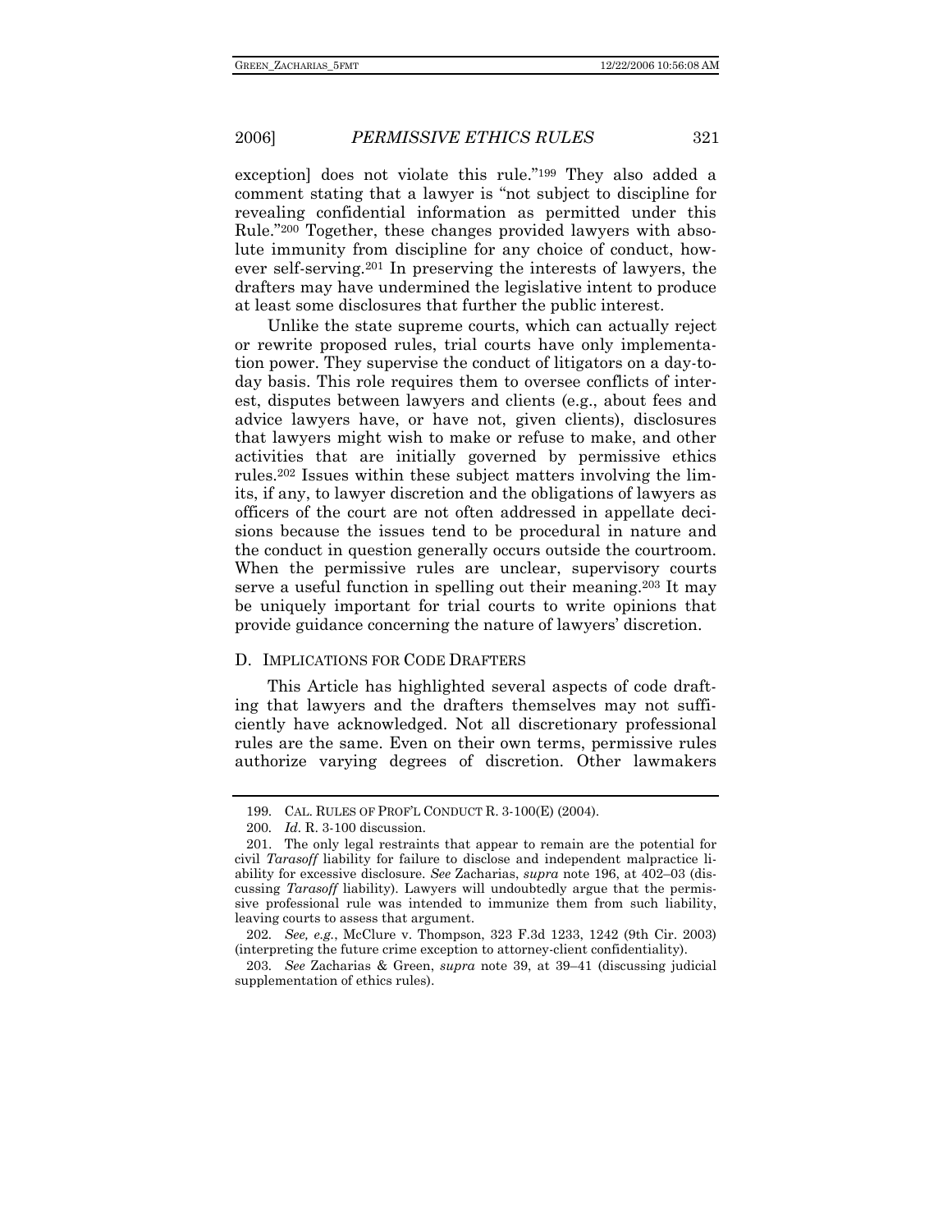exception] does not violate this rule."[199] They also added a comment stating that a lawyer is "not subject to discipline for revealing confidential information as permitted under this Rule."[200] Together, these changes provided lawyers with absolute immunity from discipline for any choice of conduct, however self-serving.[201] In preserving the interests of lawyers, the drafters may have undermined the legislative intent to produce at least some disclosures that further the public interest.

Unlike the state supreme courts, which can actually reject or rewrite proposed rules, trial courts have only implementation power. They supervise the conduct of litigators on a day-to-day basis. This role requires them to oversee conflicts of interest, disputes between lawyers and clients (e.g., about fees and advice lawyers have, or have not, given clients), disclosures that lawyers might wish to make or refuse to make, and other activities that are initially governed by permissive ethics rules.[202] Issues within these subject matters involving the limits, if any, to lawyer discretion and the obligations of lawyers as officers of the court are not often addressed in appellate decisions because the issues tend to be procedural in nature and the conduct in question generally occurs outside the courtroom. When the permissive rules are unclear, supervisory courts serve a useful function in spelling out their meaning.[203] It may be uniquely important for trial courts to write opinions that provide guidance concerning the nature of lawyers' discretion.

### D. IMPLICATIONS FOR CODE DRAFTERS

This Article has highlighted several aspects of code drafting that lawyers and the drafters themselves may not sufficiently have acknowledged. Not all discretionary professional rules are the same. Even on their own terms, permissive rules authorize varying degrees of discretion. Other lawmakers

---

199. CAL. RULES OF PROF'L CONDUCT R. 3-100(E) (2004).

200. *Id.* R. 3-100 discussion.

201. The only legal restraints that appear to remain are the potential for civil *Tarasoff* liability for failure to disclose and independent malpractice liability for excessive disclosure. *See* Zacharias, *supra* note 196, at 402–03 (discussing *Tarasoff* liability). Lawyers will undoubtedly argue that the permissive professional rule was intended to immunize them from such liability, leaving courts to assess that argument.

202. *See, e.g.*, McClure v. Thompson, 323 F.3d 1233, 1242 (9th Cir. 2003) (interpreting the future crime exception to attorney-client confidentiality).

203. *See* Zacharias & Green, *supra* note 39, at 39–41 (discussing judicial supplementation of ethics rules).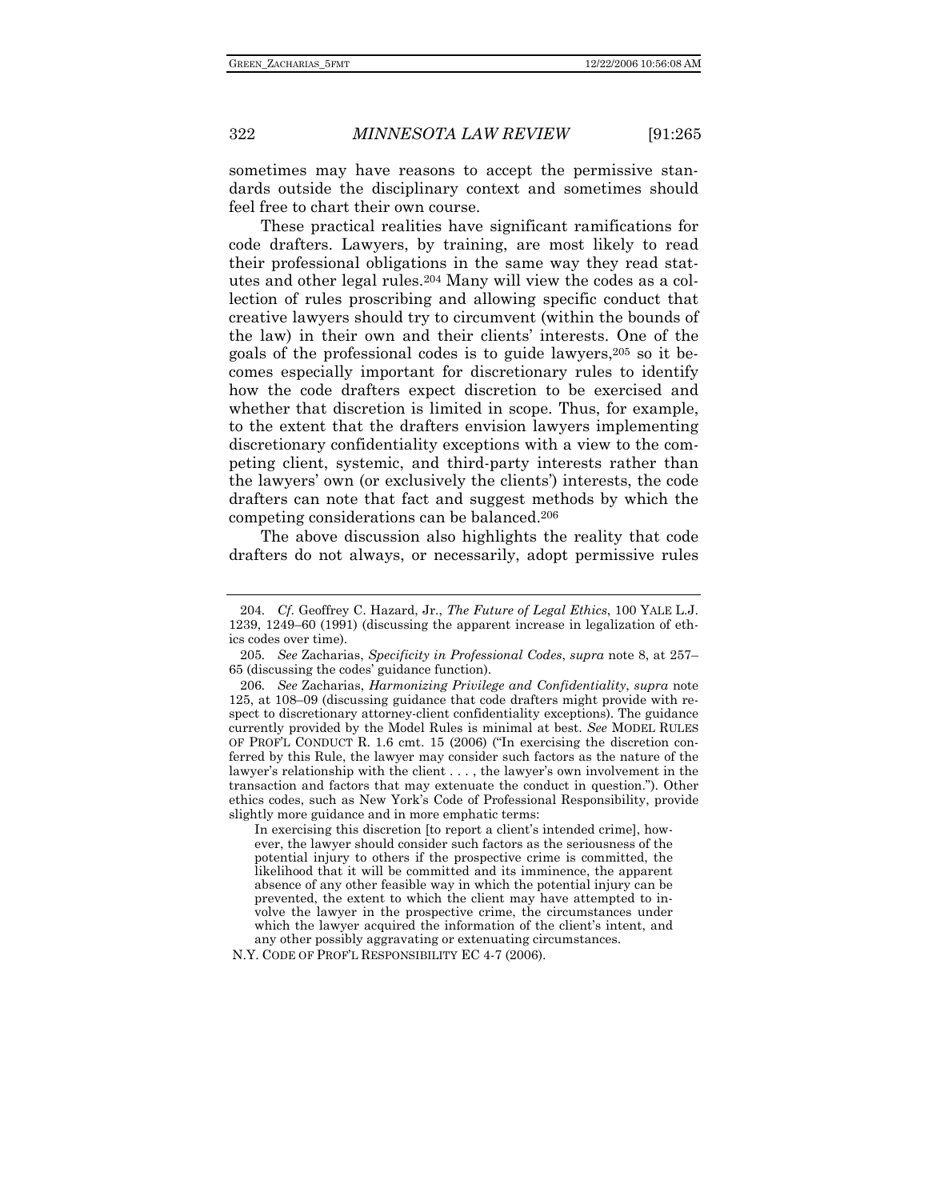sometimes may have reasons to accept the permissive standards outside the disciplinary context and sometimes should feel free to chart their own course.

These practical realities have significant ramifications for code drafters. Lawyers, by training, are most likely to read their professional obligations in the same way they read statutes and other legal rules.[204] Many will view the codes as a collection of rules proscribing and allowing specific conduct that creative lawyers should try to circumvent (within the bounds of the law) in their own and their clients' interests. One of the goals of the professional codes is to guide lawyers,[205] so it becomes especially important for discretionary rules to identify how the code drafters expect discretion to be exercised and whether that discretion is limited in scope. Thus, for example, to the extent that the drafters envision lawyers implementing discretionary confidentiality exceptions with a view to the competing client, systemic, and third-party interests rather than the lawyers' own (or exclusively the clients') interests, the code drafters can note that fact and suggest methods by which the competing considerations can be balanced.[206]

The above discussion also highlights the reality that code drafters do not always, or necessarily, adopt permissive rules

---

204. *Cf.* Geoffrey C. Hazard, Jr., *The Future of Legal Ethics*, 100 YALE L.J. 1239, 1249–60 (1991) (discussing the apparent increase in legalization of ethics codes over time).

205. *See* Zacharias, *Specificity in Professional Codes*, *supra* note 8, at 257–65 (discussing the codes' guidance function).

206. *See* Zacharias, *Harmonizing Privilege and Confidentiality*, *supra* note 125, at 108–09 (discussing guidance that code drafters might provide with respect to discretionary attorney-client confidentiality exceptions). The guidance currently provided by the Model Rules is minimal at best. *See* MODEL RULES OF PROF'L CONDUCT R. 1.6 cmt. 15 (2006) ("In exercising the discretion conferred by this Rule, the lawyer may consider such factors as the nature of the lawyer's relationship with the client . . . , the lawyer's own involvement in the transaction and factors that may extenuate the conduct in question."). Other ethics codes, such as New York's Code of Professional Responsibility, provide slightly more guidance and in more emphatic terms:

> In exercising this discretion [to report a client's intended crime], however, the lawyer should consider such factors as the seriousness of the potential injury to others if the prospective crime is committed, the likelihood that it will be committed and its imminence, the apparent absence of any other feasible way in which the potential injury can be prevented, the extent to which the client may have attempted to involve the lawyer in the prospective crime, the circumstances under which the lawyer acquired the information of the client's intent, and any other possibly aggravating or extenuating circumstances.

N.Y. CODE OF PROF'L RESPONSIBILITY EC 4-7 (2006).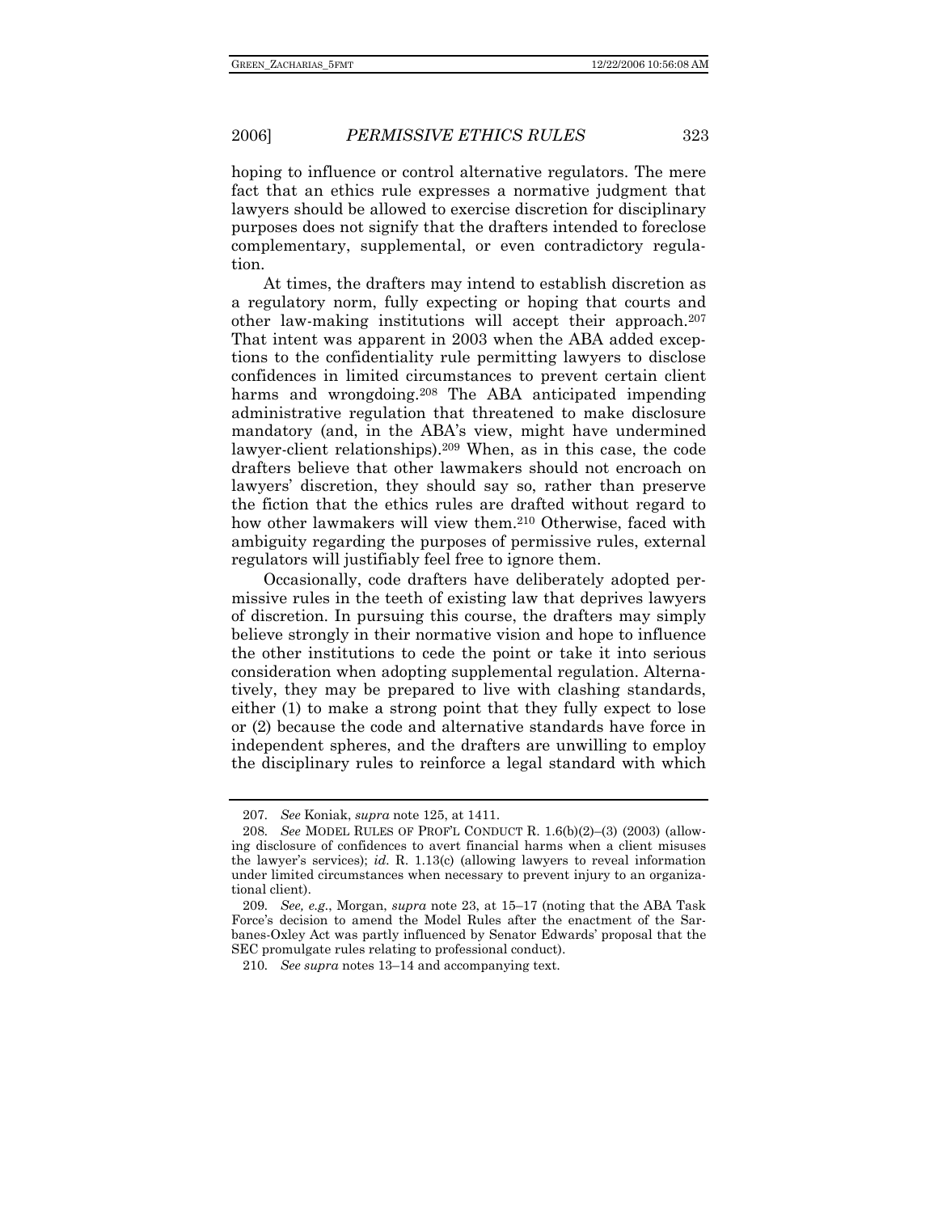hoping to influence or control alternative regulators. The mere fact that an ethics rule expresses a normative judgment that lawyers should be allowed to exercise discretion for disciplinary purposes does not signify that the drafters intended to foreclose complementary, supplemental, or even contradictory regulation.

At times, the drafters may intend to establish discretion as a regulatory norm, fully expecting or hoping that courts and other law-making institutions will accept their approach.[207] That intent was apparent in 2003 when the ABA added exceptions to the confidentiality rule permitting lawyers to disclose confidences in limited circumstances to prevent certain client harms and wrongdoing.[208] The ABA anticipated impending administrative regulation that threatened to make disclosure mandatory (and, in the ABA's view, might have undermined lawyer-client relationships).[209] When, as in this case, the code drafters believe that other lawmakers should not encroach on lawyers' discretion, they should say so, rather than preserve the fiction that the ethics rules are drafted without regard to how other lawmakers will view them.[210] Otherwise, faced with ambiguity regarding the purposes of permissive rules, external regulators will justifiably feel free to ignore them.

Occasionally, code drafters have deliberately adopted permissive rules in the teeth of existing law that deprives lawyers of discretion. In pursuing this course, the drafters may simply believe strongly in their normative vision and hope to influence the other institutions to cede the point or take it into serious consideration when adopting supplemental regulation. Alternatively, they may be prepared to live with clashing standards, either (1) to make a strong point that they fully expect to lose or (2) because the code and alternative standards have force in independent spheres, and the drafters are unwilling to employ the disciplinary rules to reinforce a legal standard with which

---

207. *See* Koniak, *supra* note 125, at 1411.

208. *See* MODEL RULES OF PROF'L CONDUCT R. 1.6(b)(2)–(3) (2003) (allowing disclosure of confidences to avert financial harms when a client misuses the lawyer's services); *id.* R. 1.13(c) (allowing lawyers to reveal information under limited circumstances when necessary to prevent injury to an organizational client).

209. *See, e.g.*, Morgan, *supra* note 23, at 15–17 (noting that the ABA Task Force's decision to amend the Model Rules after the enactment of the Sarbanes-Oxley Act was partly influenced by Senator Edwards' proposal that the SEC promulgate rules relating to professional conduct).

210. *See supra* notes 13–14 and accompanying text.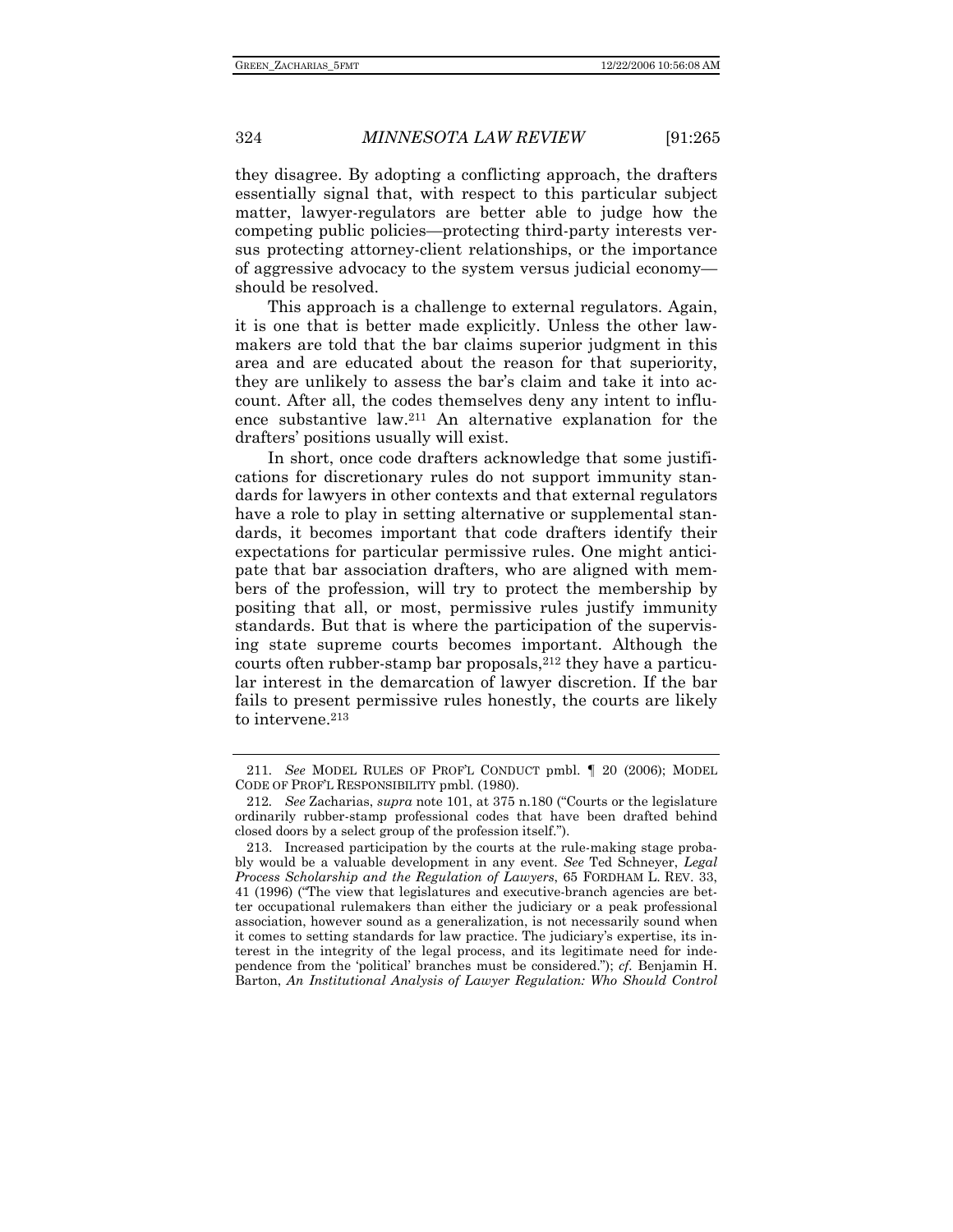they disagree. By adopting a conflicting approach, the drafters essentially signal that, with respect to this particular subject matter, lawyer-regulators are better able to judge how the competing public policies—protecting third-party interests versus protecting attorney-client relationships, or the importance of aggressive advocacy to the system versus judicial economy—should be resolved.

This approach is a challenge to external regulators. Again, it is one that is better made explicitly. Unless the other lawmakers are told that the bar claims superior judgment in this area and are educated about the reason for that superiority, they are unlikely to assess the bar's claim and take it into account. After all, the codes themselves deny any intent to influence substantive law.[211] An alternative explanation for the drafters' positions usually will exist.

In short, once code drafters acknowledge that some justifications for discretionary rules do not support immunity standards for lawyers in other contexts and that external regulators have a role to play in setting alternative or supplemental standards, it becomes important that code drafters identify their expectations for particular permissive rules. One might anticipate that bar association drafters, who are aligned with members of the profession, will try to protect the membership by positing that all, or most, permissive rules justify immunity standards. But that is where the participation of the supervising state supreme courts becomes important. Although the courts often rubber-stamp bar proposals,[212] they have a particular interest in the demarcation of lawyer discretion. If the bar fails to present permissive rules honestly, the courts are likely to intervene.[213]

---

211. *See* MODEL RULES OF PROF'L CONDUCT pmbl. ¶ 20 (2006); MODEL CODE OF PROF'L RESPONSIBILITY pmbl. (1980).

212. *See* Zacharias, *supra* note 101, at 375 n.180 ("Courts or the legislature ordinarily rubber-stamp professional codes that have been drafted behind closed doors by a select group of the profession itself.").

213. Increased participation by the courts at the rule-making stage probably would be a valuable development in any event. *See* Ted Schneyer, *Legal Process Scholarship and the Regulation of Lawyers*, 65 FORDHAM L. REV. 33, 41 (1996) ("The view that legislatures and executive-branch agencies are better occupational rulemakers than either the judiciary or a peak professional association, however sound as a generalization, is not necessarily sound when it comes to setting standards for law practice. The judiciary's expertise, its interest in the integrity of the legal process, and its legitimate need for independence from the 'political' branches must be considered."); *cf.* Benjamin H. Barton, *An Institutional Analysis of Lawyer Regulation: Who Should Control*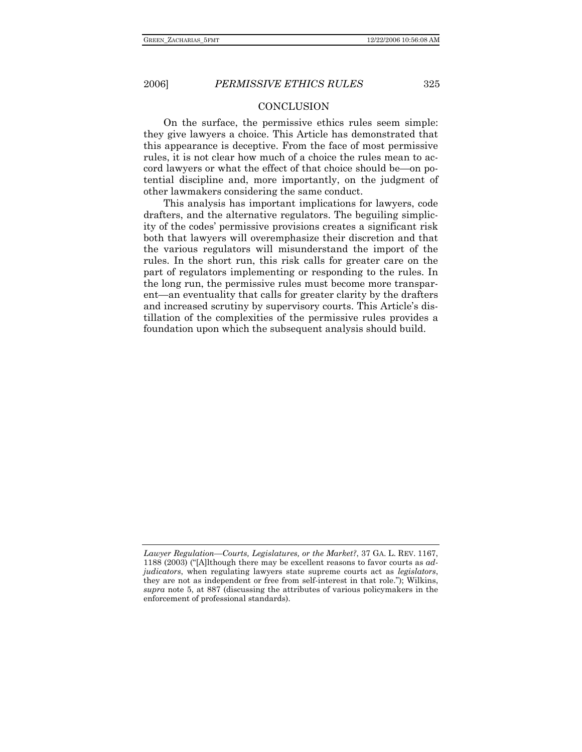## CONCLUSION

On the surface, the permissive ethics rules seem simple: they give lawyers a choice. This Article has demonstrated that this appearance is deceptive. From the face of most permissive rules, it is not clear how much of a choice the rules mean to accord lawyers or what the effect of that choice should be—on potential discipline and, more importantly, on the judgment of other lawmakers considering the same conduct.

This analysis has important implications for lawyers, code drafters, and the alternative regulators. The beguiling simplicity of the codes' permissive provisions creates a significant risk both that lawyers will overemphasize their discretion and that the various regulators will misunderstand the import of the rules. In the short run, this risk calls for greater care on the part of regulators implementing or responding to the rules. In the long run, the permissive rules must become more transparent—an eventuality that calls for greater clarity by the drafters and increased scrutiny by supervisory courts. This Article's distillation of the complexities of the permissive rules provides a foundation upon which the subsequent analysis should build.

---

*Lawyer Regulation—Courts, Legislatures, or the Market?*, 37 GA. L. REV. 1167, 1188 (2003) ("[A]lthough there may be excellent reasons to favor courts as *adjudicators*, when regulating lawyers state supreme courts act as *legislators*, they are not as independent or free from self-interest in that role."); Wilkins, *supra* note 5, at 887 (discussing the attributes of various policymakers in the enforcement of professional standards).